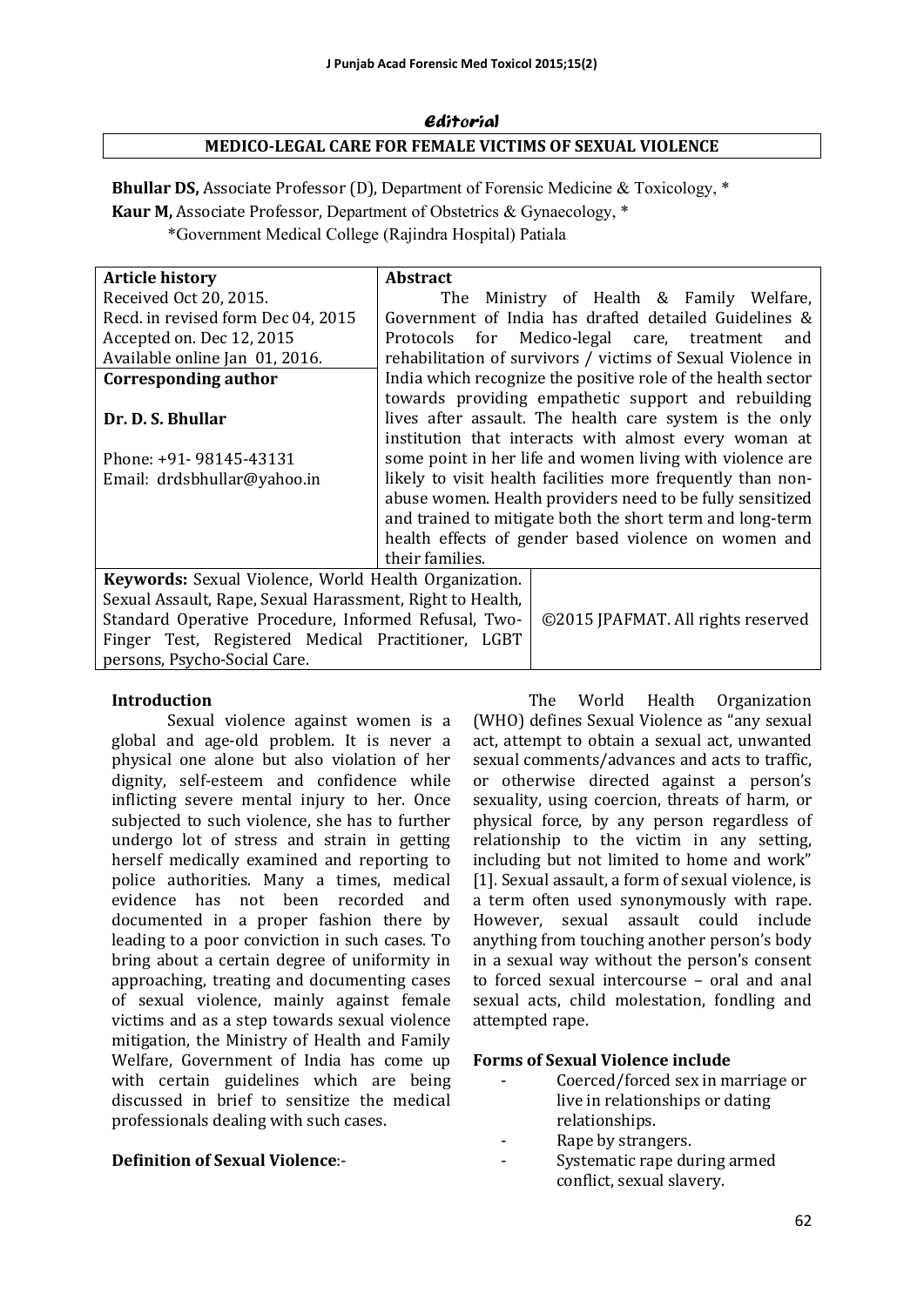*Editorial*

# MEDICO-LEGAL CARE FOR FEMALE VICTIMS OF SEXUAL VIOLENCE

**Bhullar DS,** Associate Professor (D), Department of Forensic Medicine & Toxicology, *
**Kaur M,** Associate Professor, Department of Obstetrics & Gynaecology, *
*Government Medical College (Rajindra Hospital) Patiala

| **Article history** | **Abstract** |
|---|---|
| Received Oct 20, 2015.<br>Recd. in revised form Dec 04, 2015<br>Accepted on. Dec 12, 2015<br>Available online Jan 01, 2016.<br>**Corresponding author**<br>**Dr. D. S. Bhullar**<br>Phone: +91- 98145-43131<br>Email: drdsbhullar@yahoo.in | The Ministry of Health & Family Welfare, Government of India has drafted detailed Guidelines & Protocols for Medico-legal care, treatment and rehabilitation of survivors / victims of Sexual Violence in India which recognize the positive role of the health sector towards providing empathetic support and rebuilding lives after assault. The health care system is the only institution that interacts with almost every woman at some point in her life and women living with violence are likely to visit health facilities more frequently than non-abuse women. Health providers need to be fully sensitized and trained to mitigate both the short term and long-term health effects of gender based violence on women and their families. |
| **Keywords:** Sexual Violence, World Health Organization. Sexual Assault, Rape, Sexual Harassment, Right to Health, Standard Operative Procedure, Informed Refusal, Two-Finger Test, Registered Medical Practitioner, LGBT persons, Psycho-Social Care. | ©2015 JPAFMAT. All rights reserved |

## Introduction

Sexual violence against women is a global and age-old problem. It is never a physical one alone but also violation of her dignity, self-esteem and confidence while inflicting severe mental injury to her. Once subjected to such violence, she has to further undergo lot of stress and strain in getting herself medically examined and reporting to police authorities. Many a times, medical evidence has not been recorded and documented in a proper fashion there by leading to a poor conviction in such cases. To bring about a certain degree of uniformity in approaching, treating and documenting cases of sexual violence, mainly against female victims and as a step towards sexual violence mitigation, the Ministry of Health and Family Welfare, Government of India has come up with certain guidelines which are being discussed in brief to sensitize the medical professionals dealing with such cases.

## Definition of Sexual Violence:-

The World Health Organization (WHO) defines Sexual Violence as "any sexual act, attempt to obtain a sexual act, unwanted sexual comments/advances and acts to traffic, or otherwise directed against a person's sexuality, using coercion, threats of harm, or physical force, by any person regardless of relationship to the victim in any setting, including but not limited to home and work" [1]. Sexual assault, a form of sexual violence, is a term often used synonymously with rape. However, sexual assault could include anything from touching another person's body in a sexual way without the person's consent to forced sexual intercourse – oral and anal sexual acts, child molestation, fondling and attempted rape.

## Forms of Sexual Violence include

- Coerced/forced sex in marriage or live in relationships or dating relationships.
- Rape by strangers.
- Systematic rape during armed conflict, sexual slavery.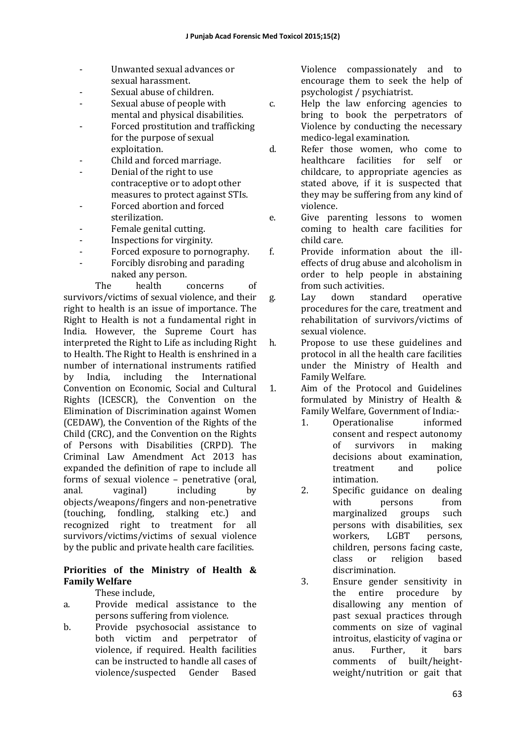- Unwanted sexual advances or sexual harassment.
- Sexual abuse of children.
- Sexual abuse of people with mental and physical disabilities.
- Forced prostitution and trafficking for the purpose of sexual exploitation.
- Child and forced marriage.
- Denial of the right to use contraceptive or to adopt other measures to protect against STIs.
- Forced abortion and forced sterilization.
- Female genital cutting.
- Inspections for virginity.
- Forced exposure to pornography.
- Forcibly disrobing and parading naked any person.

The health concerns of survivors/victims of sexual violence, and their right to health is an issue of importance. The Right to Health is not a fundamental right in India. However, the Supreme Court has interpreted the Right to Life as including Right to Health. The Right to Health is enshrined in a number of international instruments ratified by India, including the International Convention on Economic, Social and Cultural Rights (ICESCR), the Convention on the Elimination of Discrimination against Women (CEDAW), the Convention of the Rights of the Child (CRC), and the Convention on the Rights of Persons with Disabilities (CRPD). The Criminal Law Amendment Act 2013 has expanded the definition of rape to include all forms of sexual violence – penetrative (oral, anal. vaginal) including by objects/weapons/fingers and non-penetrative (touching, fondling, stalking etc.) and recognized right to treatment for all survivors/victims/victims of sexual violence by the public and private health care facilities.

**Priorities of the Ministry of Health & Family Welfare**

These include,

a. Provide medical assistance to the persons suffering from violence.
b. Provide psychosocial assistance to both victim and perpetrator of violence, if required. Health facilities can be instructed to handle all cases of violence/suspected Gender Based Violence compassionately and to encourage them to seek the help of psychologist / psychiatrist.
c. Help the law enforcing agencies to bring to book the perpetrators of Violence by conducting the necessary medico-legal examination.
d. Refer those women, who come to healthcare facilities for self or childcare, to appropriate agencies as stated above, if it is suspected that they may be suffering from any kind of violence.
e. Give parenting lessons to women coming to health care facilities for child care.
f. Provide information about the ill-effects of drug abuse and alcoholism in order to help people in abstaining from such activities.
g. Lay down standard operative procedures for the care, treatment and rehabilitation of survivors/victims of sexual violence.
h. Propose to use these guidelines and protocol in all the health care facilities under the Ministry of Health and Family Welfare.

1. Aim of the Protocol and Guidelines formulated by Ministry of Health & Family Welfare, Government of India:-
   1. Operationalise informed consent and respect autonomy of survivors in making decisions about examination, treatment and police intimation.
   2. Specific guidance on dealing with persons from marginalized groups such persons with disabilities, sex workers, LGBT persons, children, persons facing caste, class or religion based discrimination.
   3. Ensure gender sensitivity in the entire procedure by disallowing any mention of past sexual practices through comments on size of vaginal introitus, elasticity of vagina or anus. Further, it bars comments of built/height-weight/nutrition or gait that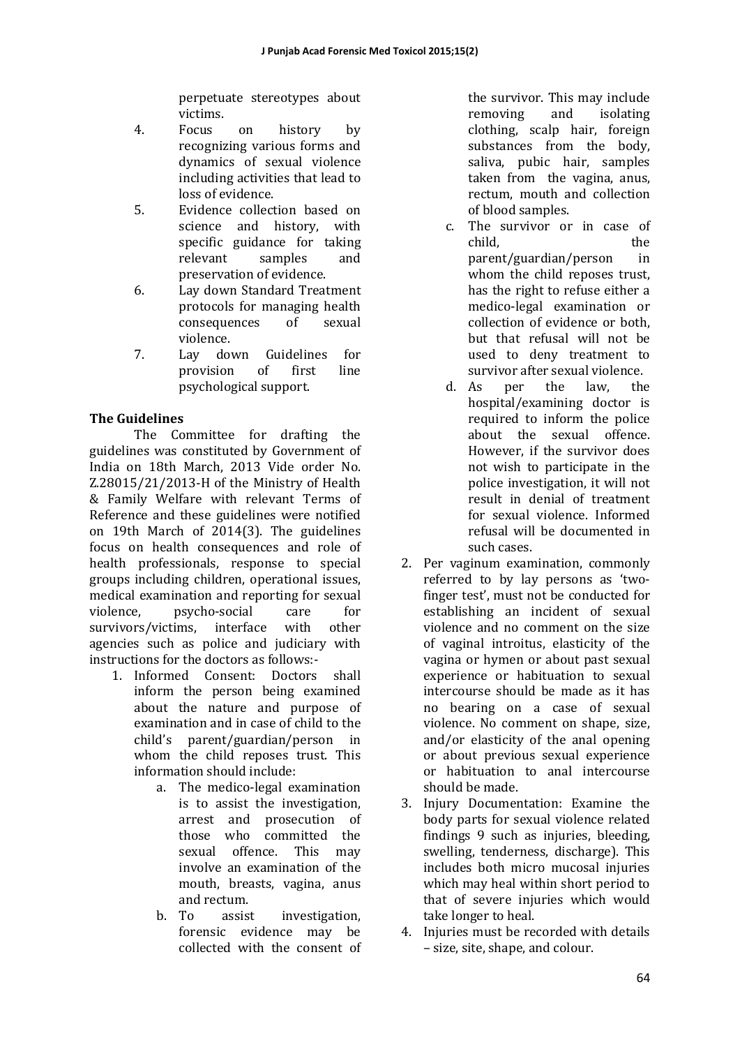perpetuate stereotypes about victims.

4. Focus on history by recognizing various forms and dynamics of sexual violence including activities that lead to loss of evidence.
5. Evidence collection based on science and history, with specific guidance for taking relevant samples and preservation of evidence.
6. Lay down Standard Treatment protocols for managing health consequences of sexual violence.
7. Lay down Guidelines for provision of first line psychological support.

## The Guidelines

The Committee for drafting the guidelines was constituted by Government of India on 18th March, 2013 Vide order No. Z.28015/21/2013-H of the Ministry of Health & Family Welfare with relevant Terms of Reference and these guidelines were notified on 19th March of 2014(3). The guidelines focus on health consequences and role of health professionals, response to special groups including children, operational issues, medical examination and reporting for sexual violence, psycho-social care for survivors/victims, interface with other agencies such as police and judiciary with instructions for the doctors as follows:-

1. Informed Consent: Doctors shall inform the person being examined about the nature and purpose of examination and in case of child to the child's parent/guardian/person in whom the child reposes trust. This information should include:
   a. The medico-legal examination is to assist the investigation, arrest and prosecution of those who committed the sexual offence. This may involve an examination of the mouth, breasts, vagina, anus and rectum.
   b. To assist investigation, forensic evidence may be collected with the consent of the survivor. This may include removing and isolating clothing, scalp hair, foreign substances from the body, saliva, pubic hair, samples taken from the vagina, anus, rectum, mouth and collection of blood samples.
   c. The survivor or in case of child, the parent/guardian/person in whom the child reposes trust, has the right to refuse either a medico-legal examination or collection of evidence or both, but that refusal will not be used to deny treatment to survivor after sexual violence.
   d. As per the law, the hospital/examining doctor is required to inform the police about the sexual offence. However, if the survivor does not wish to participate in the police investigation, it will not result in denial of treatment for sexual violence. Informed refusal will be documented in such cases.
2. Per vaginum examination, commonly referred to by lay persons as 'two-finger test', must not be conducted for establishing an incident of sexual violence and no comment on the size of vaginal introitus, elasticity of the vagina or hymen or about past sexual experience or habituation to sexual intercourse should be made as it has no bearing on a case of sexual violence. No comment on shape, size, and/or elasticity of the anal opening or about previous sexual experience or habituation to anal intercourse should be made.
3. Injury Documentation: Examine the body parts for sexual violence related findings 9 such as injuries, bleeding, swelling, tenderness, discharge). This includes both micro mucosal injuries which may heal within short period to that of severe injuries which would take longer to heal.
4. Injuries must be recorded with details – size, site, shape, and colour.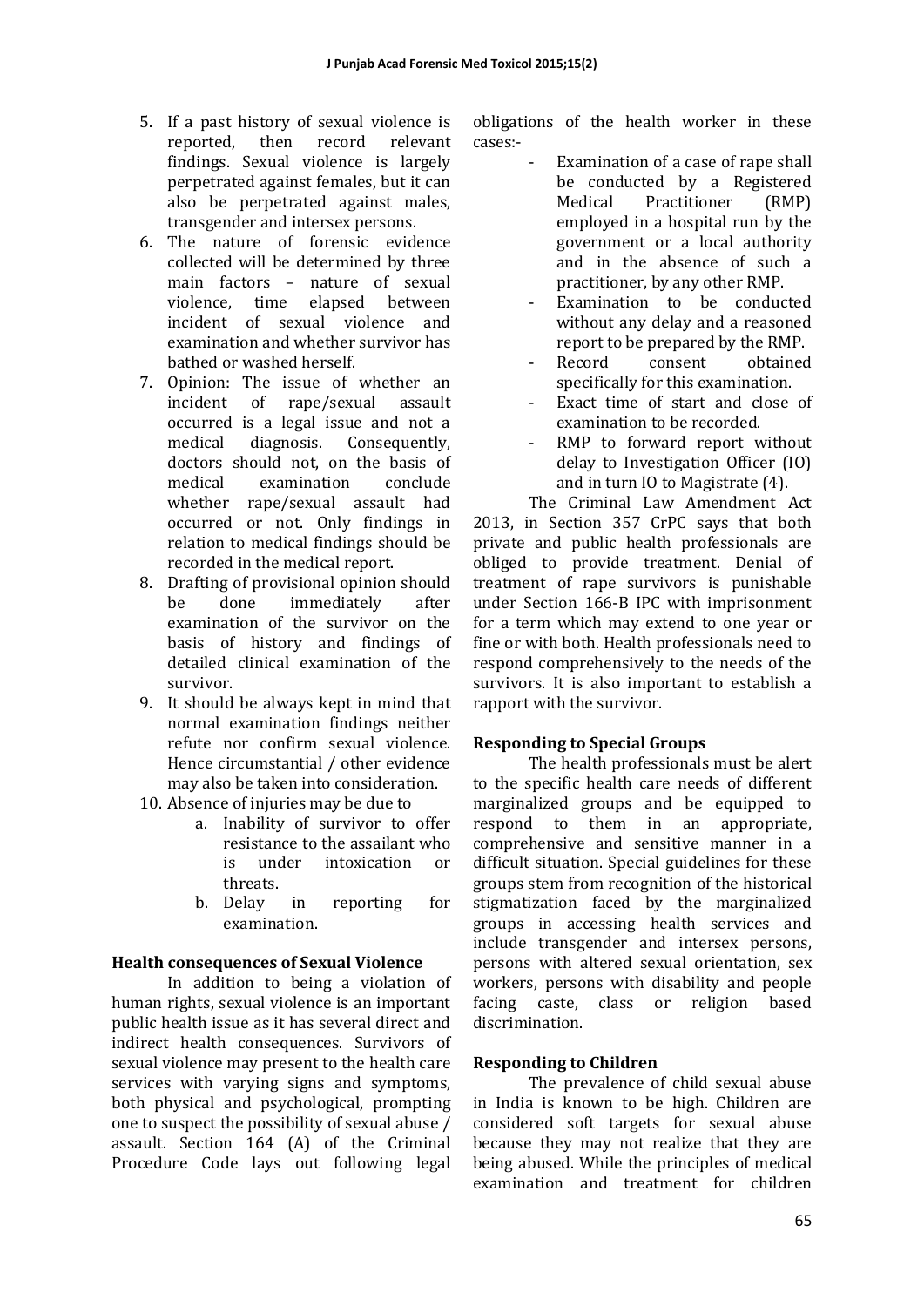5. If a past history of sexual violence is reported, then record relevant findings. Sexual violence is largely perpetrated against females, but it can also be perpetrated against males, transgender and intersex persons.
6. The nature of forensic evidence collected will be determined by three main factors – nature of sexual violence, time elapsed between incident of sexual violence and examination and whether survivor has bathed or washed herself.
7. Opinion: The issue of whether an incident of rape/sexual assault occurred is a legal issue and not a medical diagnosis. Consequently, doctors should not, on the basis of medical examination conclude whether rape/sexual assault had occurred or not. Only findings in relation to medical findings should be recorded in the medical report.
8. Drafting of provisional opinion should be done immediately after examination of the survivor on the basis of history and findings of detailed clinical examination of the survivor.
9. It should be always kept in mind that normal examination findings neither refute nor confirm sexual violence. Hence circumstantial / other evidence may also be taken into consideration.
10. Absence of injuries may be due to
    a. Inability of survivor to offer resistance to the assailant who is under intoxication or threats.
    b. Delay in reporting for examination.

## Health consequences of Sexual Violence

In addition to being a violation of human rights, sexual violence is an important public health issue as it has several direct and indirect health consequences. Survivors of sexual violence may present to the health care services with varying signs and symptoms, both physical and psychological, prompting one to suspect the possibility of sexual abuse / assault. Section 164 (A) of the Criminal Procedure Code lays out following legal obligations of the health worker in these cases:-

- Examination of a case of rape shall be conducted by a Registered Medical Practitioner (RMP) employed in a hospital run by the government or a local authority and in the absence of such a practitioner, by any other RMP.
- Examination to be conducted without any delay and a reasoned report to be prepared by the RMP.
- Record consent obtained specifically for this examination.
- Exact time of start and close of examination to be recorded.
- RMP to forward report without delay to Investigation Officer (IO) and in turn IO to Magistrate (4).

The Criminal Law Amendment Act 2013, in Section 357 CrPC says that both private and public health professionals are obliged to provide treatment. Denial of treatment of rape survivors is punishable under Section 166-B IPC with imprisonment for a term which may extend to one year or fine or with both. Health professionals need to respond comprehensively to the needs of the survivors. It is also important to establish a rapport with the survivor.

## Responding to Special Groups

The health professionals must be alert to the specific health care needs of different marginalized groups and be equipped to respond to them in an appropriate, comprehensive and sensitive manner in a difficult situation. Special guidelines for these groups stem from recognition of the historical stigmatization faced by the marginalized groups in accessing health services and include transgender and intersex persons, persons with altered sexual orientation, sex workers, persons with disability and people facing caste, class or religion based discrimination.

## Responding to Children

The prevalence of child sexual abuse in India is known to be high. Children are considered soft targets for sexual abuse because they may not realize that they are being abused. While the principles of medical examination and treatment for children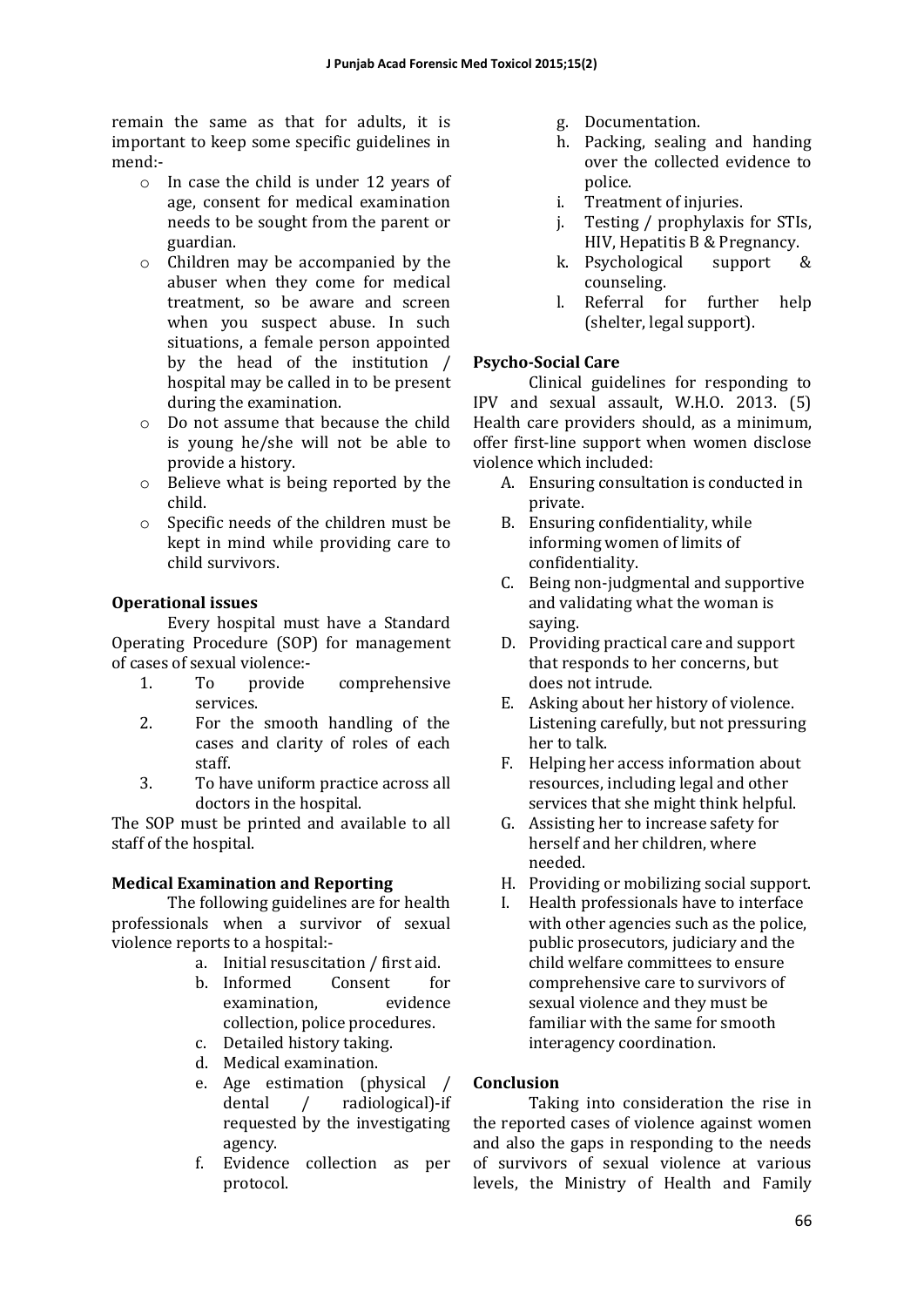remain the same as that for adults, it is important to keep some specific guidelines in mend:-

- In case the child is under 12 years of age, consent for medical examination needs to be sought from the parent or guardian.
- Children may be accompanied by the abuser when they come for medical treatment, so be aware and screen when you suspect abuse. In such situations, a female person appointed by the head of the institution / hospital may be called in to be present during the examination.
- Do not assume that because the child is young he/she will not be able to provide a history.
- Believe what is being reported by the child.
- Specific needs of the children must be kept in mind while providing care to child survivors.

**Operational issues**

Every hospital must have a Standard Operating Procedure (SOP) for management of cases of sexual violence:-

1. To provide comprehensive services.
2. For the smooth handling of the cases and clarity of roles of each staff.
3. To have uniform practice across all doctors in the hospital.

The SOP must be printed and available to all staff of the hospital.

**Medical Examination and Reporting**

The following guidelines are for health professionals when a survivor of sexual violence reports to a hospital:-

a. Initial resuscitation / first aid.
b. Informed Consent for examination, evidence collection, police procedures.
c. Detailed history taking.
d. Medical examination.
e. Age estimation (physical / dental / radiological)-if requested by the investigating agency.
f. Evidence collection as per protocol.
g. Documentation.
h. Packing, sealing and handing over the collected evidence to police.
i. Treatment of injuries.
j. Testing / prophylaxis for STIs, HIV, Hepatitis B & Pregnancy.
k. Psychological support & counseling.
l. Referral for further help (shelter, legal support).

**Psycho-Social Care**

Clinical guidelines for responding to IPV and sexual assault, W.H.O. 2013. (5) Health care providers should, as a minimum, offer first-line support when women disclose violence which included:

A. Ensuring consultation is conducted in private.
B. Ensuring confidentiality, while informing women of limits of confidentiality.
C. Being non-judgmental and supportive and validating what the woman is saying.
D. Providing practical care and support that responds to her concerns, but does not intrude.
E. Asking about her history of violence. Listening carefully, but not pressuring her to talk.
F. Helping her access information about resources, including legal and other services that she might think helpful.
G. Assisting her to increase safety for herself and her children, where needed.
H. Providing or mobilizing social support.
I. Health professionals have to interface with other agencies such as the police, public prosecutors, judiciary and the child welfare committees to ensure comprehensive care to survivors of sexual violence and they must be familiar with the same for smooth interagency coordination.

**Conclusion**

Taking into consideration the rise in the reported cases of violence against women and also the gaps in responding to the needs of survivors of sexual violence at various levels, the Ministry of Health and Family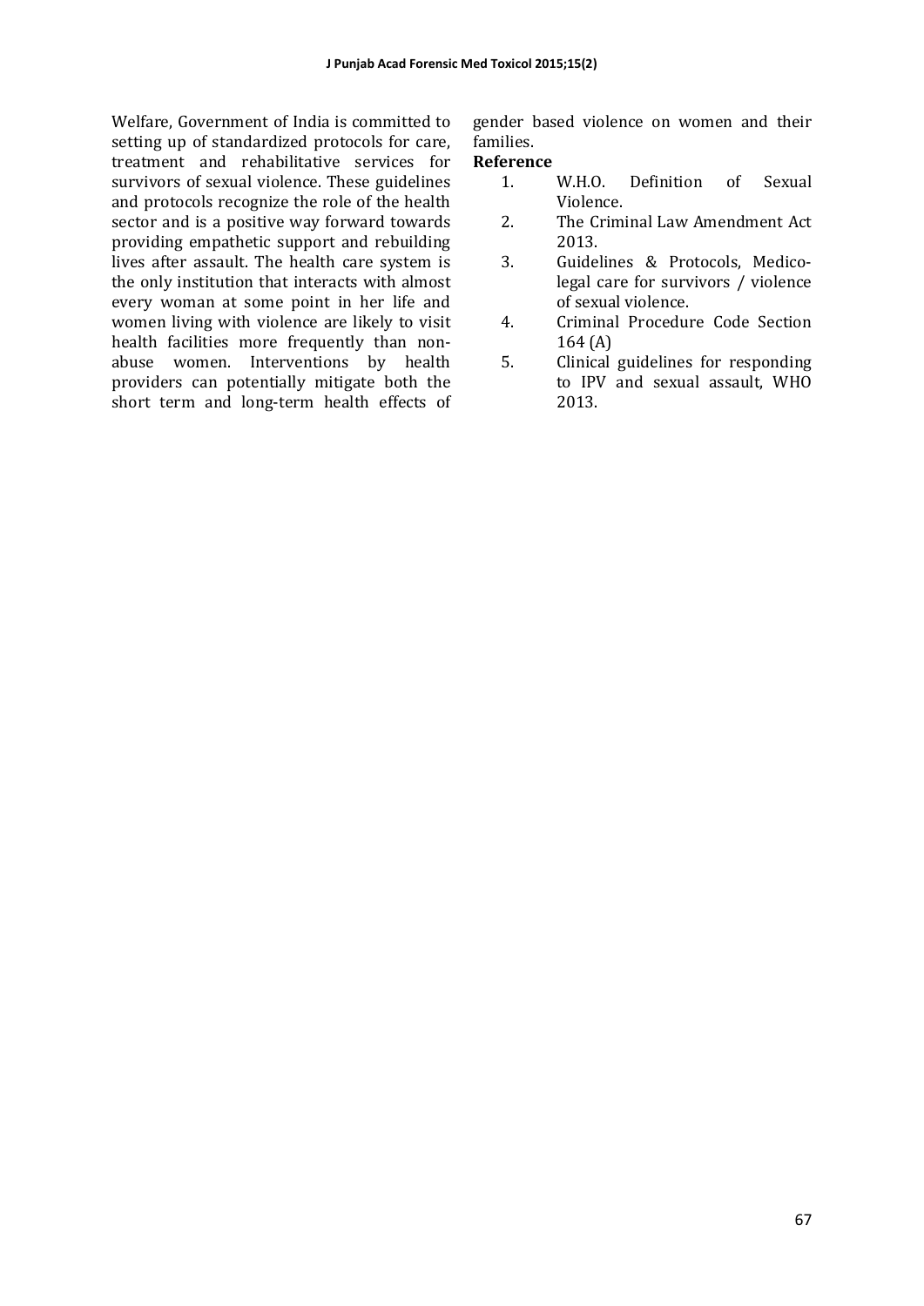Welfare, Government of India is committed to setting up of standardized protocols for care, treatment and rehabilitative services for survivors of sexual violence. These guidelines and protocols recognize the role of the health sector and is a positive way forward towards providing empathetic support and rebuilding lives after assault. The health care system is the only institution that interacts with almost every woman at some point in her life and women living with violence are likely to visit health facilities more frequently than non-abuse women. Interventions by health providers can potentially mitigate both the short term and long-term health effects of gender based violence on women and their families.

**Reference**

1. W.H.O. Definition of Sexual Violence.
2. The Criminal Law Amendment Act 2013.
3. Guidelines & Protocols, Medico-legal care for survivors / violence of sexual violence.
4. Criminal Procedure Code Section 164 (A)
5. Clinical guidelines for responding to IPV and sexual assault, WHO 2013.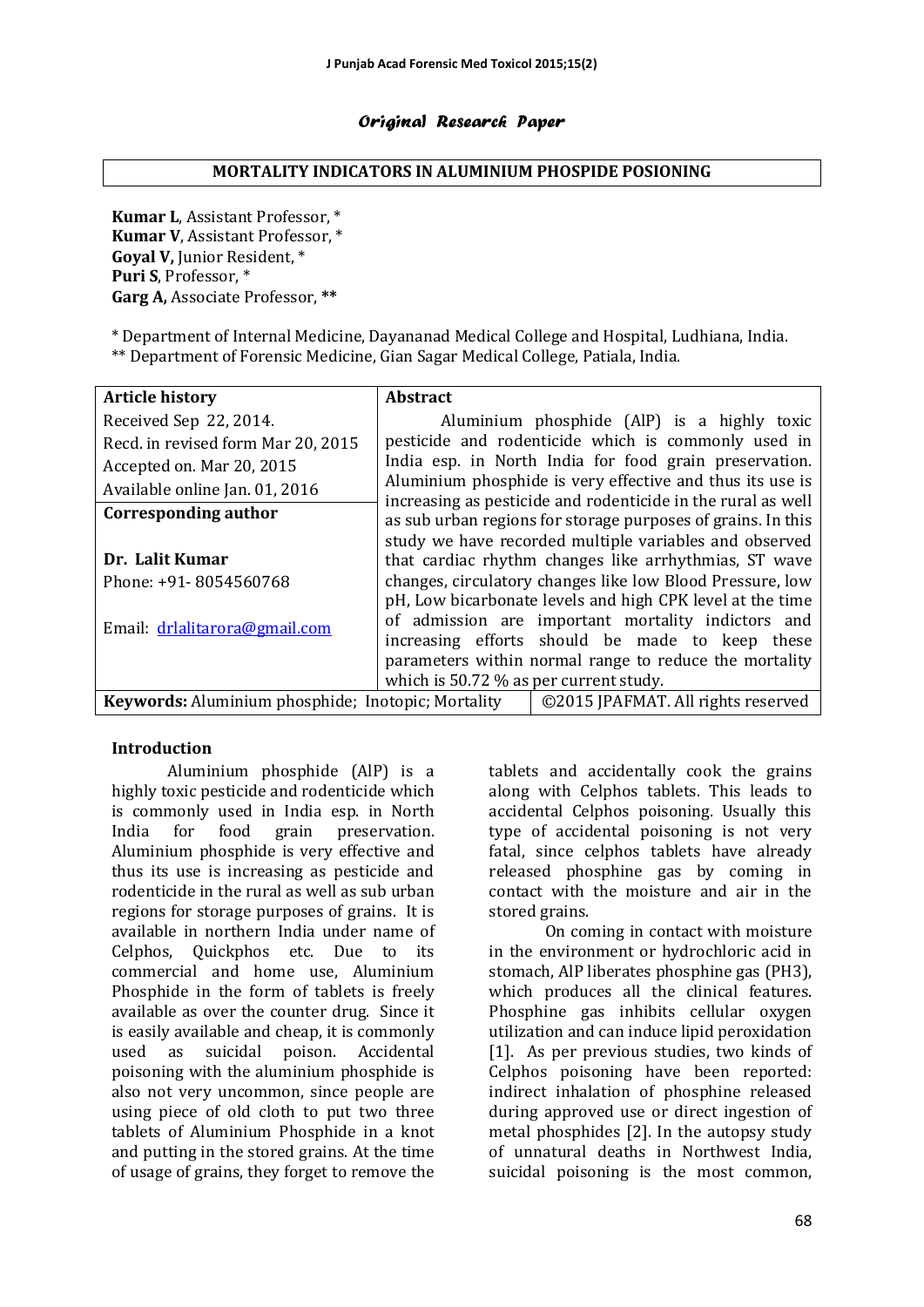*Original Research Paper*

## MORTALITY INDICATORS IN ALUMINIUM PHOSPIDE POSIONING

**Kumar L**, Assistant Professor, *
**Kumar V**, Assistant Professor, *
**Goyal V,** Junior Resident, *
**Puri S**, Professor, *
**Garg A,** Associate Professor, **

* Department of Internal Medicine, Dayananad Medical College and Hospital, Ludhiana, India.
** Department of Forensic Medicine, Gian Sagar Medical College, Patiala, India.

| **Article history** | **Abstract** |
|---|---|
| Received Sep 22, 2014.<br>Recd. in revised form Mar 20, 2015<br>Accepted on. Mar 20, 2015<br>Available online Jan. 01, 2016<br>**Corresponding author**<br><br>**Dr. Lalit Kumar**<br>Phone: +91- 8054560768<br><br>Email: drlalitarora@gmail.com | Aluminium phosphide (AlP) is a highly toxic pesticide and rodenticide which is commonly used in India esp. in North India for food grain preservation. Aluminium phosphide is very effective and thus its use is increasing as pesticide and rodenticide in the rural as well as sub urban regions for storage purposes of grains. In this study we have recorded multiple variables and observed that cardiac rhythm changes like arrhythmias, ST wave changes, circulatory changes like low Blood Pressure, low pH, Low bicarbonate levels and high CPK level at the time of admission are important mortality indictors and increasing efforts should be made to keep these parameters within normal range to reduce the mortality which is 50.72 % as per current study. |
| **Keywords:** Aluminium phosphide; Inotopic; Mortality | ©2015 JPAFMAT. All rights reserved |

### Introduction

Aluminium phosphide (AlP) is a highly toxic pesticide and rodenticide which is commonly used in India esp. in North India for food grain preservation. Aluminium phosphide is very effective and thus its use is increasing as pesticide and rodenticide in the rural as well as sub urban regions for storage purposes of grains. It is available in northern India under name of Celphos, Quickphos etc. Due to its commercial and home use, Aluminium Phosphide in the form of tablets is freely available as over the counter drug. Since it is easily available and cheap, it is commonly used as suicidal poison. Accidental poisoning with the aluminium phosphide is also not very uncommon, since people are using piece of old cloth to put two three tablets of Aluminium Phosphide in a knot and putting in the stored grains. At the time of usage of grains, they forget to remove the tablets and accidentally cook the grains along with Celphos tablets. This leads to accidental Celphos poisoning. Usually this type of accidental poisoning is not very fatal, since celphos tablets have already released phosphine gas by coming in contact with the moisture and air in the stored grains.

On coming in contact with moisture in the environment or hydrochloric acid in stomach, AlP liberates phosphine gas ($PH_3$), which produces all the clinical features. Phosphine gas inhibits cellular oxygen utilization and can induce lipid peroxidation [1]. As per previous studies, two kinds of Celphos poisoning have been reported: indirect inhalation of phosphine released during approved use or direct ingestion of metal phosphides [2]. In the autopsy study of unnatural deaths in Northwest India, suicidal poisoning is the most common,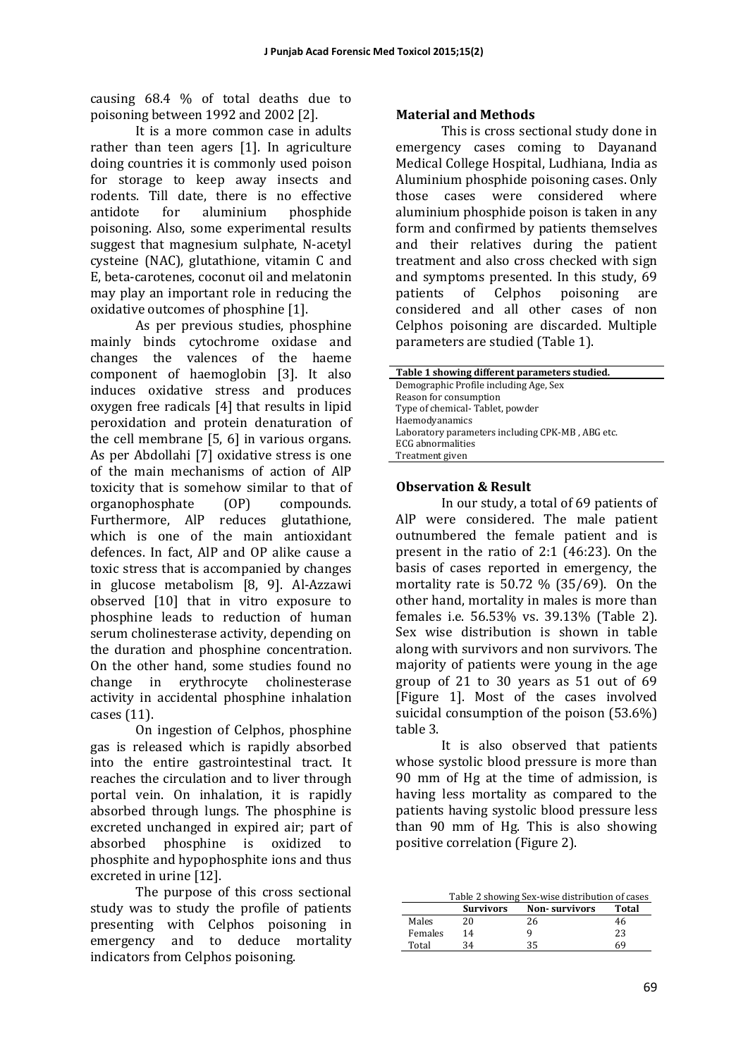causing 68.4 % of total deaths due to poisoning between 1992 and 2002 [2].

It is a more common case in adults rather than teen agers [1]. In agriculture doing countries it is commonly used poison for storage to keep away insects and rodents. Till date, there is no effective antidote for aluminium phosphide poisoning. Also, some experimental results suggest that magnesium sulphate, N-acetyl cysteine (NAC), glutathione, vitamin C and E, beta-carotenes, coconut oil and melatonin may play an important role in reducing the oxidative outcomes of phosphine [1].

As per previous studies, phosphine mainly binds cytochrome oxidase and changes the valences of the haeme component of haemoglobin [3]. It also induces oxidative stress and produces oxygen free radicals [4] that results in lipid peroxidation and protein denaturation of the cell membrane [5, 6] in various organs. As per Abdollahi [7] oxidative stress is one of the main mechanisms of action of AlP toxicity that is somehow similar to that of organophosphate (OP) compounds. Furthermore, AlP reduces glutathione, which is one of the main antioxidant defences. In fact, AlP and OP alike cause a toxic stress that is accompanied by changes in glucose metabolism [8, 9]. Al-Azzawi observed [10] that in vitro exposure to phosphine leads to reduction of human serum cholinesterase activity, depending on the duration and phosphine concentration. On the other hand, some studies found no change in erythrocyte cholinesterase activity in accidental phosphine inhalation cases (11).

On ingestion of Celphos, phosphine gas is released which is rapidly absorbed into the entire gastrointestinal tract. It reaches the circulation and to liver through portal vein. On inhalation, it is rapidly absorbed through lungs. The phosphine is excreted unchanged in expired air; part of absorbed phosphine is oxidized to phosphite and hypophosphite ions and thus excreted in urine [12].

The purpose of this cross sectional study was to study the profile of patients presenting with Celphos poisoning in emergency and to deduce mortality indicators from Celphos poisoning.

## Material and Methods

This is cross sectional study done in emergency cases coming to Dayanand Medical College Hospital, Ludhiana, India as Aluminium phosphide poisoning cases. Only those cases were considered where aluminium phosphide poison is taken in any form and confirmed by patients themselves and their relatives during the patient treatment and also cross checked with sign and symptoms presented. In this study, 69 patients of Celphos poisoning are considered and all other cases of non Celphos poisoning are discarded. Multiple parameters are studied (Table 1).

| Table 1 showing different parameters studied. |
|---|
| Demographic Profile including Age, Sex |
| Reason for consumption |
| Type of chemical- Tablet, powder |
| Haemodyanamics |
| Laboratory parameters including CPK-MB , ABG etc. |
| ECG abnormalities |
| Treatment given |

## Observation & Result

In our study, a total of 69 patients of AlP were considered. The male patient outnumbered the female patient and is present in the ratio of 2:1 (46:23). On the basis of cases reported in emergency, the mortality rate is 50.72 % (35/69). On the other hand, mortality in males is more than females i.e. 56.53% vs. 39.13% (Table 2). Sex wise distribution is shown in table along with survivors and non survivors. The majority of patients were young in the age group of 21 to 30 years as 51 out of 69 [Figure 1]. Most of the cases involved suicidal consumption of the poison (53.6%) table 3.

It is also observed that patients whose systolic blood pressure is more than 90 mm of Hg at the time of admission, is having less mortality as compared to the patients having systolic blood pressure less than 90 mm of Hg. This is also showing positive correlation (Figure 2).

Table 2 showing Sex-wise distribution of cases

| | Survivors | Non- survivors | Total |
|---|---|---|---|
| Males | 20 | 26 | 46 |
| Females | 14 | 9 | 23 |
| Total | 34 | 35 | 69 |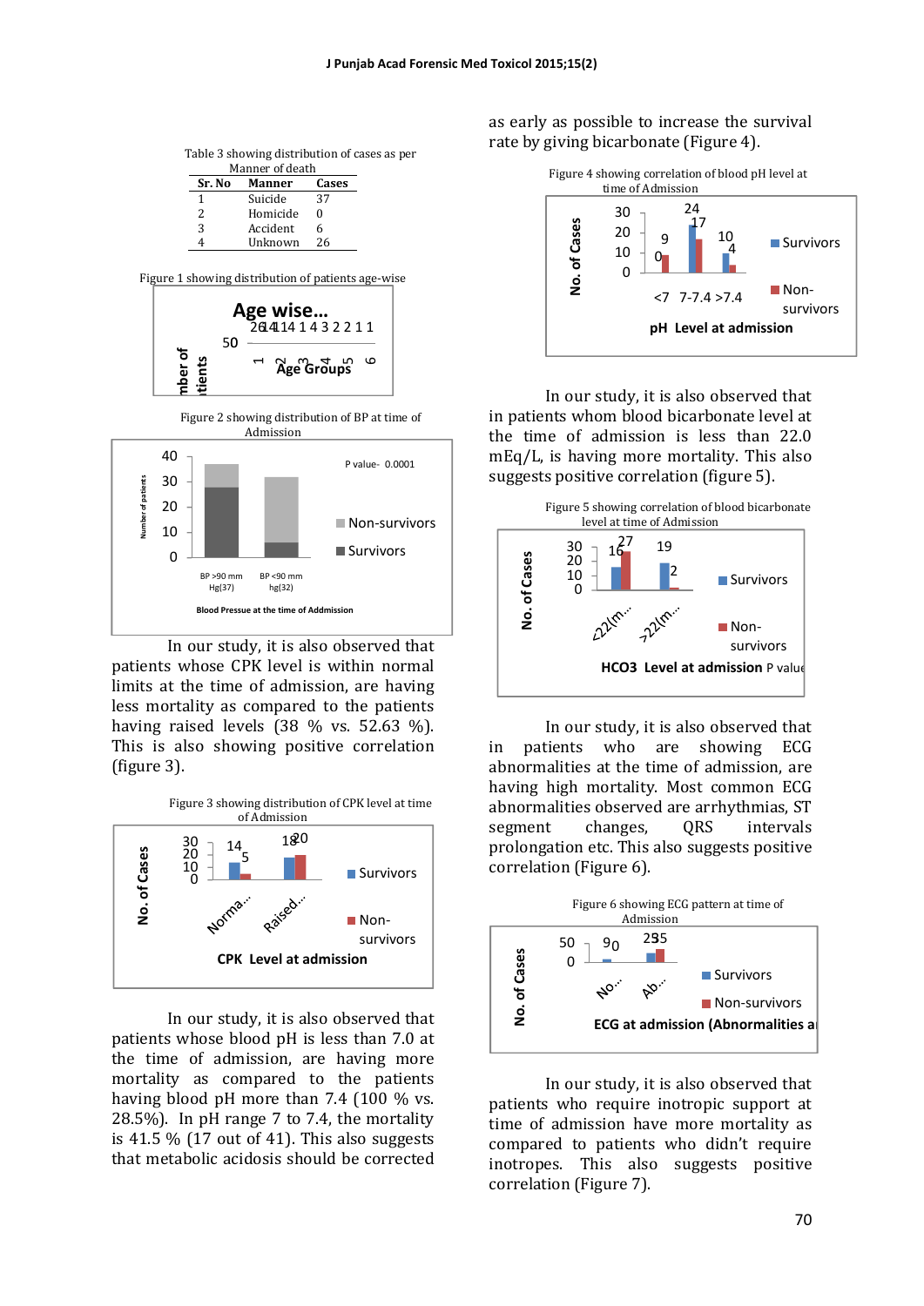Table 3 showing distribution of cases as per Manner of death

| Sr. No | Manner | Cases |
|---|---|---|
| 1 | Suicide | 37 |
| 2 | Homicide | 0 |
| 3 | Accident | 6 |
| 4 | Unknown | 26 |

Figure 1 showing distribution of patients age-wise

Figure 2 showing distribution of BP at time of Admission

In our study, it is also observed that patients whose CPK level is within normal limits at the time of admission, are having less mortality as compared to the patients having raised levels (38 % vs. 52.63 %). This is also showing positive correlation (figure 3).

Figure 3 showing distribution of CPK level at time of Admission

In our study, it is also observed that patients whose blood pH is less than 7.0 at the time of admission, are having more mortality as compared to the patients having blood pH more than 7.4 (100 % vs. 28.5%). In pH range 7 to 7.4, the mortality is 41.5 % (17 out of 41). This also suggests that metabolic acidosis should be corrected as early as possible to increase the survival rate by giving bicarbonate (Figure 4).

Figure 4 showing correlation of blood pH level at time of Admission

In our study, it is also observed that in patients whom blood bicarbonate level at the time of admission is less than 22.0 mEq/L, is having more mortality. This also suggests positive correlation (figure 5).

Figure 5 showing correlation of blood bicarbonate level at time of Admission

In our study, it is also observed that in patients who are showing ECG abnormalities at the time of admission, are having high mortality. Most common ECG abnormalities observed are arrhythmias, ST segment changes, QRS intervals prolongation etc. This also suggests positive correlation (Figure 6).

Figure 6 showing ECG pattern at time of Admission

In our study, it is also observed that patients who require inotropic support at time of admission have more mortality as compared to patients who didn't require inotropes. This also suggests positive correlation (Figure 7).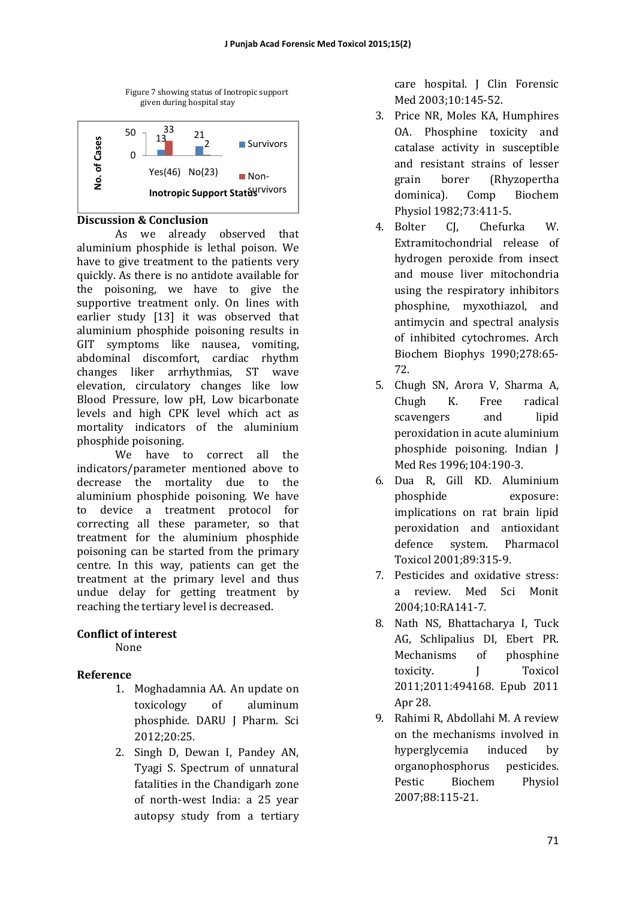Figure 7 showing status of Inotropic support given during hospital stay

| Inotropic Support Status | Survivors | Non-Survivors |
|---|---|---|
| Yes(46) | 13 | 33 |
| No(23) | 21 | 2 |

## Discussion & Conclusion

As we already observed that aluminium phosphide is lethal poison. We have to give treatment to the patients very quickly. As there is no antidote available for the poisoning, we have to give the supportive treatment only. On lines with earlier study [13] it was observed that aluminium phosphide poisoning results in GIT symptoms like nausea, vomiting, abdominal discomfort, cardiac rhythm changes liker arrhythmias, ST wave elevation, circulatory changes like low Blood Pressure, low pH, Low bicarbonate levels and high CPK level which act as mortality indicators of the aluminium phosphide poisoning.

We have to correct all the indicators/parameter mentioned above to decrease the mortality due to the aluminium phosphide poisoning. We have to device a treatment protocol for correcting all these parameter, so that treatment for the aluminium phosphide poisoning can be started from the primary centre. In this way, patients can get the treatment at the primary level and thus undue delay for getting treatment by reaching the tertiary level is decreased.

## Conflict of interest

None

## Reference

1. Moghadamnia AA. An update on toxicology of aluminum phosphide. DARU J Pharm. Sci 2012;20:25.
2. Singh D, Dewan I, Pandey AN, Tyagi S. Spectrum of unnatural fatalities in the Chandigarh zone of north-west India: a 25 year autopsy study from a tertiary care hospital. J Clin Forensic Med 2003;10:145-52.
3. Price NR, Moles KA, Humphires OA. Phosphine toxicity and catalase activity in susceptible and resistant strains of lesser grain borer (Rhyzopertha dominica). Comp Biochem Physiol 1982;73:411-5.
4. Bolter CJ, Chefurka W. Extramitochondrial release of hydrogen peroxide from insect and mouse liver mitochondria using the respiratory inhibitors phosphine, myxothiazol, and antimycin and spectral analysis of inhibited cytochromes. Arch Biochem Biophys 1990;278:65-72.
5. Chugh SN, Arora V, Sharma A, Chugh K. Free radical scavengers and lipid peroxidation in acute aluminium phosphide poisoning. Indian J Med Res 1996;104:190-3.
6. Dua R, Gill KD. Aluminium phosphide exposure: implications on rat brain lipid peroxidation and antioxidant defence system. Pharmacol Toxicol 2001;89:315-9.
7. Pesticides and oxidative stress: a review. Med Sci Monit 2004;10:RA141-7.
8. Nath NS, Bhattacharya I, Tuck AG, Schlipalius DI, Ebert PR. Mechanisms of phosphine toxicity. J Toxicol 2011;2011:494168. Epub 2011 Apr 28.
9. Rahimi R, Abdollahi M. A review on the mechanisms involved in hyperglycemia induced by organophosphorus pesticides. Pestic Biochem Physiol 2007;88:115-21.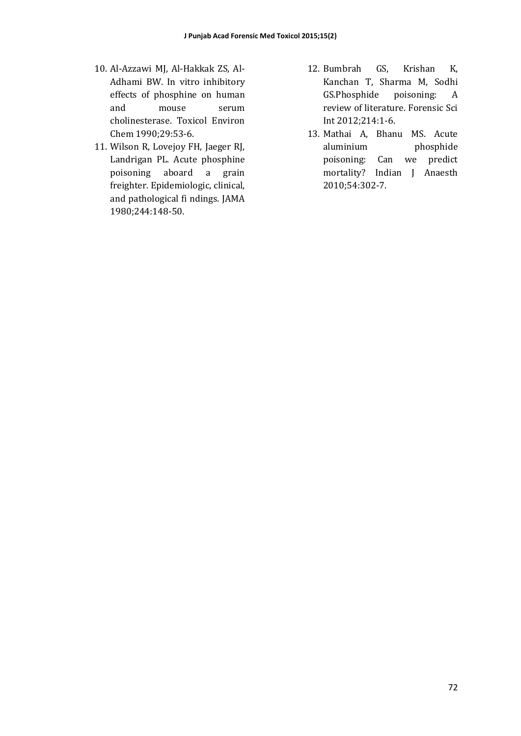10. Al-Azzawi MJ, Al-Hakkak ZS, Al-Adhami BW. In vitro inhibitory effects of phosphine on human and mouse serum cholinesterase. Toxicol Environ Chem 1990;29:53-6.
11. Wilson R, Lovejoy FH, Jaeger RJ, Landrigan PL. Acute phosphine poisoning aboard a grain freighter. Epidemiologic, clinical, and pathological fi ndings. JAMA 1980;244:148-50.
12. Bumbrah GS, Krishan K, Kanchan T, Sharma M, Sodhi GS.Phosphide poisoning: A review of literature. Forensic Sci Int 2012;214:1-6.
13. Mathai A, Bhanu MS. Acute aluminium phosphide poisoning: Can we predict mortality? Indian J Anaesth 2010;54:302-7.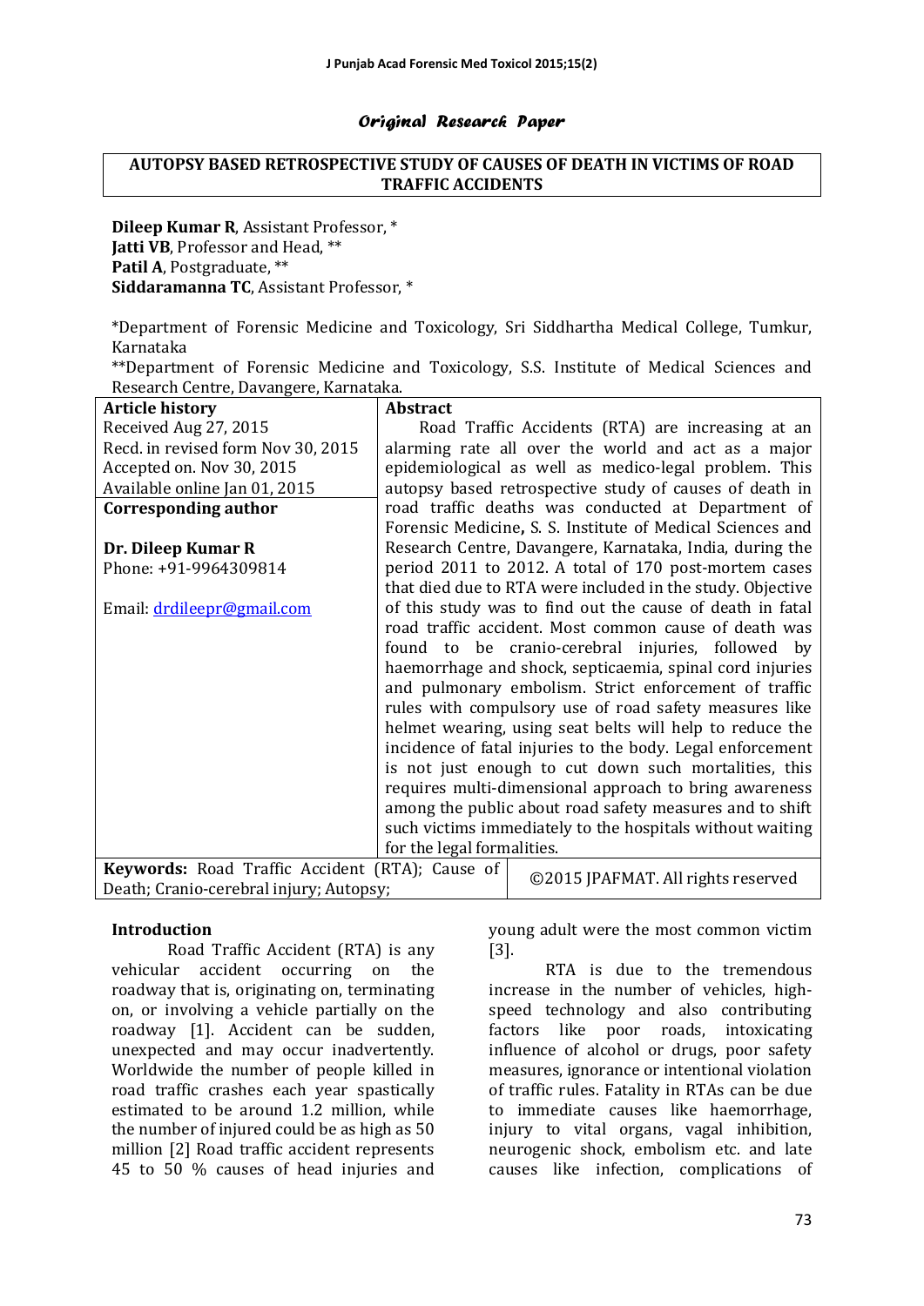*Original Research Paper*

## AUTOPSY BASED RETROSPECTIVE STUDY OF CAUSES OF DEATH IN VICTIMS OF ROAD TRAFFIC ACCIDENTS

**Dileep Kumar R**, Assistant Professor, *
**Jatti VB**, Professor and Head, **
**Patil A**, Postgraduate, **
**Siddaramanna TC**, Assistant Professor, *

*Department of Forensic Medicine and Toxicology, Sri Siddhartha Medical College, Tumkur, Karnataka
**Department of Forensic Medicine and Toxicology, S.S. Institute of Medical Sciences and Research Centre, Davangere, Karnataka.

**Article history**
Received Aug 27, 2015
Recd. in revised form Nov 30, 2015
Accepted on. Nov 30, 2015
Available online Jan 01, 2015

**Corresponding author**

**Dr. Dileep Kumar R**
Phone: +91-9964309814

Email: drdileepr@gmail.com

**Abstract**

Road Traffic Accidents (RTA) are increasing at an alarming rate all over the world and act as a major epidemiological as well as medico-legal problem. This autopsy based retrospective study of causes of death in road traffic deaths was conducted at Department of Forensic Medicine**,** S. S. Institute of Medical Sciences and Research Centre, Davangere, Karnataka, India, during the period 2011 to 2012. A total of 170 post-mortem cases that died due to RTA were included in the study. Objective of this study was to find out the cause of death in fatal road traffic accident. Most common cause of death was found to be cranio-cerebral injuries, followed by haemorrhage and shock, septicaemia, spinal cord injuries and pulmonary embolism. Strict enforcement of traffic rules with compulsory use of road safety measures like helmet wearing, using seat belts will help to reduce the incidence of fatal injuries to the body. Legal enforcement is not just enough to cut down such mortalities, this requires multi-dimensional approach to bring awareness among the public about road safety measures and to shift such victims immediately to the hospitals without waiting for the legal formalities.

**Keywords:** Road Traffic Accident (RTA); Cause of Death; Cranio-cerebral injury; Autopsy;

©2015 JPAFMAT. All rights reserved

### Introduction

Road Traffic Accident (RTA) is any vehicular accident occurring on the roadway that is, originating on, terminating on, or involving a vehicle partially on the roadway [1]. Accident can be sudden, unexpected and may occur inadvertently. Worldwide the number of people killed in road traffic crashes each year spastically estimated to be around 1.2 million, while the number of injured could be as high as 50 million [2] Road traffic accident represents 45 to 50 % causes of head injuries and young adult were the most common victim [3].

RTA is due to the tremendous increase in the number of vehicles, high-speed technology and also contributing factors like poor roads, intoxicating influence of alcohol or drugs, poor safety measures, ignorance or intentional violation of traffic rules. Fatality in RTAs can be due to immediate causes like haemorrhage, injury to vital organs, vagal inhibition, neurogenic shock, embolism etc. and late causes like infection, complications of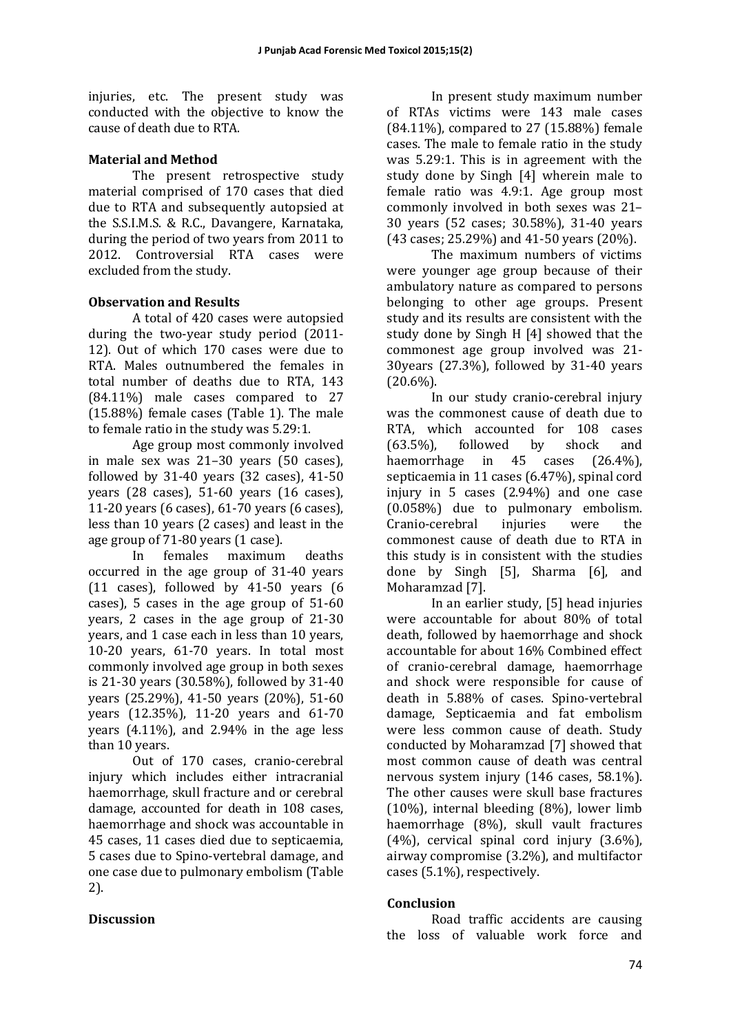injuries, etc. The present study was conducted with the objective to know the cause of death due to RTA.

## Material and Method

The present retrospective study material comprised of 170 cases that died due to RTA and subsequently autopsied at the S.S.I.M.S. & R.C., Davangere, Karnataka, during the period of two years from 2011 to 2012. Controversial RTA cases were excluded from the study.

## Observation and Results

A total of 420 cases were autopsied during the two-year study period (2011-12). Out of which 170 cases were due to RTA. Males outnumbered the females in total number of deaths due to RTA, 143 (84.11%) male cases compared to 27 (15.88%) female cases (Table 1). The male to female ratio in the study was 5.29:1.

Age group most commonly involved in male sex was 21–30 years (50 cases), followed by 31-40 years (32 cases), 41-50 years (28 cases), 51-60 years (16 cases), 11-20 years (6 cases), 61-70 years (6 cases), less than 10 years (2 cases) and least in the age group of 71-80 years (1 case).

In females maximum deaths occurred in the age group of 31-40 years (11 cases), followed by 41-50 years (6 cases), 5 cases in the age group of 51-60 years, 2 cases in the age group of 21-30 years, and 1 case each in less than 10 years, 10-20 years, 61-70 years. In total most commonly involved age group in both sexes is 21-30 years (30.58%), followed by 31-40 years (25.29%), 41-50 years (20%), 51-60 years (12.35%), 11-20 years and 61-70 years (4.11%), and 2.94% in the age less than 10 years.

Out of 170 cases, cranio-cerebral injury which includes either intracranial haemorrhage, skull fracture and or cerebral damage, accounted for death in 108 cases, haemorrhage and shock was accountable in 45 cases, 11 cases died due to septicaemia, 5 cases due to Spino-vertebral damage, and one case due to pulmonary embolism (Table 2).

## Discussion

In present study maximum number of RTAs victims were 143 male cases (84.11%), compared to 27 (15.88%) female cases. The male to female ratio in the study was 5.29:1. This is in agreement with the study done by Singh [4] wherein male to female ratio was 4.9:1. Age group most commonly involved in both sexes was 21–30 years (52 cases; 30.58%), 31-40 years (43 cases; 25.29%) and 41-50 years (20%).

The maximum numbers of victims were younger age group because of their ambulatory nature as compared to persons belonging to other age groups. Present study and its results are consistent with the study done by Singh H [4] showed that the commonest age group involved was 21-30years (27.3%), followed by 31-40 years (20.6%).

In our study cranio-cerebral injury was the commonest cause of death due to RTA, which accounted for 108 cases (63.5%), followed by shock and haemorrhage in 45 cases (26.4%), septicaemia in 11 cases (6.47%), spinal cord injury in 5 cases (2.94%) and one case (0.058%) due to pulmonary embolism. Cranio-cerebral injuries were the commonest cause of death due to RTA in this study is in consistent with the studies done by Singh [5], Sharma [6], and Moharamzad [7].

In an earlier study, [5] head injuries were accountable for about 80% of total death, followed by haemorrhage and shock accountable for about 16% Combined effect of cranio-cerebral damage, haemorrhage and shock were responsible for cause of death in 5.88% of cases. Spino-vertebral damage, Septicaemia and fat embolism were less common cause of death. Study conducted by Moharamzad [7] showed that most common cause of death was central nervous system injury (146 cases, 58.1%). The other causes were skull base fractures (10%), internal bleeding (8%), lower limb haemorrhage (8%), skull vault fractures (4%), cervical spinal cord injury (3.6%), airway compromise (3.2%), and multifactor cases (5.1%), respectively.

## Conclusion

Road traffic accidents are causing the loss of valuable work force and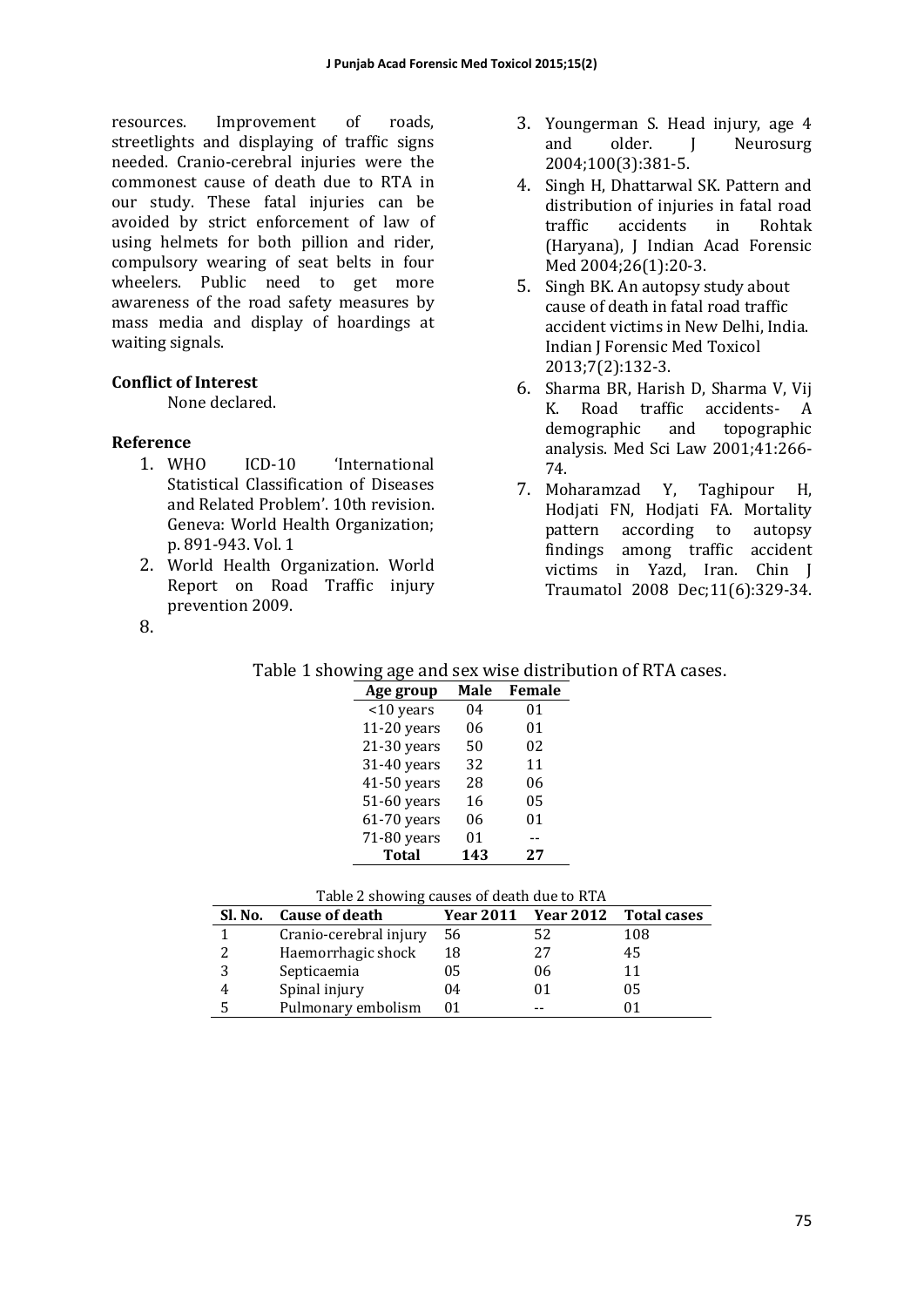resources. Improvement of roads, streetlights and displaying of traffic signs needed. Cranio-cerebral injuries were the commonest cause of death due to RTA in our study. These fatal injuries can be avoided by strict enforcement of law of using helmets for both pillion and rider, compulsory wearing of seat belts in four wheelers. Public need to get more awareness of the road safety measures by mass media and display of hoardings at waiting signals.

**Conflict of Interest**

None declared.

**Reference**

1. WHO ICD-10 'International Statistical Classification of Diseases and Related Problem'. 10th revision. Geneva: World Health Organization; p. 891-943. Vol. 1
2. World Health Organization. World Report on Road Traffic injury prevention 2009.
3. Youngerman S. Head injury, age 4 and older. J Neurosurg 2004;100(3):381-5.
4. Singh H, Dhattarwal SK. Pattern and distribution of injuries in fatal road traffic accidents in Rohtak (Haryana), J Indian Acad Forensic Med 2004;26(1):20-3.
5. Singh BK. An autopsy study about cause of death in fatal road traffic accident victims in New Delhi, India. Indian J Forensic Med Toxicol 2013;7(2):132-3.
6. Sharma BR, Harish D, Sharma V, Vij K. Road traffic accidents- A demographic and topographic analysis. Med Sci Law 2001;41:266-74.
7. Moharamzad Y, Taghipour H, Hodjati FN, Hodjati FA. Mortality pattern according to autopsy findings among traffic accident victims in Yazd, Iran. Chin J Traumatol 2008 Dec;11(6):329-34.
8.

Table 1 showing age and sex wise distribution of RTA cases.

| Age group | Male | Female |
|---|---|---|
| <10 years | 04 | 01 |
| 11-20 years | 06 | 01 |
| 21-30 years | 50 | 02 |
| 31-40 years | 32 | 11 |
| 41-50 years | 28 | 06 |
| 51-60 years | 16 | 05 |
| 61-70 years | 06 | 01 |
| 71-80 years | 01 | -- |
| **Total** | **143** | **27** |

Table 2 showing causes of death due to RTA

| Sl. No. | Cause of death | Year 2011 | Year 2012 | Total cases |
|---|---|---|---|---|
| 1 | Cranio-cerebral injury | 56 | 52 | 108 |
| 2 | Haemorrhagic shock | 18 | 27 | 45 |
| 3 | Septicaemia | 05 | 06 | 11 |
| 4 | Spinal injury | 04 | 01 | 05 |
| 5 | Pulmonary embolism | 01 | -- | 01 |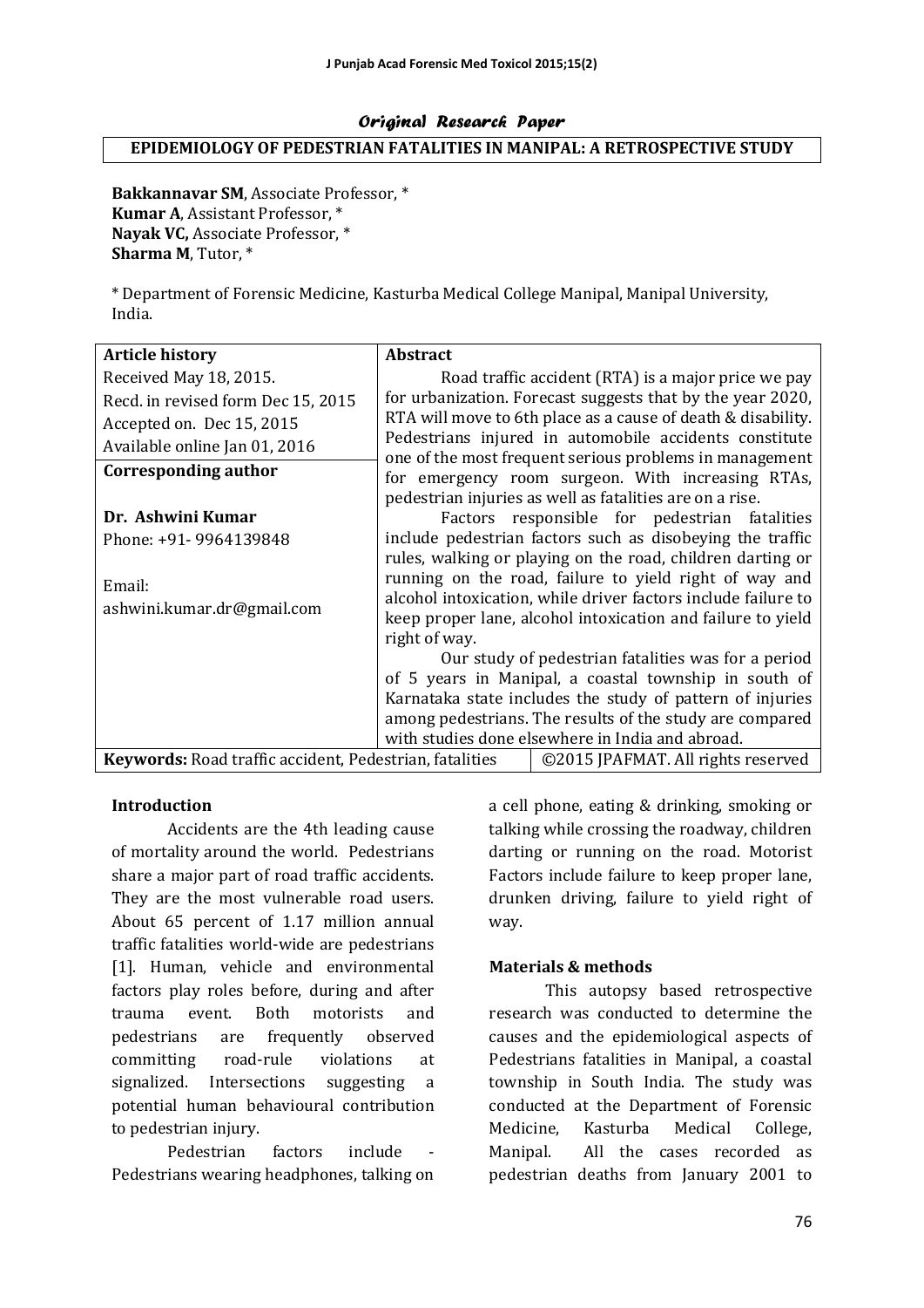*Original Research Paper*

# EPIDEMIOLOGY OF PEDESTRIAN FATALITIES IN MANIPAL: A RETROSPECTIVE STUDY

**Bakkannavar SM**, Associate Professor, *
**Kumar A**, Assistant Professor, *
**Nayak VC,** Associate Professor, *
**Sharma M**, Tutor, *

* Department of Forensic Medicine, Kasturba Medical College Manipal, Manipal University, India.

| **Article history** | **Abstract** |
|---|---|
| Received May 18, 2015.<br>Recd. in revised form Dec 15, 2015<br>Accepted on. Dec 15, 2015<br>Available online Jan 01, 2016 | Road traffic accident (RTA) is a major price we pay for urbanization. Forecast suggests that by the year 2020, RTA will move to 6th place as a cause of death & disability. Pedestrians injured in automobile accidents constitute one of the most frequent serious problems in management for emergency room surgeon. With increasing RTAs, pedestrian injuries as well as fatalities are on a rise. |
| **Corresponding author**<br><br>**Dr. Ashwini Kumar**<br>Phone: +91- 9964139848<br><br>Email:<br>ashwini.kumar.dr@gmail.com | Factors responsible for pedestrian fatalities include pedestrian factors such as disobeying the traffic rules, walking or playing on the road, children darting or running on the road, failure to yield right of way and alcohol intoxication, while driver factors include failure to keep proper lane, alcohol intoxication and failure to yield right of way.<br>Our study of pedestrian fatalities was for a period of 5 years in Manipal, a coastal township in south of Karnataka state includes the study of pattern of injuries among pedestrians. The results of the study are compared with studies done elsewhere in India and abroad. |
| **Keywords:** Road traffic accident, Pedestrian, fatalities | ©2015 JPAFMAT. All rights reserved |

## Introduction

Accidents are the 4th leading cause of mortality around the world. Pedestrians share a major part of road traffic accidents. They are the most vulnerable road users. About 65 percent of 1.17 million annual traffic fatalities world-wide are pedestrians [1]. Human, vehicle and environmental factors play roles before, during and after trauma event. Both motorists and pedestrians are frequently observed committing road-rule violations at signalized. Intersections suggesting a potential human behavioural contribution to pedestrian injury.

Pedestrian factors include - Pedestrians wearing headphones, talking on a cell phone, eating & drinking, smoking or talking while crossing the roadway, children darting or running on the road. Motorist Factors include failure to keep proper lane, drunken driving, failure to yield right of way.

## Materials & methods

This autopsy based retrospective research was conducted to determine the causes and the epidemiological aspects of Pedestrians fatalities in Manipal, a coastal township in South India. The study was conducted at the Department of Forensic Medicine, Kasturba Medical College, Manipal. All the cases recorded as pedestrian deaths from January 2001 to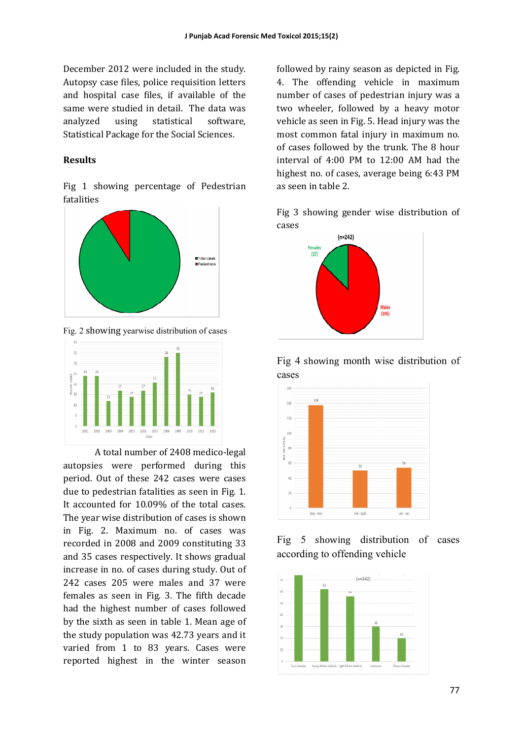December 2012 were included in the study. Autopsy case files, police requisition letters and hospital case files, if available of the same were studied in detail. The data was analyzed using statistical software, Statistical Package for the Social Sciences.

## Results

Fig 1 showing percentage of Pedestrian fatalities

Fig. 2 showing yearwise distribution of cases

A total number of 2408 medico-legal autopsies were performed during this period. Out of these 242 cases were cases due to pedestrian fatalities as seen in Fig. 1. It accounted for 10.09% of the total cases. The year wise distribution of cases is shown in Fig. 2. Maximum no. of cases was recorded in 2008 and 2009 constituting 33 and 35 cases respectively. It shows gradual increase in no. of cases during study. Out of 242 cases 205 were males and 37 were females as seen in Fig. 3. The fifth decade had the highest number of cases followed by the sixth as seen in table 1. Mean age of the study population was 42.73 years and it varied from 1 to 83 years. Cases were reported highest in the winter season followed by rainy season as depicted in Fig. 4. The offending vehicle in maximum number of cases of pedestrian injury was a two wheeler, followed by a heavy motor vehicle as seen in Fig. 5. Head injury was the most common fatal injury in maximum no. of cases followed by the trunk. The 8 hour interval of 4:00 PM to 12:00 AM had the highest no. of cases, average being 6:43 PM as seen in table 2.

Fig 3 showing gender wise distribution of cases

Fig 4 showing month wise distribution of cases

Fig 5 showing distribution of cases according to offending vehicle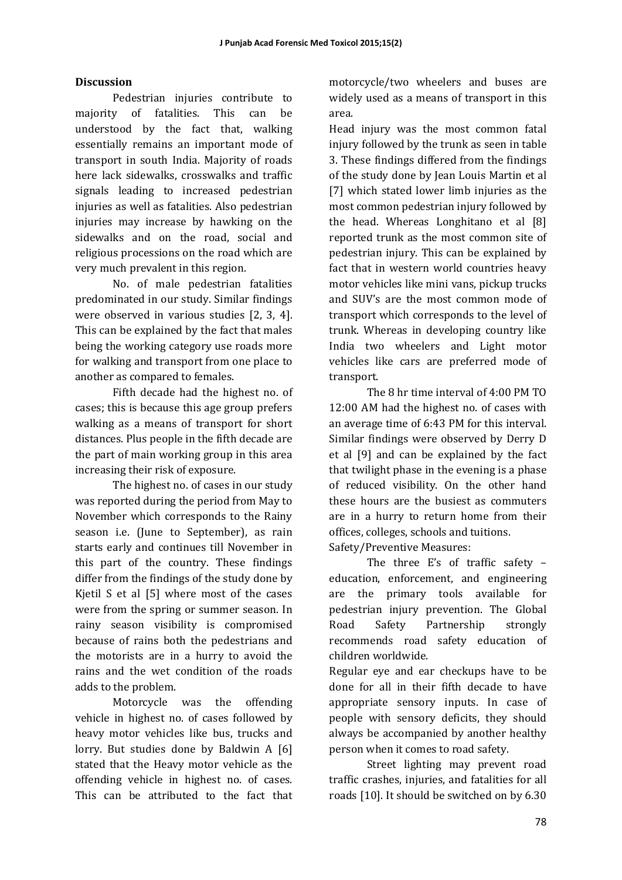## Discussion

Pedestrian injuries contribute to majority of fatalities. This can be understood by the fact that, walking essentially remains an important mode of transport in south India. Majority of roads here lack sidewalks, crosswalks and traffic signals leading to increased pedestrian injuries as well as fatalities. Also pedestrian injuries may increase by hawking on the sidewalks and on the road, social and religious processions on the road which are very much prevalent in this region.

No. of male pedestrian fatalities predominated in our study. Similar findings were observed in various studies [2, 3, 4]. This can be explained by the fact that males being the working category use roads more for walking and transport from one place to another as compared to females.

Fifth decade had the highest no. of cases; this is because this age group prefers walking as a means of transport for short distances. Plus people in the fifth decade are the part of main working group in this area increasing their risk of exposure.

The highest no. of cases in our study was reported during the period from May to November which corresponds to the Rainy season i.e. (June to September), as rain starts early and continues till November in this part of the country. These findings differ from the findings of the study done by Kjetil S et al [5] where most of the cases were from the spring or summer season. In rainy season visibility is compromised because of rains both the pedestrians and the motorists are in a hurry to avoid the rains and the wet condition of the roads adds to the problem.

Motorcycle was the offending vehicle in highest no. of cases followed by heavy motor vehicles like bus, trucks and lorry. But studies done by Baldwin A [6] stated that the Heavy motor vehicle as the offending vehicle in highest no. of cases. This can be attributed to the fact that motorcycle/two wheelers and buses are widely used as a means of transport in this area.

Head injury was the most common fatal injury followed by the trunk as seen in table 3. These findings differed from the findings of the study done by Jean Louis Martin et al [7] which stated lower limb injuries as the most common pedestrian injury followed by the head. Whereas Longhitano et al [8] reported trunk as the most common site of pedestrian injury. This can be explained by fact that in western world countries heavy motor vehicles like mini vans, pickup trucks and SUV's are the most common mode of transport which corresponds to the level of trunk. Whereas in developing country like India two wheelers and Light motor vehicles like cars are preferred mode of transport.

The 8 hr time interval of 4:00 PM TO 12:00 AM had the highest no. of cases with an average time of 6:43 PM for this interval. Similar findings were observed by Derry D et al [9] and can be explained by the fact that twilight phase in the evening is a phase of reduced visibility. On the other hand these hours are the busiest as commuters are in a hurry to return home from their offices, colleges, schools and tuitions.

Safety/Preventive Measures:

The three E's of traffic safety – education, enforcement, and engineering are the primary tools available for pedestrian injury prevention. The Global Road Safety Partnership strongly recommends road safety education of children worldwide.

Regular eye and ear checkups have to be done for all in their fifth decade to have appropriate sensory inputs. In case of people with sensory deficits, they should always be accompanied by another healthy person when it comes to road safety.

Street lighting may prevent road traffic crashes, injuries, and fatalities for all roads [10]. It should be switched on by 6.30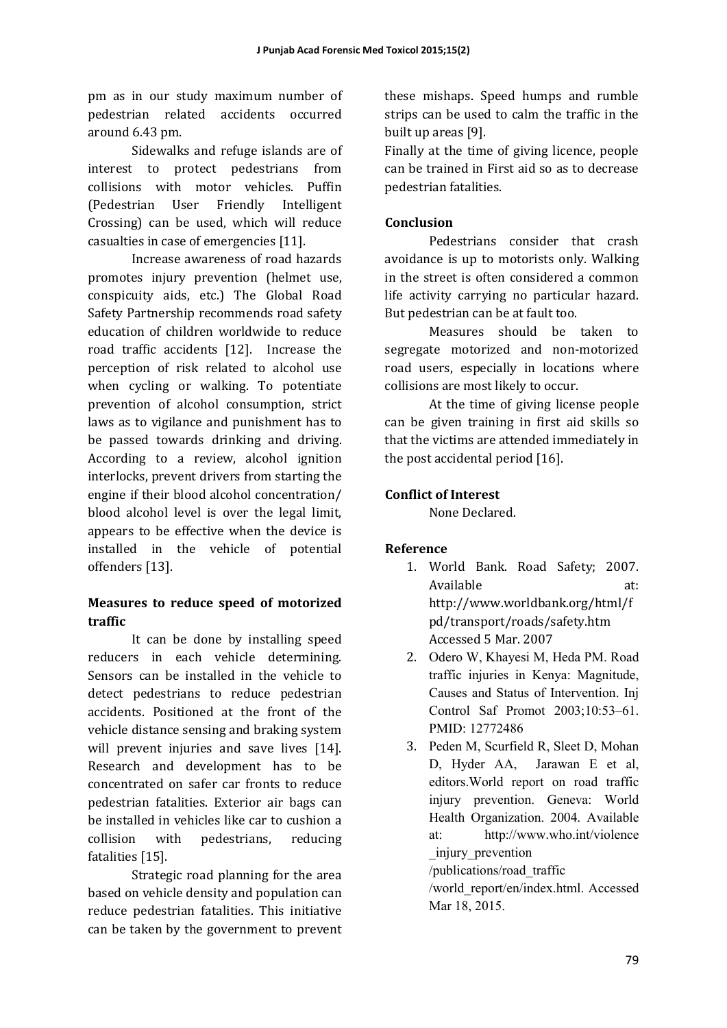pm as in our study maximum number of pedestrian related accidents occurred around 6.43 pm.

Sidewalks and refuge islands are of interest to protect pedestrians from collisions with motor vehicles. Puffin (Pedestrian User Friendly Intelligent Crossing) can be used, which will reduce casualties in case of emergencies [11].

Increase awareness of road hazards promotes injury prevention (helmet use, conspicuity aids, etc.) The Global Road Safety Partnership recommends road safety education of children worldwide to reduce road traffic accidents [12]. Increase the perception of risk related to alcohol use when cycling or walking. To potentiate prevention of alcohol consumption, strict laws as to vigilance and punishment has to be passed towards drinking and driving. According to a review, alcohol ignition interlocks, prevent drivers from starting the engine if their blood alcohol concentration/ blood alcohol level is over the legal limit, appears to be effective when the device is installed in the vehicle of potential offenders [13].

### Measures to reduce speed of motorized traffic

It can be done by installing speed reducers in each vehicle determining. Sensors can be installed in the vehicle to detect pedestrians to reduce pedestrian accidents. Positioned at the front of the vehicle distance sensing and braking system will prevent injuries and save lives [14]. Research and development has to be concentrated on safer car fronts to reduce pedestrian fatalities. Exterior air bags can be installed in vehicles like car to cushion a collision with pedestrians, reducing fatalities [15].

Strategic road planning for the area based on vehicle density and population can reduce pedestrian fatalities. This initiative can be taken by the government to prevent these mishaps. Speed humps and rumble strips can be used to calm the traffic in the built up areas [9].

Finally at the time of giving licence, people can be trained in First aid so as to decrease pedestrian fatalities.

### Conclusion

Pedestrians consider that crash avoidance is up to motorists only. Walking in the street is often considered a common life activity carrying no particular hazard. But pedestrian can be at fault too.

Measures should be taken to segregate motorized and non-motorized road users, especially in locations where collisions are most likely to occur.

At the time of giving license people can be given training in first aid skills so that the victims are attended immediately in the post accidental period [16].

### Conflict of Interest

None Declared.

### Reference

1. World Bank. Road Safety; 2007. Available at: http://www.worldbank.org/html/fpd/transport/roads/safety.htm Accessed 5 Mar. 2007
2. Odero W, Khayesi M, Heda PM. Road traffic injuries in Kenya: Magnitude, Causes and Status of Intervention. Inj Control Saf Promot 2003;10:53–61. PMID: 12772486
3. Peden M, Scurfield R, Sleet D, Mohan D, Hyder AA, Jarawan E et al, editors.World report on road traffic injury prevention. Geneva: World Health Organization. 2004. Available at: http://www.who.int/violence_injury_prevention/publications/road_traffic/world_report/en/index.html. Accessed Mar 18, 2015.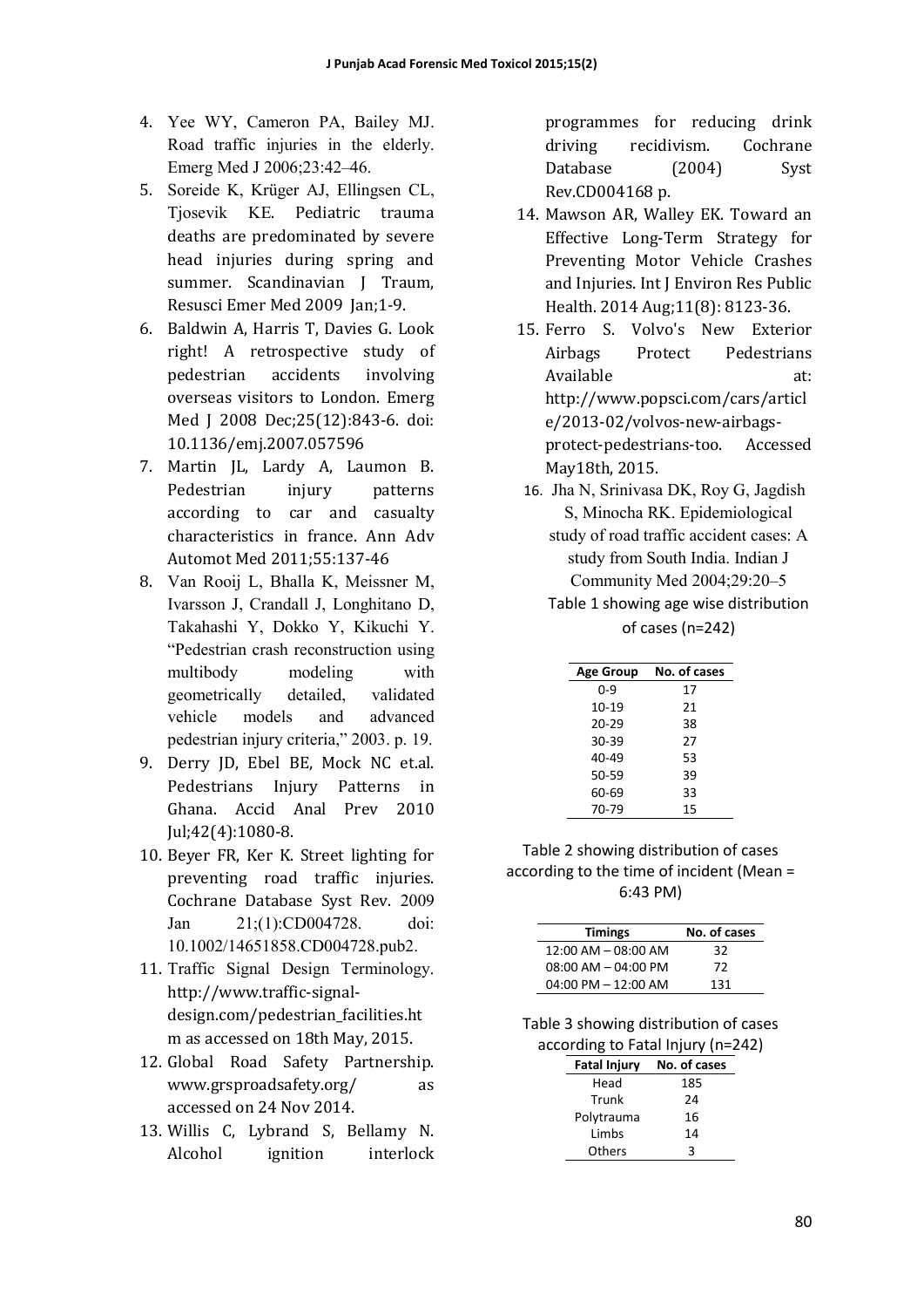4. Yee WY, Cameron PA, Bailey MJ. Road traffic injuries in the elderly. Emerg Med J 2006;23:42–46.
5. Soreide K, Krüger AJ, Ellingsen CL, Tjosevik KE. Pediatric trauma deaths are predominated by severe head injuries during spring and summer. Scandinavian J Traum, Resusci Emer Med 2009 Jan;1-9.
6. Baldwin A, Harris T, Davies G. Look right! A retrospective study of pedestrian accidents involving overseas visitors to London. Emerg Med J 2008 Dec;25(12):843-6. doi: 10.1136/emj.2007.057596
7. Martin JL, Lardy A, Laumon B. Pedestrian injury patterns according to car and casualty characteristics in france. Ann Adv Automot Med 2011;55:137-46
8. Van Rooij L, Bhalla K, Meissner M, Ivarsson J, Crandall J, Longhitano D, Takahashi Y, Dokko Y, Kikuchi Y. "Pedestrian crash reconstruction using multibody modeling with geometrically detailed, validated vehicle models and advanced pedestrian injury criteria," 2003. p. 19.
9. Derry JD, Ebel BE, Mock NC et.al. Pedestrians Injury Patterns in Ghana. Accid Anal Prev 2010 Jul;42(4):1080-8.
10. Beyer FR, Ker K. Street lighting for preventing road traffic injuries. Cochrane Database Syst Rev. 2009 Jan 21;(1):CD004728. doi: 10.1002/14651858.CD004728.pub2.
11. Traffic Signal Design Terminology. http://www.traffic-signal-design.com/pedestrian_facilities.htm as accessed on 18th May, 2015.
12. Global Road Safety Partnership. www.grsproadsafety.org/ as accessed on 24 Nov 2014.
13. Willis C, Lybrand S, Bellamy N. Alcohol ignition interlock programmes for reducing drink driving recidivism. Cochrane Database (2004) Syst Rev.CD004168 p.
14. Mawson AR, Walley EK. Toward an Effective Long-Term Strategy for Preventing Motor Vehicle Crashes and Injuries. Int J Environ Res Public Health. 2014 Aug;11(8): 8123-36.
15. Ferro S. Volvo's New Exterior Airbags Protect Pedestrians Available at: http://www.popsci.com/cars/article/2013-02/volvos-new-airbags-protect-pedestrians-too. Accessed May18th, 2015.
16. Jha N, Srinivasa DK, Roy G, Jagdish S, Minocha RK. Epidemiological study of road traffic accident cases: A study from South India. Indian J Community Med 2004;29:20–5

Table 1 showing age wise distribution of cases (n=242)

| Age Group | No. of cases |
|---|---|
| 0-9 | 17 |
| 10-19 | 21 |
| 20-29 | 38 |
| 30-39 | 27 |
| 40-49 | 53 |
| 50-59 | 39 |
| 60-69 | 33 |
| 70-79 | 15 |

Table 2 showing distribution of cases according to the time of incident (Mean = 6:43 PM)

| Timings | No. of cases |
|---|---|
| 12:00 AM – 08:00 AM | 32 |
| 08:00 AM – 04:00 PM | 72 |
| 04:00 PM – 12:00 AM | 131 |

Table 3 showing distribution of cases according to Fatal Injury (n=242)

| Fatal Injury | No. of cases |
|---|---|
| Head | 185 |
| Trunk | 24 |
| Polytrauma | 16 |
| Limbs | 14 |
| Others | 3 |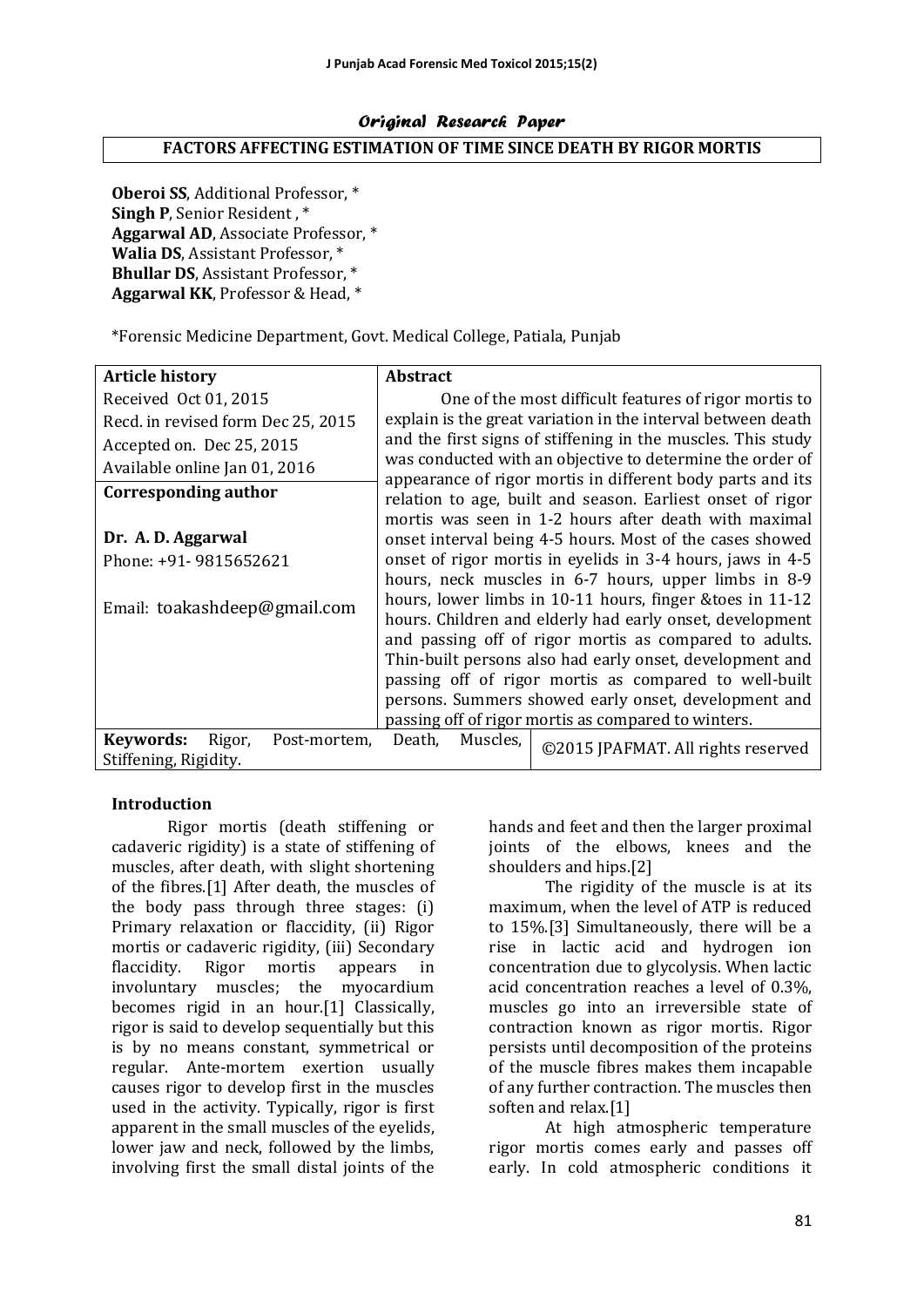*Original Research Paper*

# FACTORS AFFECTING ESTIMATION OF TIME SINCE DEATH BY RIGOR MORTIS

**Oberoi SS**, Additional Professor, *
**Singh P**, Senior Resident , *
**Aggarwal AD**, Associate Professor, *
**Walia DS**, Assistant Professor, *
**Bhullar DS**, Assistant Professor, *
**Aggarwal KK**, Professor & Head, *

*Forensic Medicine Department, Govt. Medical College, Patiala, Punjab

| **Article history** | **Abstract** |
|---|---|
| Received Oct 01, 2015<br>Recd. in revised form Dec 25, 2015<br>Accepted on. Dec 25, 2015<br>Available online Jan 01, 2016 | One of the most difficult features of rigor mortis to explain is the great variation in the interval between death and the first signs of stiffening in the muscles. This study was conducted with an objective to determine the order of appearance of rigor mortis in different body parts and its relation to age, built and season. Earliest onset of rigor mortis was seen in 1-2 hours after death with maximal onset interval being 4-5 hours. Most of the cases showed onset of rigor mortis in eyelids in 3-4 hours, jaws in 4-5 hours, neck muscles in 6-7 hours, upper limbs in 8-9 hours, lower limbs in 10-11 hours, finger &toes in 11-12 hours. Children and elderly had early onset, development and passing off of rigor mortis as compared to adults. Thin-built persons also had early onset, development and passing off of rigor mortis as compared to well-built persons. Summers showed early onset, development and passing off of rigor mortis as compared to winters. |
| **Corresponding author**<br><br>**Dr. A. D. Aggarwal**<br>Phone: +91- 9815652621<br><br>Email: toakashdeep@gmail.com | |
| **Keywords:** Rigor, Post-mortem, Death, Muscles, Stiffening, Rigidity. | ©2015 JPAFMAT. All rights reserved |

## Introduction

Rigor mortis (death stiffening or cadaveric rigidity) is a state of stiffening of muscles, after death, with slight shortening of the fibres.[1] After death, the muscles of the body pass through three stages: (i) Primary relaxation or flaccidity, (ii) Rigor mortis or cadaveric rigidity, (iii) Secondary flaccidity. Rigor mortis appears in involuntary muscles; the myocardium becomes rigid in an hour.[1] Classically, rigor is said to develop sequentially but this is by no means constant, symmetrical or regular. Ante-mortem exertion usually causes rigor to develop first in the muscles used in the activity. Typically, rigor is first apparent in the small muscles of the eyelids, lower jaw and neck, followed by the limbs, involving first the small distal joints of the hands and feet and then the larger proximal joints of the elbows, knees and the shoulders and hips.[2]

The rigidity of the muscle is at its maximum, when the level of ATP is reduced to 15%.[3] Simultaneously, there will be a rise in lactic acid and hydrogen ion concentration due to glycolysis. When lactic acid concentration reaches a level of 0.3%, muscles go into an irreversible state of contraction known as rigor mortis. Rigor persists until decomposition of the proteins of the muscle fibres makes them incapable of any further contraction. The muscles then soften and relax.[1]

At high atmospheric temperature rigor mortis comes early and passes off early. In cold atmospheric conditions it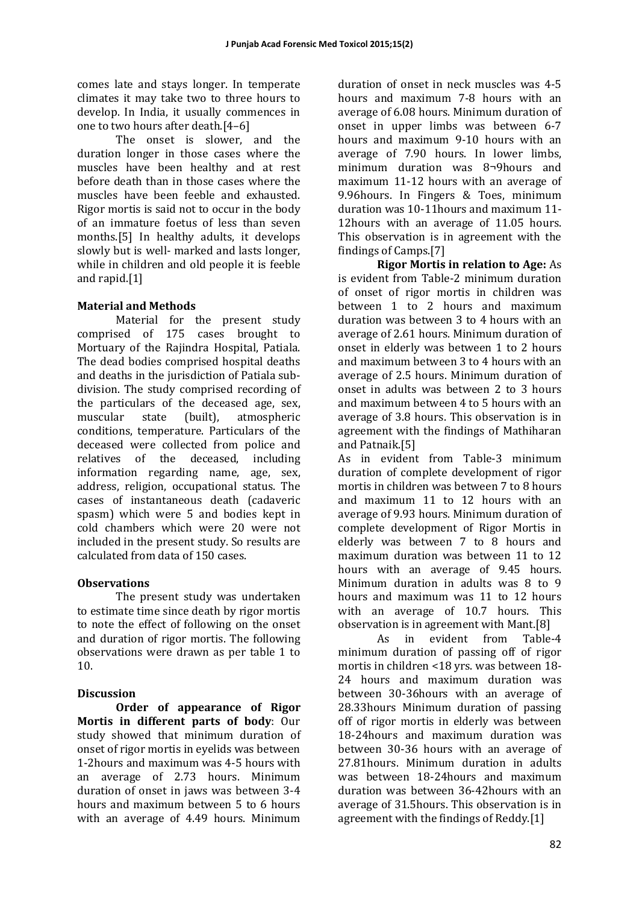comes late and stays longer. In temperate climates it may take two to three hours to develop. In India, it usually commences in one to two hours after death.[4–6]

The onset is slower, and the duration longer in those cases where the muscles have been healthy and at rest before death than in those cases where the muscles have been feeble and exhausted. Rigor mortis is said not to occur in the body of an immature foetus of less than seven months.[5] In healthy adults, it develops slowly but is well- marked and lasts longer, while in children and old people it is feeble and rapid.[1]

## Material and Methods

Material for the present study comprised of 175 cases brought to Mortuary of the Rajindra Hospital, Patiala. The dead bodies comprised hospital deaths and deaths in the jurisdiction of Patiala sub-division. The study comprised recording of the particulars of the deceased age, sex, muscular state (built), atmospheric conditions, temperature. Particulars of the deceased were collected from police and relatives of the deceased, including information regarding name, age, sex, address, religion, occupational status. The cases of instantaneous death (cadaveric spasm) which were 5 and bodies kept in cold chambers which were 20 were not included in the present study. So results are calculated from data of 150 cases.

## Observations

The present study was undertaken to estimate time since death by rigor mortis to note the effect of following on the onset and duration of rigor mortis. The following observations were drawn as per table 1 to 10.

## Discussion

**Order of appearance of Rigor Mortis in different parts of body**: Our study showed that minimum duration of onset of rigor mortis in eyelids was between 1-2hours and maximum was 4-5 hours with an average of 2.73 hours. Minimum duration of onset in jaws was between 3-4 hours and maximum between 5 to 6 hours with an average of 4.49 hours. Minimum duration of onset in neck muscles was 4-5 hours and maximum 7-8 hours with an average of 6.08 hours. Minimum duration of onset in upper limbs was between 6-7 hours and maximum 9-10 hours with an average of 7.90 hours. In lower limbs, minimum duration was 8¬9hours and maximum 11-12 hours with an average of 9.96hours. In Fingers & Toes, minimum duration was 10-11hours and maximum 11-12hours with an average of 11.05 hours. This observation is in agreement with the findings of Camps.[7]

**Rigor Mortis in relation to Age:** As is evident from Table-2 minimum duration of onset of rigor mortis in children was between 1 to 2 hours and maximum duration was between 3 to 4 hours with an average of 2.61 hours. Minimum duration of onset in elderly was between 1 to 2 hours and maximum between 3 to 4 hours with an average of 2.5 hours. Minimum duration of onset in adults was between 2 to 3 hours and maximum between 4 to 5 hours with an average of 3.8 hours. This observation is in agreement with the findings of Mathiharan and Patnaik.[5]

As in evident from Table-3 minimum duration of complete development of rigor mortis in children was between 7 to 8 hours and maximum 11 to 12 hours with an average of 9.93 hours. Minimum duration of complete development of Rigor Mortis in elderly was between 7 to 8 hours and maximum duration was between 11 to 12 hours with an average of 9.45 hours. Minimum duration in adults was 8 to 9 hours and maximum was 11 to 12 hours with an average of 10.7 hours. This observation is in agreement with Mant.[8]

As in evident from Table-4 minimum duration of passing off of rigor mortis in children <18 yrs. was between 18-24 hours and maximum duration was between 30-36hours with an average of 28.33hours Minimum duration of passing off of rigor mortis in elderly was between 18-24hours and maximum duration was between 30-36 hours with an average of 27.81hours. Minimum duration in adults was between 18-24hours and maximum duration was between 36-42hours with an average of 31.5hours. This observation is in agreement with the findings of Reddy.[1]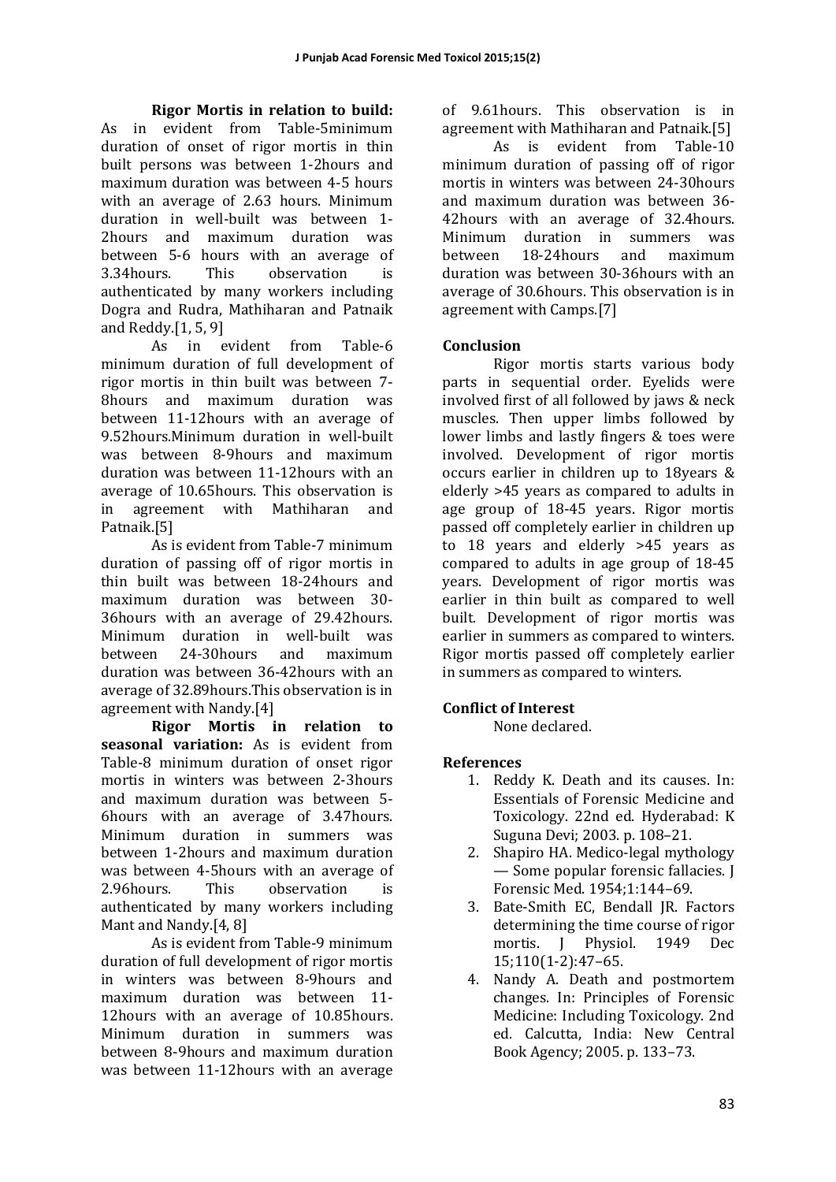**Rigor Mortis in relation to build:** As in evident from Table-5minimum duration of onset of rigor mortis in thin built persons was between 1-2hours and maximum duration was between 4-5 hours with an average of 2.63 hours. Minimum duration in well-built was between 1-2hours and maximum duration was between 5-6 hours with an average of 3.34hours. This observation is authenticated by many workers including Dogra and Rudra, Mathiharan and Patnaik and Reddy.[1, 5, 9]

As in evident from Table-6 minimum duration of full development of rigor mortis in thin built was between 7-8hours and maximum duration was between 11-12hours with an average of 9.52hours.Minimum duration in well-built was between 8-9hours and maximum duration was between 11-12hours with an average of 10.65hours. This observation is in agreement with Mathiharan and Patnaik.[5]

As is evident from Table-7 minimum duration of passing off of rigor mortis in thin built was between 18-24hours and maximum duration was between 30-36hours with an average of 29.42hours. Minimum duration in well-built was between 24-30hours and maximum duration was between 36-42hours with an average of 32.89hours.This observation is in agreement with Nandy.[4]

**Rigor Mortis in relation to seasonal variation:** As is evident from Table-8 minimum duration of onset rigor mortis in winters was between 2-3hours and maximum duration was between 5-6hours with an average of 3.47hours. Minimum duration in summers was between 1-2hours and maximum duration was between 4-5hours with an average of 2.96hours. This observation is authenticated by many workers including Mant and Nandy.[4, 8]

As is evident from Table-9 minimum duration of full development of rigor mortis in winters was between 8-9hours and maximum duration was between 11-12hours with an average of 10.85hours. Minimum duration in summers was between 8-9hours and maximum duration was between 11-12hours with an average of 9.61hours. This observation is in agreement with Mathiharan and Patnaik.[5]

As is evident from Table-10 minimum duration of passing off of rigor mortis in winters was between 24-30hours and maximum duration was between 36-42hours with an average of 32.4hours. Minimum duration in summers was between 18-24hours and maximum duration was between 30-36hours with an average of 30.6hours. This observation is in agreement with Camps.[7]

## Conclusion

Rigor mortis starts various body parts in sequential order. Eyelids were involved first of all followed by jaws & neck muscles. Then upper limbs followed by lower limbs and lastly fingers & toes were involved. Development of rigor mortis occurs earlier in children up to 18years & elderly >45 years as compared to adults in age group of 18-45 years. Rigor mortis passed off completely earlier in children up to 18 years and elderly >45 years as compared to adults in age group of 18-45 years. Development of rigor mortis was earlier in thin built as compared to well built. Development of rigor mortis was earlier in summers as compared to winters. Rigor mortis passed off completely earlier in summers as compared to winters.

## Conflict of Interest

None declared.

## References

1. Reddy K. Death and its causes. In: Essentials of Forensic Medicine and Toxicology. 22nd ed. Hyderabad: K Suguna Devi; 2003. p. 108–21.
2. Shapiro HA. Medico-legal mythology — Some popular forensic fallacies. J Forensic Med. 1954;1:144–69.
3. Bate-Smith EC, Bendall JR. Factors determining the time course of rigor mortis. J Physiol. 1949 Dec 15;110(1-2):47–65.
4. Nandy A. Death and postmortem changes. In: Principles of Forensic Medicine: Including Toxicology. 2nd ed. Calcutta, India: New Central Book Agency; 2005. p. 133–73.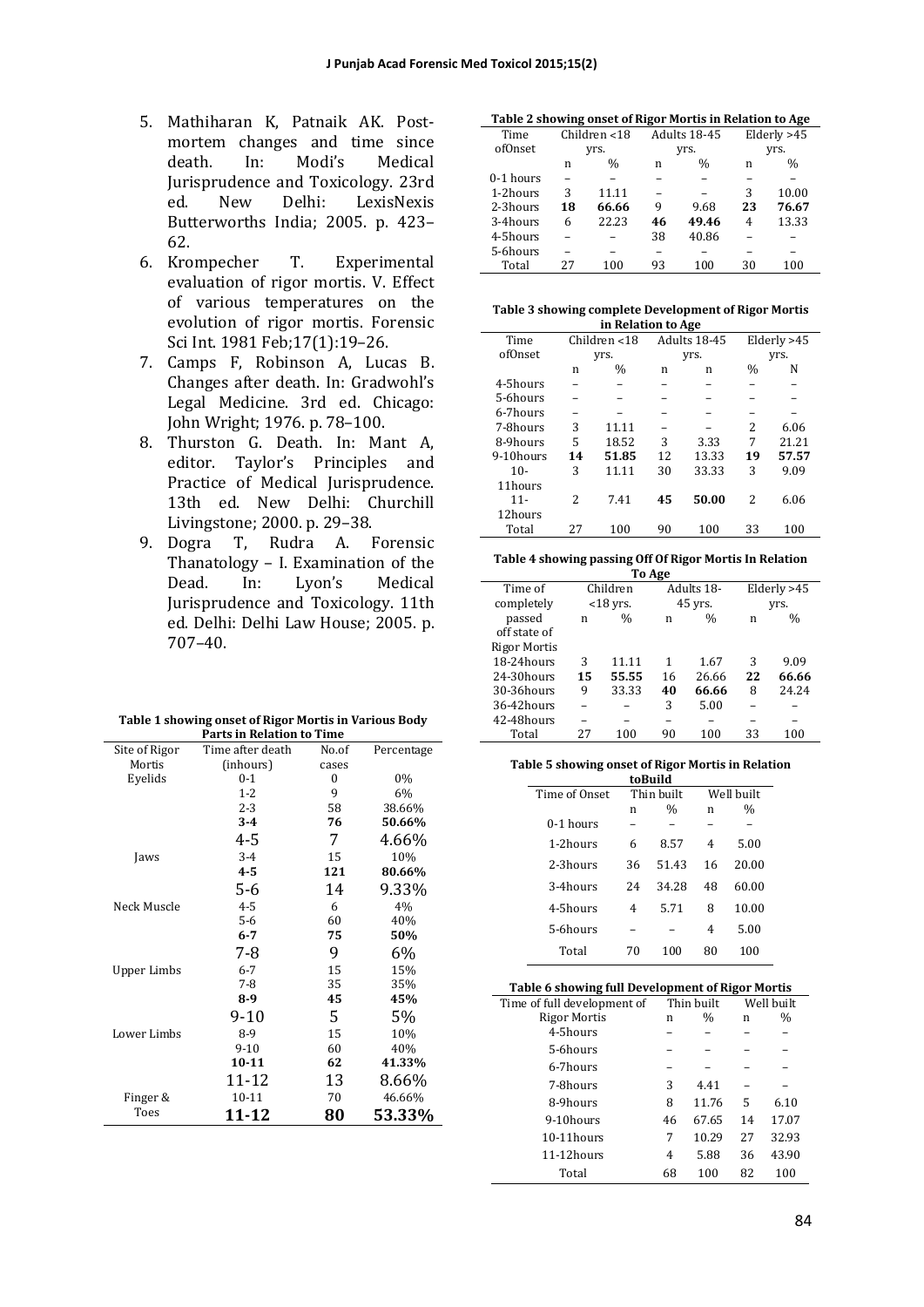5. Mathiharan K, Patnaik AK. Post-mortem changes and time since death. In: Modi's Medical Jurisprudence and Toxicology. 23rd ed. New Delhi: LexisNexis Butterworths India; 2005. p. 423–62.
6. Krompecher T. Experimental evaluation of rigor mortis. V. Effect of various temperatures on the evolution of rigor mortis. Forensic Sci Int. 1981 Feb;17(1):19–26.
7. Camps F, Robinson A, Lucas B. Changes after death. In: Gradwohl's Legal Medicine. 3rd ed. Chicago: John Wright; 1976. p. 78–100.
8. Thurston G. Death. In: Mant A, editor. Taylor's Principles and Practice of Medical Jurisprudence. 13th ed. New Delhi: Churchill Livingstone; 2000. p. 29–38.
9. Dogra T, Rudra A. Forensic Thanatology – I. Examination of the Dead. In: Lyon's Medical Jurisprudence and Toxicology. 11th ed. Delhi: Delhi Law House; 2005. p. 707–40.

**Table 1 showing onset of Rigor Mortis in Various Body Parts in Relation to Time**

| Site of Rigor Mortis | Time after death (inhours) | No.of cases | Percentage |
|---|---|---|---|
| Eyelids | 0-1 | 0 | 0% |
| | 1-2 | 9 | 6% |
| | 2-3 | 58 | 38.66% |
| | **3-4** | **76** | **50.66%** |
| | 4-5 | 7 | 4.66% |
| Jaws | 3-4 | 15 | 10% |
| | **4-5** | **121** | **80.66%** |
| | 5-6 | 14 | 9.33% |
| Neck Muscle | 4-5 | 6 | 4% |
| | 5-6 | 60 | 40% |
| | **6-7** | **75** | **50%** |
| | 7-8 | 9 | 6% |
| Upper Limbs | 6-7 | 15 | 15% |
| | 7-8 | 35 | 35% |
| | **8-9** | **45** | **45%** |
| | 9-10 | 5 | 5% |
| Lower Limbs | 8-9 | 15 | 10% |
| | 9-10 | 60 | 40% |
| | **10-11** | **62** | **41.33%** |
| | 11-12 | 13 | 8.66% |
| Finger & Toes | 10-11 | 70 | 46.66% |
| | **11-12** | **80** | **53.33%** |

**Table 2 showing onset of Rigor Mortis in Relation to Age**

| Time ofOnset | Children <18 yrs. | | Adults 18-45 yrs. | | Elderly >45 yrs. | |
|---|---|---|---|---|---|---|
| | n | % | n | % | n | % |
| 0-1 hours | – | – | – | – | – | – |
| 1-2hours | 3 | 11.11 | – | – | 3 | 10.00 |
| 2-3hours | **18** | **66.66** | 9 | 9.68 | **23** | **76.67** |
| 3-4hours | 6 | 22.23 | **46** | **49.46** | 4 | 13.33 |
| 4-5hours | – | – | 38 | 40.86 | – | – |
| 5-6hours | – | – | – | – | – | – |
| Total | 27 | 100 | 93 | 100 | 30 | 100 |

**Table 3 showing complete Development of Rigor Mortis in Relation to Age**

| Time ofOnset | Children <18 yrs. | | Adults 18-45 yrs. | | Elderly >45 yrs. | |
|---|---|---|---|---|---|---|
| | n | % | n | n | % | N |
| 4-5hours | – | – | – | – | – | – |
| 5-6hours | – | – | – | – | – | – |
| 6-7hours | – | – | – | – | – | – |
| 7-8hours | 3 | 11.11 | – | – | 2 | 6.06 |
| 8-9hours | 5 | 18.52 | 3 | 3.33 | 7 | 21.21 |
| 9-10hours | **14** | **51.85** | 12 | 13.33 | **19** | **57.57** |
| 10-11hours | 3 | 11.11 | 30 | 33.33 | 3 | 9.09 |
| 11-12hours | 2 | 7.41 | **45** | **50.00** | 2 | 6.06 |
| Total | 27 | 100 | 90 | 100 | 33 | 100 |

**Table 4 showing passing Off Of Rigor Mortis In Relation To Age**

| Time of completely passed off state of Rigor Mortis | Children <18 yrs. | | Adults 18-45 yrs. | | Elderly >45 yrs. | |
|---|---|---|---|---|---|---|
| | n | % | n | % | n | % |
| 18-24hours | 3 | 11.11 | 1 | 1.67 | 3 | 9.09 |
| 24-30hours | **15** | **55.55** | 16 | 26.66 | **22** | **66.66** |
| 30-36hours | 9 | 33.33 | **40** | **66.66** | 8 | 24.24 |
| 36-42hours | – | – | 3 | 5.00 | – | – |
| 42-48hours | – | – | – | – | – | – |
| Total | 27 | 100 | 90 | 100 | 33 | 100 |

**Table 5 showing onset of Rigor Mortis in Relation toBuild**

| Time of Onset | Thin built | | Well built | |
|---|---|---|---|---|
| | n | % | n | % |
| 0-1 hours | – | – | – | – |
| 1-2hours | 6 | 8.57 | 4 | 5.00 |
| 2-3hours | 36 | 51.43 | 16 | 20.00 |
| 3-4hours | 24 | 34.28 | 48 | 60.00 |
| 4-5hours | 4 | 5.71 | 8 | 10.00 |
| 5-6hours | – | – | 4 | 5.00 |
| Total | 70 | 100 | 80 | 100 |

**Table 6 showing full Development of Rigor Mortis**

| Time of full development of Rigor Mortis | Thin built | | Well built | |
|---|---|---|---|---|
| | n | % | n | % |
| 4-5hours | – | – | – | – |
| 5-6hours | – | – | – | – |
| 6-7hours | – | – | – | – |
| 7-8hours | 3 | 4.41 | – | – |
| 8-9hours | 8 | 11.76 | 5 | 6.10 |
| 9-10hours | 46 | 67.65 | 14 | 17.07 |
| 10-11hours | 7 | 10.29 | 27 | 32.93 |
| 11-12hours | 4 | 5.88 | 36 | 43.90 |
| Total | 68 | 100 | 82 | 100 |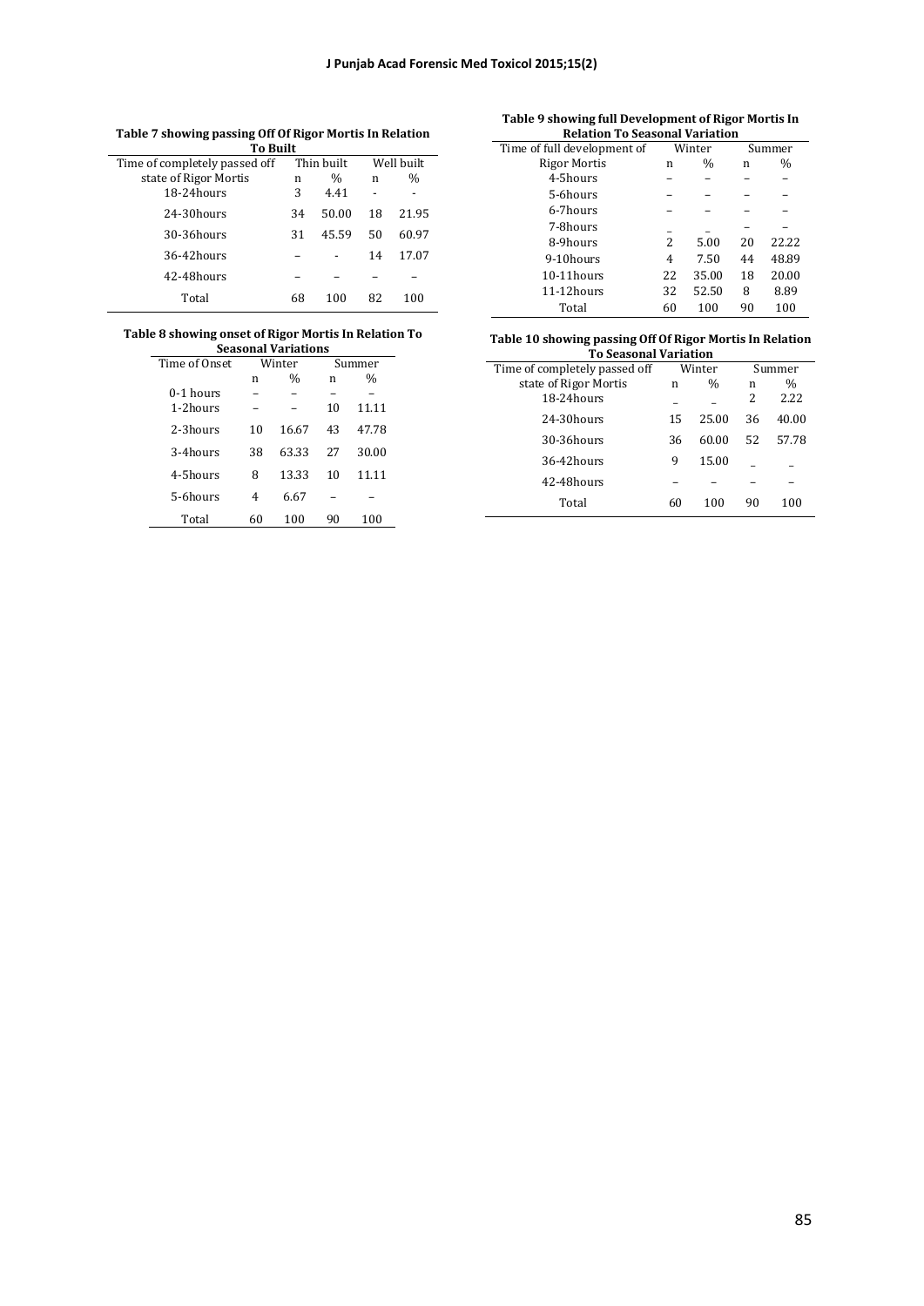**Table 7 showing passing Off Of Rigor Mortis In Relation To Built**

| Time of completely passed off state of Rigor Mortis | Thin built | | Well built | |
|---|---|---|---|---|
| | n | % | n | % |
| 18-24hours | 3 | 4.41 | - | - |
| 24-30hours | 34 | 50.00 | 18 | 21.95 |
| 30-36hours | 31 | 45.59 | 50 | 60.97 |
| 36-42hours | – | - | 14 | 17.07 |
| 42-48hours | – | – | – | – |
| Total | 68 | 100 | 82 | 100 |

**Table 8 showing onset of Rigor Mortis In Relation To Seasonal Variations**

| Time of Onset | Winter | | Summer | |
|---|---|---|---|---|
| | n | % | n | % |
| 0-1 hours | – | – | – | – |
| 1-2hours | – | – | 10 | 11.11 |
| 2-3hours | 10 | 16.67 | 43 | 47.78 |
| 3-4hours | 38 | 63.33 | 27 | 30.00 |
| 4-5hours | 8 | 13.33 | 10 | 11.11 |
| 5-6hours | 4 | 6.67 | – | – |
| Total | 60 | 100 | 90 | 100 |

**Table 9 showing full Development of Rigor Mortis In Relation To Seasonal Variation**

| Time of full development of Rigor Mortis | Winter | | Summer | |
|---|---|---|---|---|
| | n | % | n | % |
| 4-5hours | – | – | – | – |
| 5-6hours | – | – | – | – |
| 6-7hours | – | – | – | – |
| 7-8hours | – | – | – | – |
| 8-9hours | 2 | 5.00 | 20 | 22.22 |
| 9-10hours | 4 | 7.50 | 44 | 48.89 |
| 10-11hours | 22 | 35.00 | 18 | 20.00 |
| 11-12hours | 32 | 52.50 | 8 | 8.89 |
| Total | 60 | 100 | 90 | 100 |

**Table 10 showing passing Off Of Rigor Mortis In Relation To Seasonal Variation**

| Time of completely passed off state of Rigor Mortis | Winter | | Summer | |
|---|---|---|---|---|
| | n | % | n | % |
| 18-24hours | – | – | 2 | 2.22 |
| 24-30hours | 15 | 25.00 | 36 | 40.00 |
| 30-36hours | 36 | 60.00 | 52 | 57.78 |
| 36-42hours | 9 | 15.00 | – | – |
| 42-48hours | – | – | – | – |
| Total | 60 | 100 | 90 | 100 |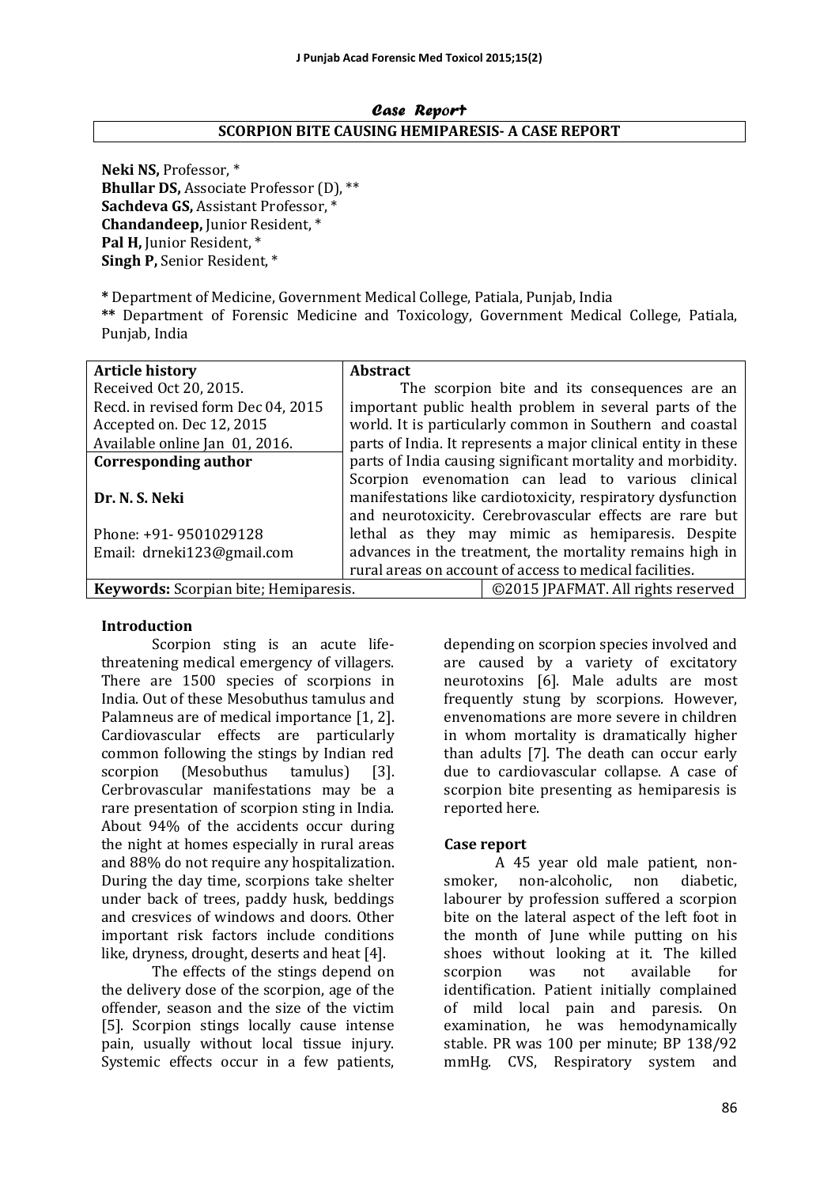*Case Report*

# SCORPION BITE CAUSING HEMIPARESIS- A CASE REPORT

**Neki NS,** Professor, *
**Bhullar DS,** Associate Professor (D), **
**Sachdeva GS,** Assistant Professor, *
**Chandandeep,** Junior Resident, *
**Pal H,** Junior Resident, *
**Singh P,** Senior Resident, *

**\*** Department of Medicine, Government Medical College, Patiala, Punjab, India
**\*\*** Department of Forensic Medicine and Toxicology, Government Medical College, Patiala, Punjab, India

| **Article history** | **Abstract** |
|---|---|
| Received Oct 20, 2015. Recd. in revised form Dec 04, 2015 Accepted on. Dec 12, 2015 Available online Jan 01, 2016. | The scorpion bite and its consequences are an important public health problem in several parts of the world. It is particularly common in Southern and coastal parts of India. It represents a major clinical entity in these parts of India causing significant mortality and morbidity. Scorpion evenomation can lead to various clinical manifestations like cardiotoxicity, respiratory dysfunction and neurotoxicity. Cerebrovascular effects are rare but lethal as they may mimic as hemiparesis. Despite advances in the treatment, the mortality remains high in rural areas on account of access to medical facilities. |
| **Corresponding author** Dr. N. S. Neki Phone: +91- 9501029128 Email: drneki123@gmail.com | |
| **Keywords:** Scorpian bite; Hemiparesis. | ©2015 JPAFMAT. All rights reserved |

## Introduction

Scorpion sting is an acute life-threatening medical emergency of villagers. There are 1500 species of scorpions in India. Out of these Mesobuthus tamulus and Palamneus are of medical importance [1, 2]. Cardiovascular effects are particularly common following the stings by Indian red scorpion (Mesobuthus tamulus) [3]. Cerbrovascular manifestations may be a rare presentation of scorpion sting in India. About 94% of the accidents occur during the night at homes especially in rural areas and 88% do not require any hospitalization. During the day time, scorpions take shelter under back of trees, paddy husk, beddings and cresvices of windows and doors. Other important risk factors include conditions like, dryness, drought, deserts and heat [4].

The effects of the stings depend on the delivery dose of the scorpion, age of the offender, season and the size of the victim [5]. Scorpion stings locally cause intense pain, usually without local tissue injury. Systemic effects occur in a few patients, depending on scorpion species involved and are caused by a variety of excitatory neurotoxins [6]. Male adults are most frequently stung by scorpions. However, envenomations are more severe in children in whom mortality is dramatically higher than adults [7]. The death can occur early due to cardiovascular collapse. A case of scorpion bite presenting as hemiparesis is reported here.

## Case report

A 45 year old male patient, non-smoker, non-alcoholic, non diabetic, labourer by profession suffered a scorpion bite on the lateral aspect of the left foot in the month of June while putting on his shoes without looking at it. The killed scorpion was not available for identification. Patient initially complained of mild local pain and paresis. On examination, he was hemodynamically stable. PR was 100 per minute; BP 138/92 mmHg. CVS, Respiratory system and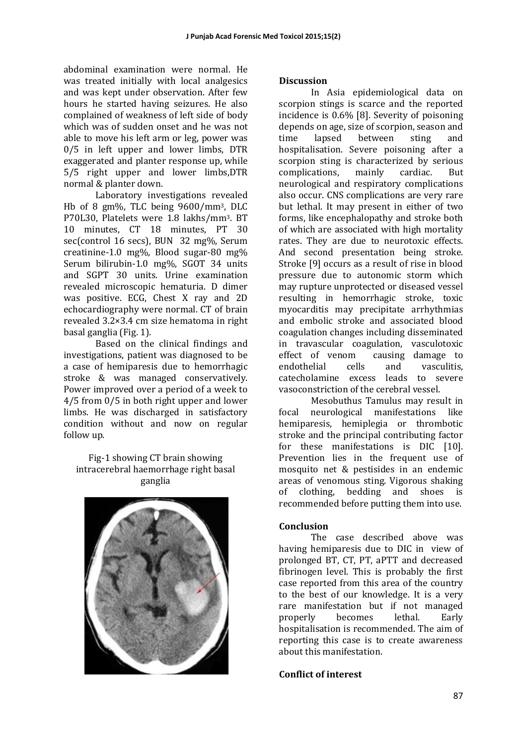abdominal examination were normal. He was treated initially with local analgesics and was kept under observation. After few hours he started having seizures. He also complained of weakness of left side of body which was of sudden onset and he was not able to move his left arm or leg, power was 0/5 in left upper and lower limbs, DTR exaggerated and planter response up, while 5/5 right upper and lower limbs,DTR normal & planter down.

Laboratory investigations revealed Hb of 8 gm%, TLC being 9600/mm$^3$, DLC P70L30, Platelets were 1.8 lakhs/mm$^3$. BT 10 minutes, CT 18 minutes, PT 30 sec(control 16 secs), BUN 32 mg%, Serum creatinine-1.0 mg%, Blood sugar-80 mg% Serum bilirubin-1.0 mg%, SGOT 34 units and SGPT 30 units. Urine examination revealed microscopic hematuria. D dimer was positive. ECG, Chest X ray and 2D echocardiography were normal. CT of brain revealed 3.2×3.4 cm size hematoma in right basal ganglia (Fig. 1).

Based on the clinical findings and investigations, patient was diagnosed to be a case of hemiparesis due to hemorrhagic stroke & was managed conservatively. Power improved over a period of a week to 4/5 from 0/5 in both right upper and lower limbs. He was discharged in satisfactory condition without and now on regular follow up.

Fig-1 showing CT brain showing intracerebral haemorrhage right basal ganglia

## Discussion

In Asia epidemiological data on scorpion stings is scarce and the reported incidence is 0.6% [8]. Severity of poisoning depends on age, size of scorpion, season and time lapsed between sting and hospitalisation. Severe poisoning after a scorpion sting is characterized by serious complications, mainly cardiac. But neurological and respiratory complications also occur. CNS complications are very rare but lethal. It may present in either of two forms, like encephalopathy and stroke both of which are associated with high mortality rates. They are due to neurotoxic effects. And second presentation being stroke. Stroke [9] occurs as a result of rise in blood pressure due to autonomic storm which may rupture unprotected or diseased vessel resulting in hemorrhagic stroke, toxic myocarditis may precipitate arrhythmias and embolic stroke and associated blood coagulation changes including disseminated in travascular coagulation, vasculotoxic effect of venom causing damage to endothelial cells and vasculitis, catecholamine excess leads to severe vasoconstriction of the cerebral vessel.

Mesobuthus Tamulus may result in focal neurological manifestations like hemiparesis, hemiplegia or thrombotic stroke and the principal contributing factor for these manifestations is DIC [10]. Prevention lies in the frequent use of mosquito net & pestisides in an endemic areas of venomous sting. Vigorous shaking of clothing, bedding and shoes is recommended before putting them into use.

## Conclusion

The case described above was having hemiparesis due to DIC in view of prolonged BT, CT, PT, aPTT and decreased fibrinogen level. This is probably the first case reported from this area of the country to the best of our knowledge. It is a very rare manifestation but if not managed properly becomes lethal. Early hospitalisation is recommended. The aim of reporting this case is to create awareness about this manifestation.

## Conflict of interest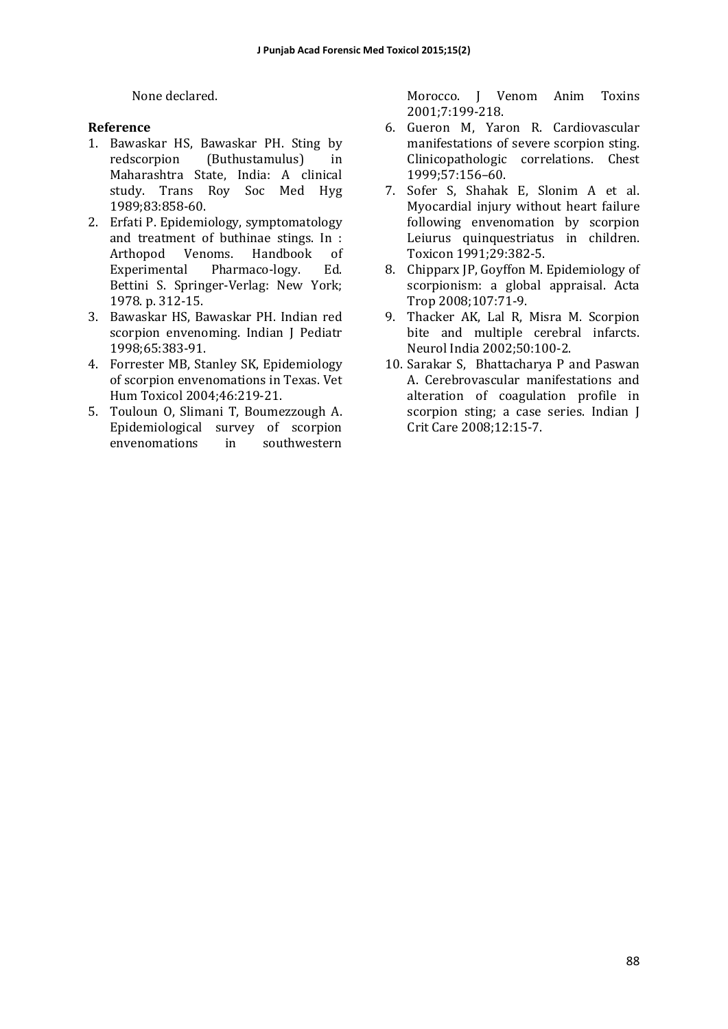None declared.

**Reference**

1. Bawaskar HS, Bawaskar PH. Sting by redscorpion (Buthustamulus) in Maharashtra State, India: A clinical study. Trans Roy Soc Med Hyg 1989;83:858-60.
2. Erfati P. Epidemiology, symptomatology and treatment of buthinae stings. In : Arthopod Venoms. Handbook of Experimental Pharmaco-logy. Ed. Bettini S. Springer-Verlag: New York; 1978. p. 312-15.
3. Bawaskar HS, Bawaskar PH. Indian red scorpion envenoming. Indian J Pediatr 1998;65:383-91.
4. Forrester MB, Stanley SK, Epidemiology of scorpion envenomations in Texas. Vet Hum Toxicol 2004;46:219-21.
5. Touloun O, Slimani T, Boumezzough A. Epidemiological survey of scorpion envenomations in southwestern Morocco. J Venom Anim Toxins 2001;7:199-218.
6. Gueron M, Yaron R. Cardiovascular manifestations of severe scorpion sting. Clinicopathologic correlations. Chest 1999;57:156–60.
7. Sofer S, Shahak E, Slonim A et al. Myocardial injury without heart failure following envenomation by scorpion Leiurus quinquestriatus in children. Toxicon 1991;29:382-5.
8. Chipparx JP, Goyffon M. Epidemiology of scorpionism: a global appraisal. Acta Trop 2008;107:71-9.
9. Thacker AK, Lal R, Misra M. Scorpion bite and multiple cerebral infarcts. Neurol India 2002;50:100-2.
10. Sarakar S, Bhattacharya P and Paswan A. Cerebrovascular manifestations and alteration of coagulation profile in scorpion sting; a case series. Indian J Crit Care 2008;12:15-7.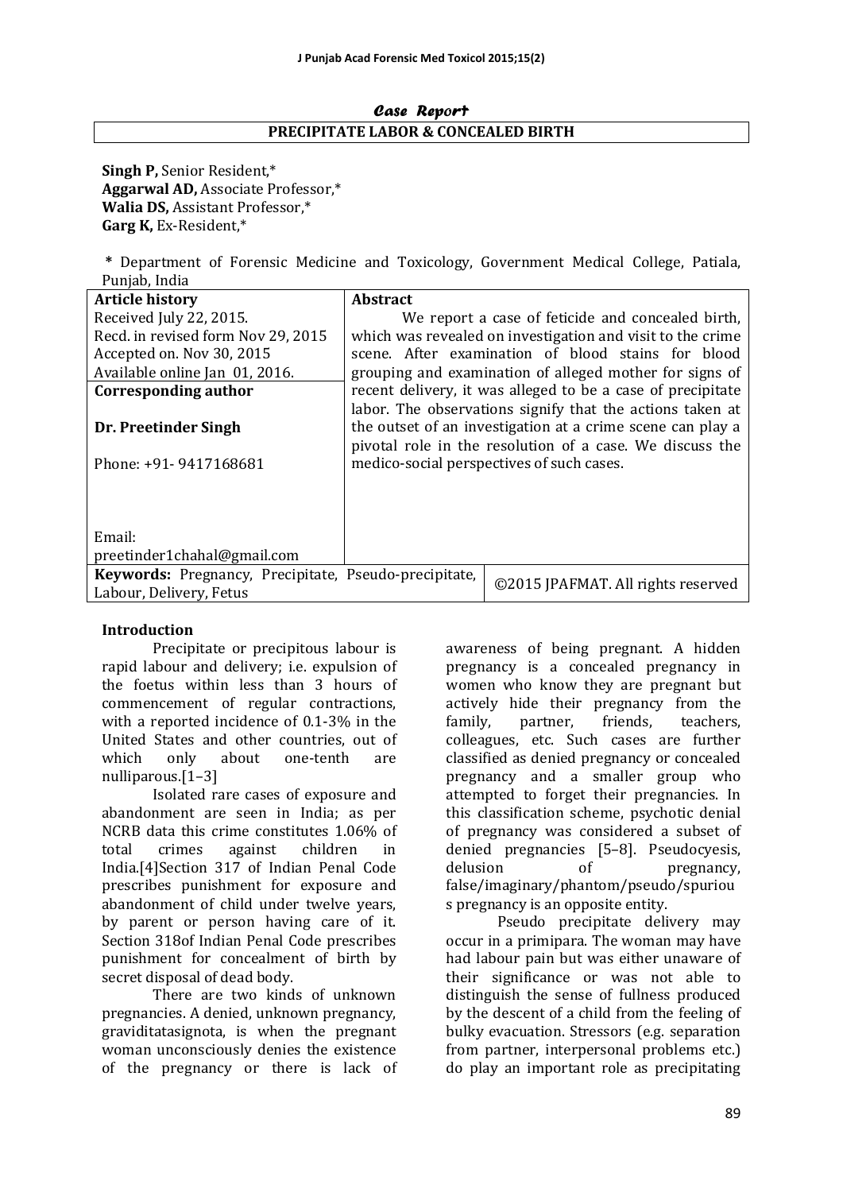*Case Report*

# PRECIPITATE LABOR & CONCEALED BIRTH

**Singh P,** Senior Resident,*
**Aggarwal AD,** Associate Professor,*
**Walia DS,** Assistant Professor,*
**Garg K,** Ex-Resident,*

\* Department of Forensic Medicine and Toxicology, Government Medical College, Patiala, Punjab, India

| **Article history** | **Abstract** |
|---|---|
| Received July 22, 2015. Recd. in revised form Nov 29, 2015 Accepted on. Nov 30, 2015 Available online Jan 01, 2016. | We report a case of feticide and concealed birth, which was revealed on investigation and visit to the crime scene. After examination of blood stains for blood grouping and examination of alleged mother for signs of recent delivery, it was alleged to be a case of precipitate labor. The observations signify that the actions taken at the outset of an investigation at a crime scene can play a pivotal role in the resolution of a case. We discuss the medico-social perspectives of such cases. |
| **Corresponding author** **Dr. Preetinder Singh** Phone: +91- 9417168681 Email: preetinder1chahal@gmail.com | |
| **Keywords:** Pregnancy, Precipitate, Pseudo-precipitate, Labour, Delivery, Fetus | ©2015 JPAFMAT. All rights reserved |

## Introduction

Precipitate or precipitous labour is rapid labour and delivery; i.e. expulsion of the foetus within less than 3 hours of commencement of regular contractions, with a reported incidence of 0.1-3% in the United States and other countries, out of which only about one-tenth are nulliparous.[1–3]

Isolated rare cases of exposure and abandonment are seen in India; as per NCRB data this crime constitutes 1.06% of total crimes against children in India.[4]Section 317 of Indian Penal Code prescribes punishment for exposure and abandonment of child under twelve years, by parent or person having care of it. Section 318of Indian Penal Code prescribes punishment for concealment of birth by secret disposal of dead body.

There are two kinds of unknown pregnancies. A denied, unknown pregnancy, graviditatasignota, is when the pregnant woman unconsciously denies the existence of the pregnancy or there is lack of awareness of being pregnant. A hidden pregnancy is a concealed pregnancy in women who know they are pregnant but actively hide their pregnancy from the family, partner, friends, teachers, colleagues, etc. Such cases are further classified as denied pregnancy or concealed pregnancy and a smaller group who attempted to forget their pregnancies. In this classification scheme, psychotic denial of pregnancy was considered a subset of denied pregnancies [5–8]. Pseudocyesis, delusion of pregnancy, false/imaginary/phantom/pseudo/spurious pregnancy is an opposite entity.

Pseudo precipitate delivery may occur in a primipara. The woman may have had labour pain but was either unaware of their significance or was not able to distinguish the sense of fullness produced by the descent of a child from the feeling of bulky evacuation. Stressors (e.g. separation from partner, interpersonal problems etc.) do play an important role as precipitating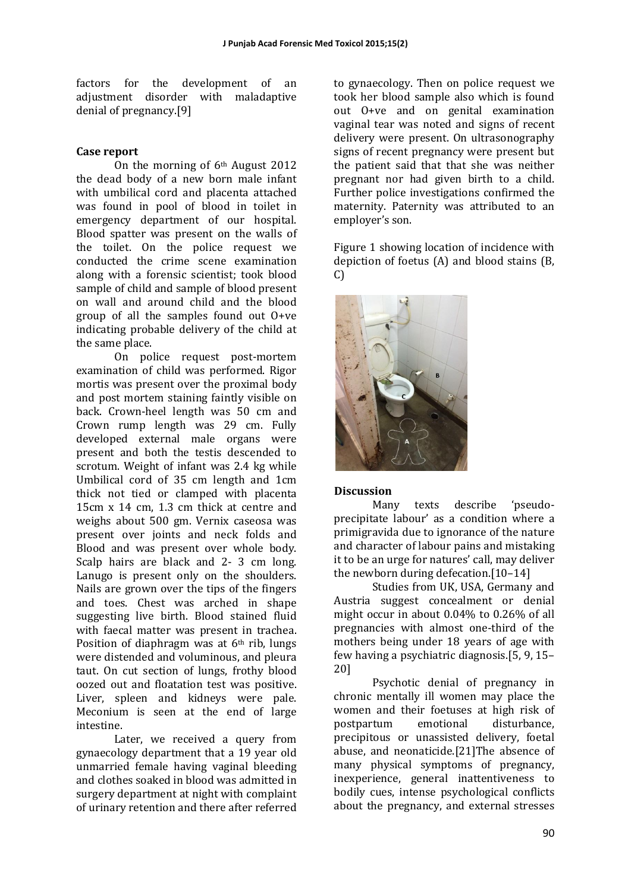factors for the development of an adjustment disorder with maladaptive denial of pregnancy.[9]

## Case report

On the morning of 6th August 2012 the dead body of a new born male infant with umbilical cord and placenta attached was found in pool of blood in toilet in emergency department of our hospital. Blood spatter was present on the walls of the toilet. On the police request we conducted the crime scene examination along with a forensic scientist; took blood sample of child and sample of blood present on wall and around child and the blood group of all the samples found out O+ve indicating probable delivery of the child at the same place.

On police request post-mortem examination of child was performed. Rigor mortis was present over the proximal body and post mortem staining faintly visible on back. Crown-heel length was 50 cm and Crown rump length was 29 cm. Fully developed external male organs were present and both the testis descended to scrotum. Weight of infant was 2.4 kg while Umbilical cord of 35 cm length and 1cm thick not tied or clamped with placenta 15cm x 14 cm, 1.3 cm thick at centre and weighs about 500 gm. Vernix caseosa was present over joints and neck folds and Blood and was present over whole body. Scalp hairs are black and 2- 3 cm long. Lanugo is present only on the shoulders. Nails are grown over the tips of the fingers and toes. Chest was arched in shape suggesting live birth. Blood stained fluid with faecal matter was present in trachea. Position of diaphragm was at 6th rib, lungs were distended and voluminous, and pleura taut. On cut section of lungs, frothy blood oozed out and floatation test was positive. Liver, spleen and kidneys were pale. Meconium is seen at the end of large intestine.

Later, we received a query from gynaecology department that a 19 year old unmarried female having vaginal bleeding and clothes soaked in blood was admitted in surgery department at night with complaint of urinary retention and there after referred to gynaecology. Then on police request we took her blood sample also which is found out O+ve and on genital examination vaginal tear was noted and signs of recent delivery were present. On ultrasonography signs of recent pregnancy were present but the patient said that that she was neither pregnant nor had given birth to a child. Further police investigations confirmed the maternity. Paternity was attributed to an employer's son.

Figure 1 showing location of incidence with depiction of foetus (A) and blood stains (B, C)

## Discussion

Many texts describe 'pseudo-precipitate labour' as a condition where a primigravida due to ignorance of the nature and character of labour pains and mistaking it to be an urge for natures' call, may deliver the newborn during defecation.[10–14]

Studies from UK, USA, Germany and Austria suggest concealment or denial might occur in about 0.04% to 0.26% of all pregnancies with almost one-third of the mothers being under 18 years of age with few having a psychiatric diagnosis.[5, 9, 15–20]

Psychotic denial of pregnancy in chronic mentally ill women may place the women and their foetuses at high risk of postpartum emotional disturbance, precipitous or unassisted delivery, foetal abuse, and neonaticide.[21]The absence of many physical symptoms of pregnancy, inexperience, general inattentiveness to bodily cues, intense psychological conflicts about the pregnancy, and external stresses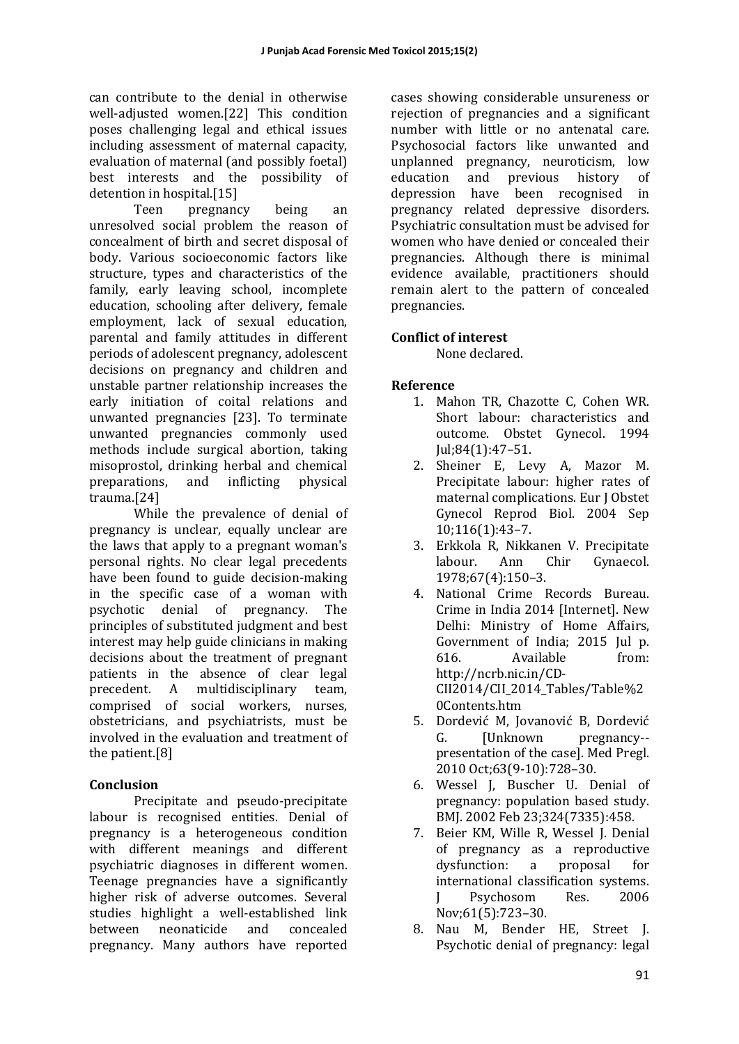can contribute to the denial in otherwise well-adjusted women.[22] This condition poses challenging legal and ethical issues including assessment of maternal capacity, evaluation of maternal (and possibly foetal) best interests and the possibility of detention in hospital.[15]

Teen pregnancy being an unresolved social problem the reason of concealment of birth and secret disposal of body. Various socioeconomic factors like structure, types and characteristics of the family, early leaving school, incomplete education, schooling after delivery, female employment, lack of sexual education, parental and family attitudes in different periods of adolescent pregnancy, adolescent decisions on pregnancy and children and unstable partner relationship increases the early initiation of coital relations and unwanted pregnancies [23]. To terminate unwanted pregnancies commonly used methods include surgical abortion, taking misoprostol, drinking herbal and chemical preparations, and inflicting physical trauma.[24]

While the prevalence of denial of pregnancy is unclear, equally unclear are the laws that apply to a pregnant woman's personal rights. No clear legal precedents have been found to guide decision-making in the specific case of a woman with psychotic denial of pregnancy. The principles of substituted judgment and best interest may help guide clinicians in making decisions about the treatment of pregnant patients in the absence of clear legal precedent. A multidisciplinary team, comprised of social workers, nurses, obstetricians, and psychiatrists, must be involved in the evaluation and treatment of the patient.[8]

## Conclusion

Precipitate and pseudo-precipitate labour is recognised entities. Denial of pregnancy is a heterogeneous condition with different meanings and different psychiatric diagnoses in different women. Teenage pregnancies have a significantly higher risk of adverse outcomes. Several studies highlight a well-established link between neonaticide and concealed pregnancy. Many authors have reported cases showing considerable unsureness or rejection of pregnancies and a significant number with little or no antenatal care. Psychosocial factors like unwanted and unplanned pregnancy, neuroticism, low education and previous history of depression have been recognised in pregnancy related depressive disorders. Psychiatric consultation must be advised for women who have denied or concealed their pregnancies. Although there is minimal evidence available, practitioners should remain alert to the pattern of concealed pregnancies.

## Conflict of interest

None declared.

## Reference

1. Mahon TR, Chazotte C, Cohen WR. Short labour: characteristics and outcome. Obstet Gynecol. 1994 Jul;84(1):47–51.
2. Sheiner E, Levy A, Mazor M. Precipitate labour: higher rates of maternal complications. Eur J Obstet Gynecol Reprod Biol. 2004 Sep 10;116(1):43–7.
3. Erkkola R, Nikkanen V. Precipitate labour. Ann Chir Gynaecol. 1978;67(4):150–3.
4. National Crime Records Bureau. Crime in India 2014 [Internet]. New Delhi: Ministry of Home Affairs, Government of India; 2015 Jul p. 616. Available from: http://ncrb.nic.in/CD-CII2014/CII_2014_Tables/Table%20Contents.htm
5. Dordević M, Jovanović B, Dordević G. [Unknown pregnancy--presentation of the case]. Med Pregl. 2010 Oct;63(9-10):728–30.
6. Wessel J, Buscher U. Denial of pregnancy: population based study. BMJ. 2002 Feb 23;324(7335):458.
7. Beier KM, Wille R, Wessel J. Denial of pregnancy as a reproductive dysfunction: a proposal for international classification systems. J Psychosom Res. 2006 Nov;61(5):723–30.
8. Nau M, Bender HE, Street J. Psychotic denial of pregnancy: legal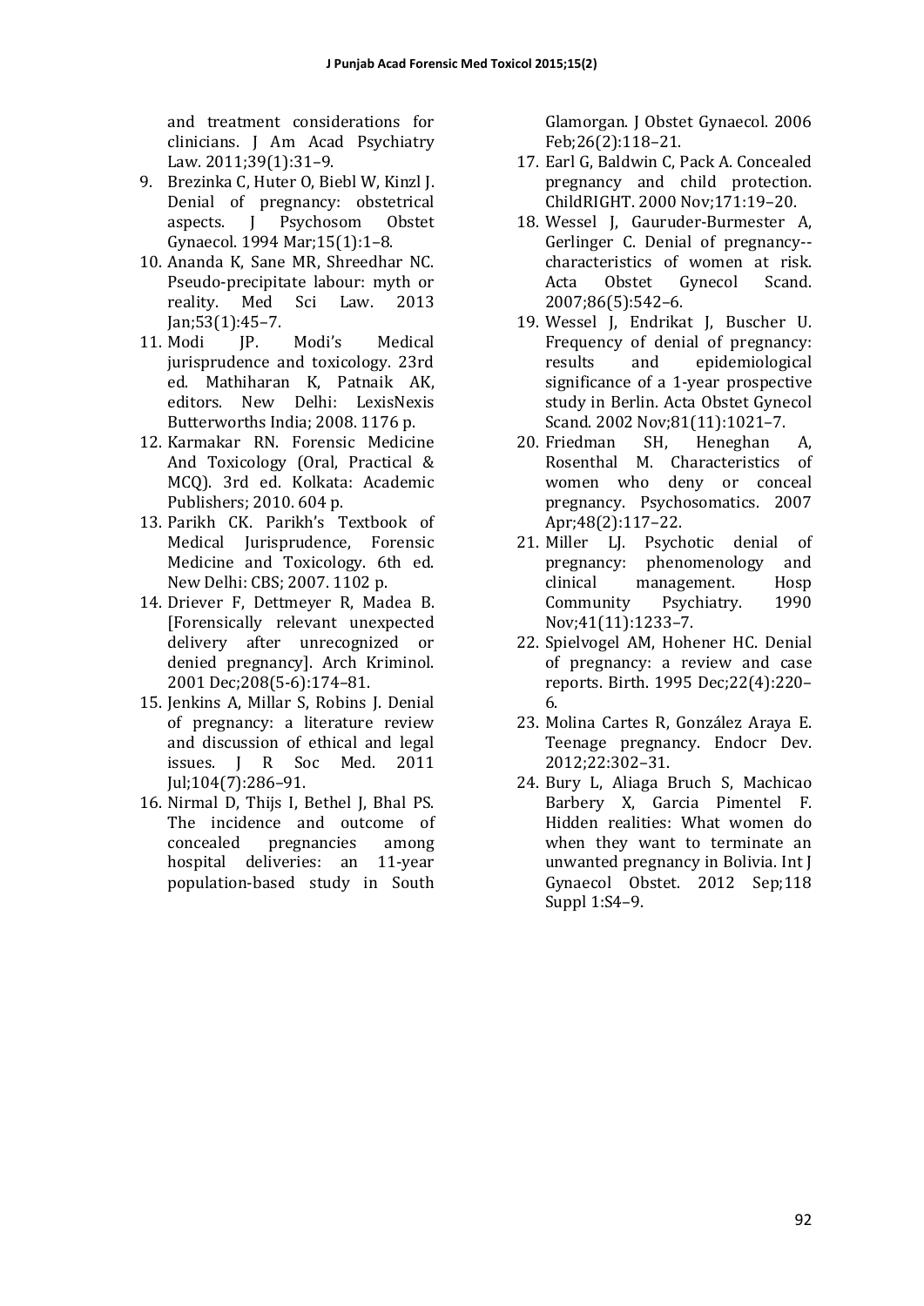and treatment considerations for clinicians. J Am Acad Psychiatry Law. 2011;39(1):31–9.

9. Brezinka C, Huter O, Biebl W, Kinzl J. Denial of pregnancy: obstetrical aspects. J Psychosom Obstet Gynaecol. 1994 Mar;15(1):1–8.
10. Ananda K, Sane MR, Shreedhar NC. Pseudo-precipitate labour: myth or reality. Med Sci Law. 2013 Jan;53(1):45–7.
11. Modi JP. Modi's Medical jurisprudence and toxicology. 23rd ed. Mathiharan K, Patnaik AK, editors. New Delhi: LexisNexis Butterworths India; 2008. 1176 p.
12. Karmakar RN. Forensic Medicine And Toxicology (Oral, Practical & MCQ). 3rd ed. Kolkata: Academic Publishers; 2010. 604 p.
13. Parikh CK. Parikh's Textbook of Medical Jurisprudence, Forensic Medicine and Toxicology. 6th ed. New Delhi: CBS; 2007. 1102 p.
14. Driever F, Dettmeyer R, Madea B. [Forensically relevant unexpected delivery after unrecognized or denied pregnancy]. Arch Kriminol. 2001 Dec;208(5-6):174–81.
15. Jenkins A, Millar S, Robins J. Denial of pregnancy: a literature review and discussion of ethical and legal issues. J R Soc Med. 2011 Jul;104(7):286–91.
16. Nirmal D, Thijs I, Bethel J, Bhal PS. The incidence and outcome of concealed pregnancies among hospital deliveries: an 11-year population-based study in South Glamorgan. J Obstet Gynaecol. 2006 Feb;26(2):118–21.
17. Earl G, Baldwin C, Pack A. Concealed pregnancy and child protection. ChildRIGHT. 2000 Nov;171:19–20.
18. Wessel J, Gauruder-Burmester A, Gerlinger C. Denial of pregnancy--characteristics of women at risk. Acta Obstet Gynecol Scand. 2007;86(5):542–6.
19. Wessel J, Endrikat J, Buscher U. Frequency of denial of pregnancy: results and epidemiological significance of a 1-year prospective study in Berlin. Acta Obstet Gynecol Scand. 2002 Nov;81(11):1021–7.
20. Friedman SH, Heneghan A, Rosenthal M. Characteristics of women who deny or conceal pregnancy. Psychosomatics. 2007 Apr;48(2):117–22.
21. Miller LJ. Psychotic denial of pregnancy: phenomenology and clinical management. Hosp Community Psychiatry. 1990 Nov;41(11):1233–7.
22. Spielvogel AM, Hohener HC. Denial of pregnancy: a review and case reports. Birth. 1995 Dec;22(4):220–6.
23. Molina Cartes R, González Araya E. Teenage pregnancy. Endocr Dev. 2012;22:302–31.
24. Bury L, Aliaga Bruch S, Machicao Barbery X, Garcia Pimentel F. Hidden realities: What women do when they want to terminate an unwanted pregnancy in Bolivia. Int J Gynaecol Obstet. 2012 Sep;118 Suppl 1:S4–9.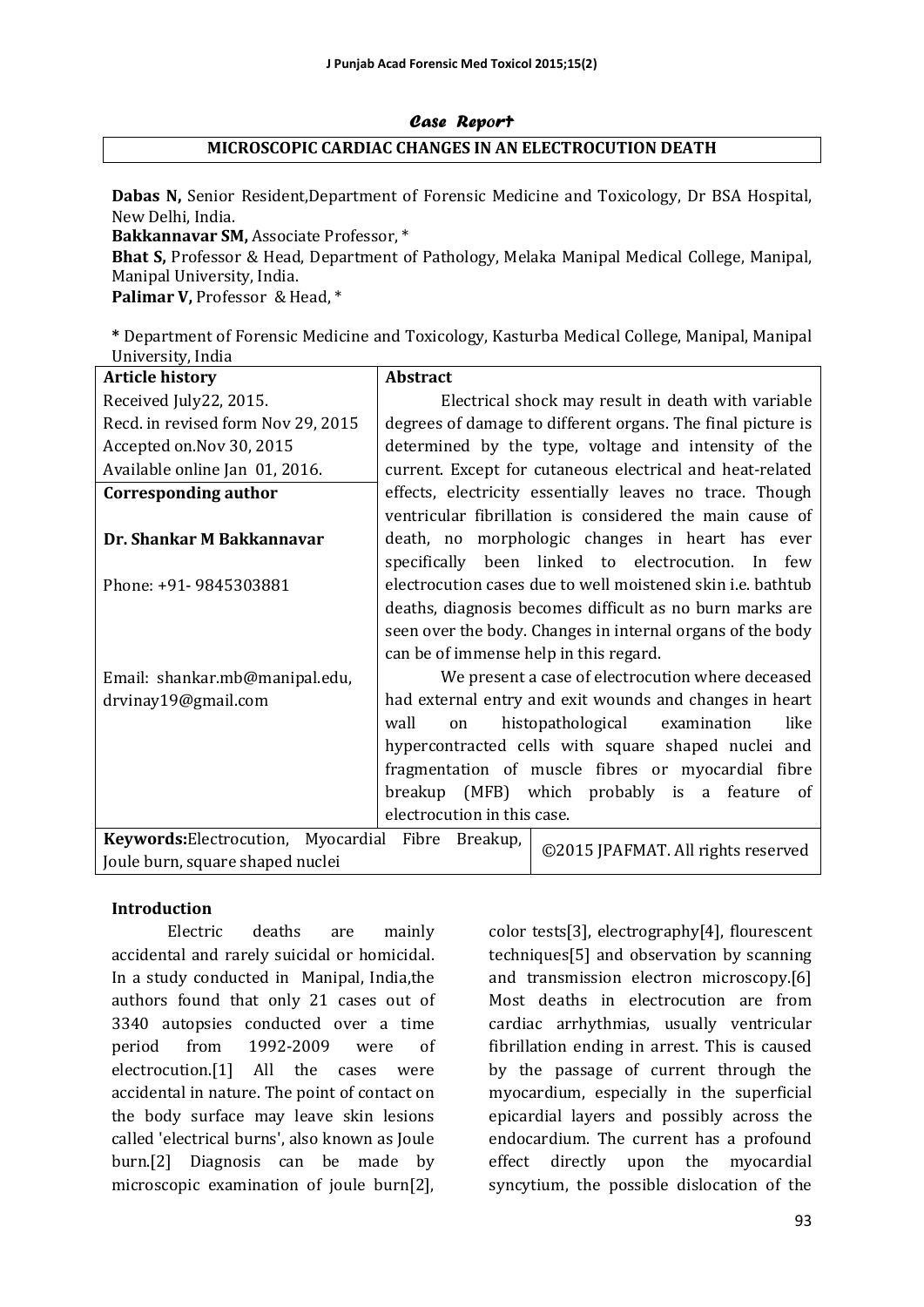*Case Report*

# MICROSCOPIC CARDIAC CHANGES IN AN ELECTROCUTION DEATH

**Dabas N,** Senior Resident,Department of Forensic Medicine and Toxicology, Dr BSA Hospital, New Delhi, India.
**Bakkannavar SM,** Associate Professor, *
**Bhat S,** Professor & Head, Department of Pathology, Melaka Manipal Medical College, Manipal, Manipal University, India.
**Palimar V,** Professor & Head, *

**\*** Department of Forensic Medicine and Toxicology, Kasturba Medical College, Manipal, Manipal University, India

| **Article history** | **Abstract** |
|---|---|
| Received July22, 2015.<br>Recd. in revised form Nov 29, 2015<br>Accepted on.Nov 30, 2015<br>Available online Jan 01, 2016. | Electrical shock may result in death with variable degrees of damage to different organs. The final picture is determined by the type, voltage and intensity of the current. Except for cutaneous electrical and heat-related effects, electricity essentially leaves no trace. Though ventricular fibrillation is considered the main cause of death, no morphologic changes in heart has ever specifically been linked to electrocution. In few electrocution cases due to well moistened skin i.e. bathtub deaths, diagnosis becomes difficult as no burn marks are seen over the body. Changes in internal organs of the body can be of immense help in this regard.<br>We present a case of electrocution where deceased had external entry and exit wounds and changes in heart wall on histopathological examination like hypercontracted cells with square shaped nuclei and fragmentation of muscle fibres or myocardial fibre breakup (MFB) which probably is a feature of electrocution in this case. |
| **Corresponding author**<br><br>**Dr. Shankar M Bakkannavar**<br><br>Phone: +91- 9845303881<br><br>Email: shankar.mb@manipal.edu, drvinay19@gmail.com | |
| **Keywords:**Electrocution, Myocardial Fibre Breakup, Joule burn, square shaped nuclei | ©2015 JPAFMAT. All rights reserved |

## Introduction

Electric deaths are mainly accidental and rarely suicidal or homicidal. In a study conducted in Manipal, India,the authors found that only 21 cases out of 3340 autopsies conducted over a time period from 1992-2009 were of electrocution.[1] All the cases were accidental in nature. The point of contact on the body surface may leave skin lesions called 'electrical burns', also known as Joule burn.[2] Diagnosis can be made by microscopic examination of joule burn[2], color tests[3], electrography[4], flourescent techniques[5] and observation by scanning and transmission electron microscopy.[6] Most deaths in electrocution are from cardiac arrhythmias, usually ventricular fibrillation ending in arrest. This is caused by the passage of current through the myocardium, especially in the superficial epicardial layers and possibly across the endocardium. The current has a profound effect directly upon the myocardial syncytium, the possible dislocation of the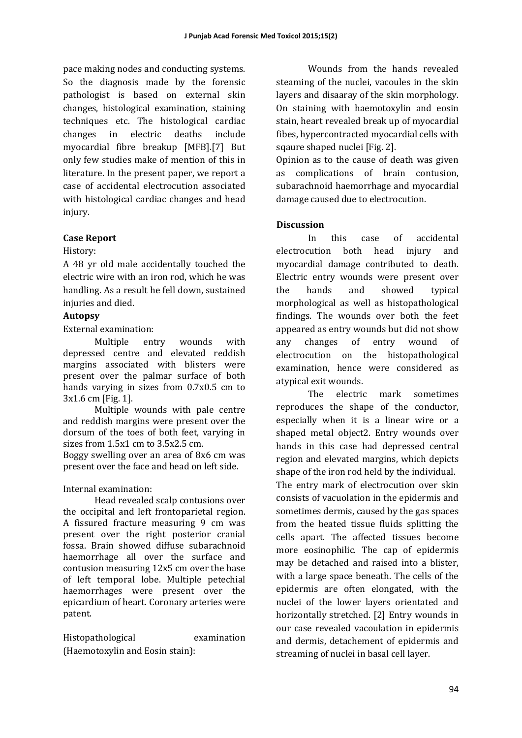pace making nodes and conducting systems. So the diagnosis made by the forensic pathologist is based on external skin changes, histological examination, staining techniques etc. The histological cardiac changes in electric deaths include myocardial fibre breakup [MFB].[7] But only few studies make of mention of this in literature. In the present paper, we report a case of accidental electrocution associated with histological cardiac changes and head injury.

## Case Report

History:

A 48 yr old male accidentally touched the electric wire with an iron rod, which he was handling. As a result he fell down, sustained injuries and died.

### Autopsy

External examination:

Multiple entry wounds with depressed centre and elevated reddish margins associated with blisters were present over the palmar surface of both hands varying in sizes from 0.7x0.5 cm to 3x1.6 cm [Fig. 1].

Multiple wounds with pale centre and reddish margins were present over the dorsum of the toes of both feet, varying in sizes from 1.5x1 cm to 3.5x2.5 cm.

Boggy swelling over an area of 8x6 cm was present over the face and head on left side.

Internal examination:

Head revealed scalp contusions over the occipital and left frontoparietal region. A fissured fracture measuring 9 cm was present over the right posterior cranial fossa. Brain showed diffuse subarachnoid haemorrhage all over the surface and contusion measuring 12x5 cm over the base of left temporal lobe. Multiple petechial haemorrhages were present over the epicardium of heart. Coronary arteries were patent.

Histopathological examination (Haemotoxylin and Eosin stain):

Wounds from the hands revealed steaming of the nuclei, vacoules in the skin layers and disaaray of the skin morphology. On staining with haemotoxylin and eosin stain, heart revealed break up of myocardial fibes, hypercontracted myocardial cells with sqaure shaped nuclei [Fig. 2].

Opinion as to the cause of death was given as complications of brain contusion, subarachnoid haemorrhage and myocardial damage caused due to electrocution.

## Discussion

In this case of accidental electrocution both head injury and myocardial damage contributed to death. Electric entry wounds were present over the hands and showed typical morphological as well as histopathological findings. The wounds over both the feet appeared as entry wounds but did not show any changes of entry wound of electrocution on the histopathological examination, hence were considered as atypical exit wounds.

The electric mark sometimes reproduces the shape of the conductor, especially when it is a linear wire or a shaped metal object2. Entry wounds over hands in this case had depressed central region and elevated margins, which depicts shape of the iron rod held by the individual. The entry mark of electrocution over skin consists of vacuolation in the epidermis and sometimes dermis, caused by the gas spaces from the heated tissue fluids splitting the cells apart. The affected tissues become more eosinophilic. The cap of epidermis may be detached and raised into a blister, with a large space beneath. The cells of the epidermis are often elongated, with the nuclei of the lower layers orientated and horizontally stretched. [2] Entry wounds in our case revealed vacoulation in epidermis and dermis, detachement of epidermis and streaming of nuclei in basal cell layer.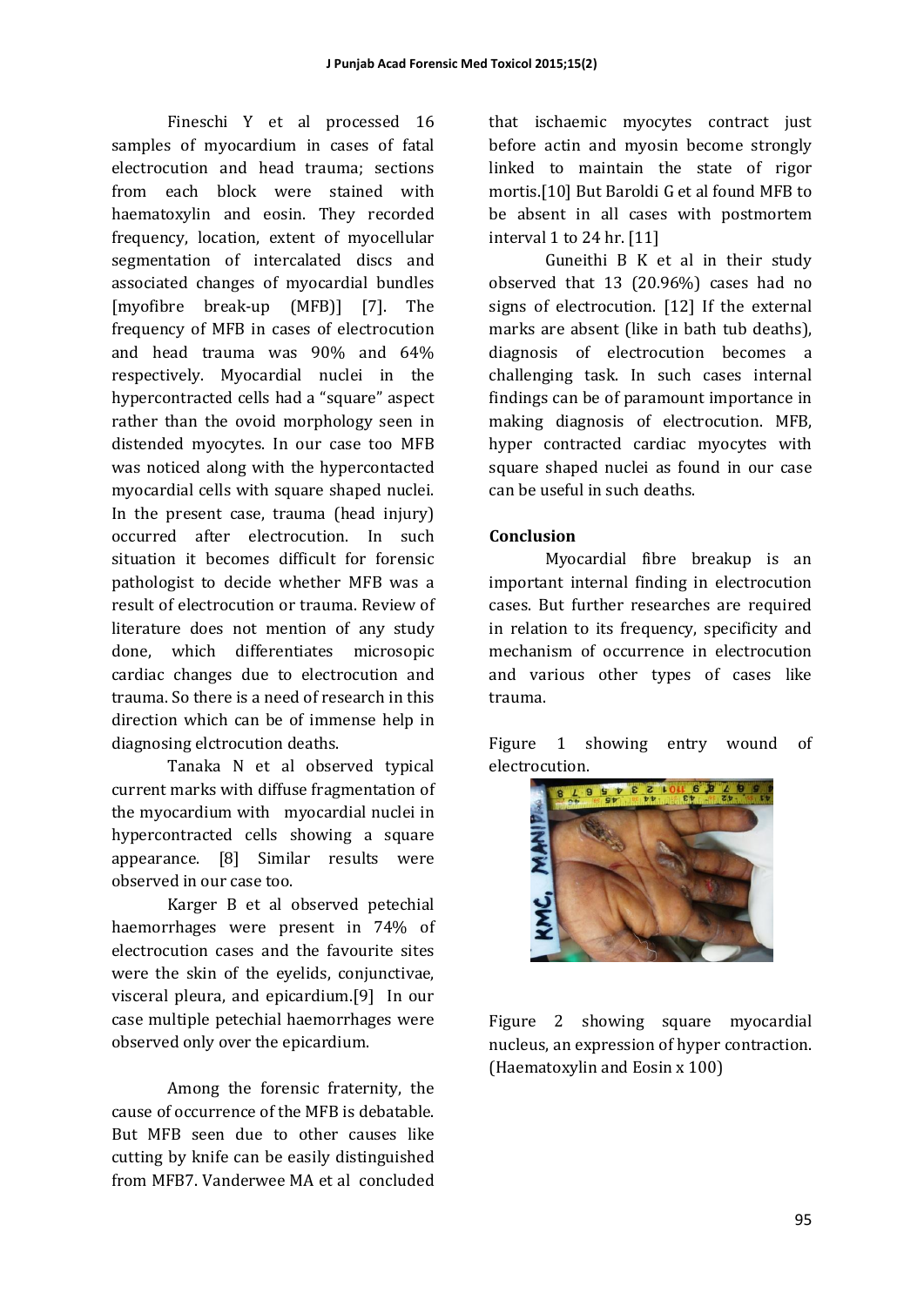Fineschi Y et al processed 16 samples of myocardium in cases of fatal electrocution and head trauma; sections from each block were stained with haematoxylin and eosin. They recorded frequency, location, extent of myocellular segmentation of intercalated discs and associated changes of myocardial bundles [myofibre break-up (MFB)] [7]. The frequency of MFB in cases of electrocution and head trauma was 90% and 64% respectively. Myocardial nuclei in the hypercontracted cells had a "square" aspect rather than the ovoid morphology seen in distended myocytes. In our case too MFB was noticed along with the hypercontacted myocardial cells with square shaped nuclei. In the present case, trauma (head injury) occurred after electrocution. In such situation it becomes difficult for forensic pathologist to decide whether MFB was a result of electrocution or trauma. Review of literature does not mention of any study done, which differentiates microsopic cardiac changes due to electrocution and trauma. So there is a need of research in this direction which can be of immense help in diagnosing elctrocution deaths.

Tanaka N et al observed typical current marks with diffuse fragmentation of the myocardium with myocardial nuclei in hypercontracted cells showing a square appearance. [8] Similar results were observed in our case too.

Karger B et al observed petechial haemorrhages were present in 74% of electrocution cases and the favourite sites were the skin of the eyelids, conjunctivae, visceral pleura, and epicardium.[9] In our case multiple petechial haemorrhages were observed only over the epicardium.

Among the forensic fraternity, the cause of occurrence of the MFB is debatable. But MFB seen due to other causes like cutting by knife can be easily distinguished from MFB7. Vanderwee MA et al concluded that ischaemic myocytes contract just before actin and myosin become strongly linked to maintain the state of rigor mortis.[10] But Baroldi G et al found MFB to be absent in all cases with postmortem interval 1 to 24 hr. [11]

Guneithi B K et al in their study observed that 13 (20.96%) cases had no signs of electrocution. [12] If the external marks are absent (like in bath tub deaths), diagnosis of electrocution becomes a challenging task. In such cases internal findings can be of paramount importance in making diagnosis of electrocution. MFB, hyper contracted cardiac myocytes with square shaped nuclei as found in our case can be useful in such deaths.

## Conclusion

Myocardial fibre breakup is an important internal finding in electrocution cases. But further researches are required in relation to its frequency, specificity and mechanism of occurrence in electrocution and various other types of cases like trauma.

Figure 1 showing entry wound of electrocution.

Figure 2 showing square myocardial nucleus, an expression of hyper contraction. (Haematoxylin and Eosin x 100)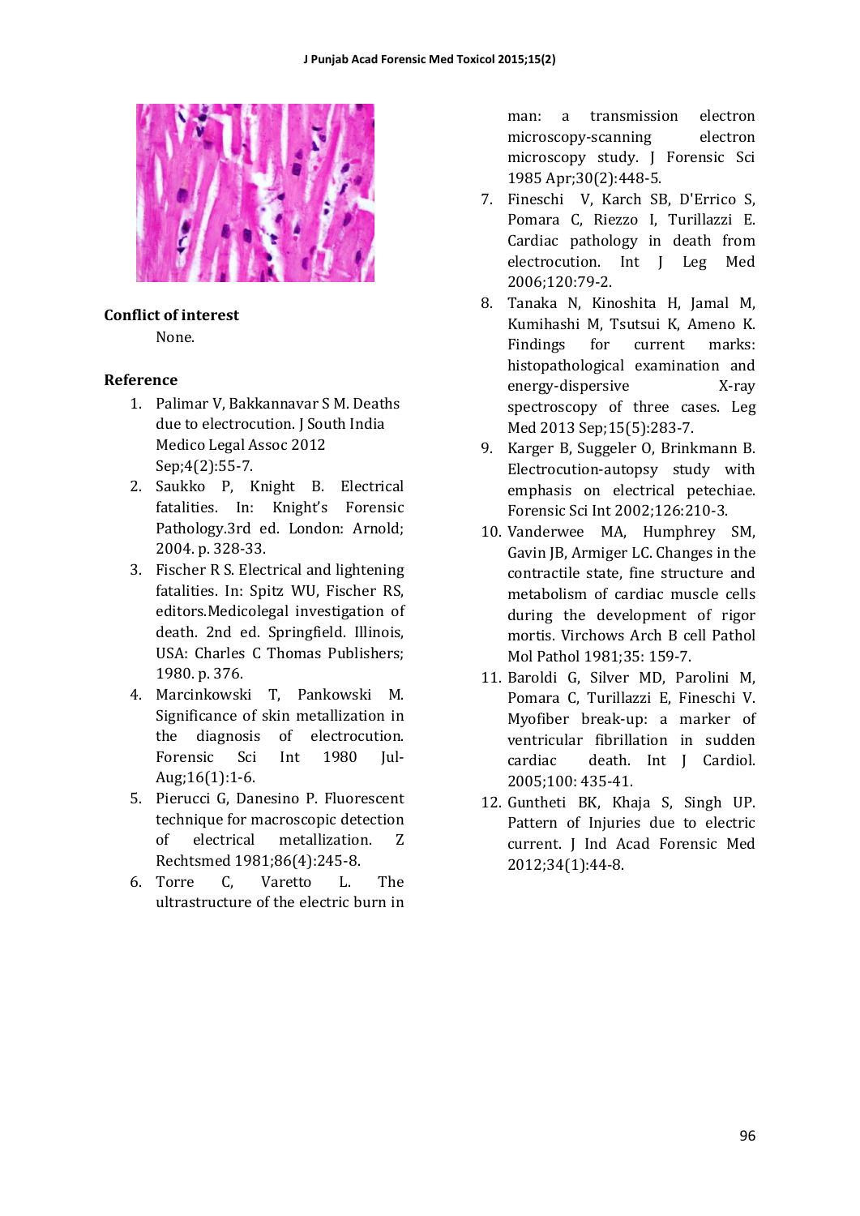## Conflict of interest

None.

## Reference

1. Palimar V, Bakkannavar S M. Deaths due to electrocution. J South India Medico Legal Assoc 2012 Sep;4(2):55-7.
2. Saukko P, Knight B. Electrical fatalities. In: Knight's Forensic Pathology.3rd ed. London: Arnold; 2004. p. 328-33.
3. Fischer R S. Electrical and lightening fatalities. In: Spitz WU, Fischer RS, editors.Medicolegal investigation of death. 2nd ed. Springfield. Illinois, USA: Charles C Thomas Publishers; 1980. p. 376.
4. Marcinkowski T, Pankowski M. Significance of skin metallization in the diagnosis of electrocution. Forensic Sci Int 1980 Jul-Aug;16(1):1-6.
5. Pierucci G, Danesino P. Fluorescent technique for macroscopic detection of electrical metallization. Z Rechtsmed 1981;86(4):245-8.
6. Torre C, Varetto L. The ultrastructure of the electric burn in man: a transmission electron microscopy-scanning electron microscopy study. J Forensic Sci 1985 Apr;30(2):448-5.
7. Fineschi V, Karch SB, D'Errico S, Pomara C, Riezzo I, Turillazzi E. Cardiac pathology in death from electrocution. Int J Leg Med 2006;120:79-2.
8. Tanaka N, Kinoshita H, Jamal M, Kumihashi M, Tsutsui K, Ameno K. Findings for current marks: histopathological examination and energy-dispersive X-ray spectroscopy of three cases. Leg Med 2013 Sep;15(5):283-7.
9. Karger B, Suggeler O, Brinkmann B. Electrocution-autopsy study with emphasis on electrical petechiae. Forensic Sci Int 2002;126:210-3.
10. Vanderwee MA, Humphrey SM, Gavin JB, Armiger LC. Changes in the contractile state, fine structure and metabolism of cardiac muscle cells during the development of rigor mortis. Virchows Arch B cell Pathol Mol Pathol 1981;35: 159-7.
11. Baroldi G, Silver MD, Parolini M, Pomara C, Turillazzi E, Fineschi V. Myofiber break-up: a marker of ventricular fibrillation in sudden cardiac death. Int J Cardiol. 2005;100: 435-41.
12. Guntheti BK, Khaja S, Singh UP. Pattern of Injuries due to electric current. J Ind Acad Forensic Med 2012;34(1):44-8.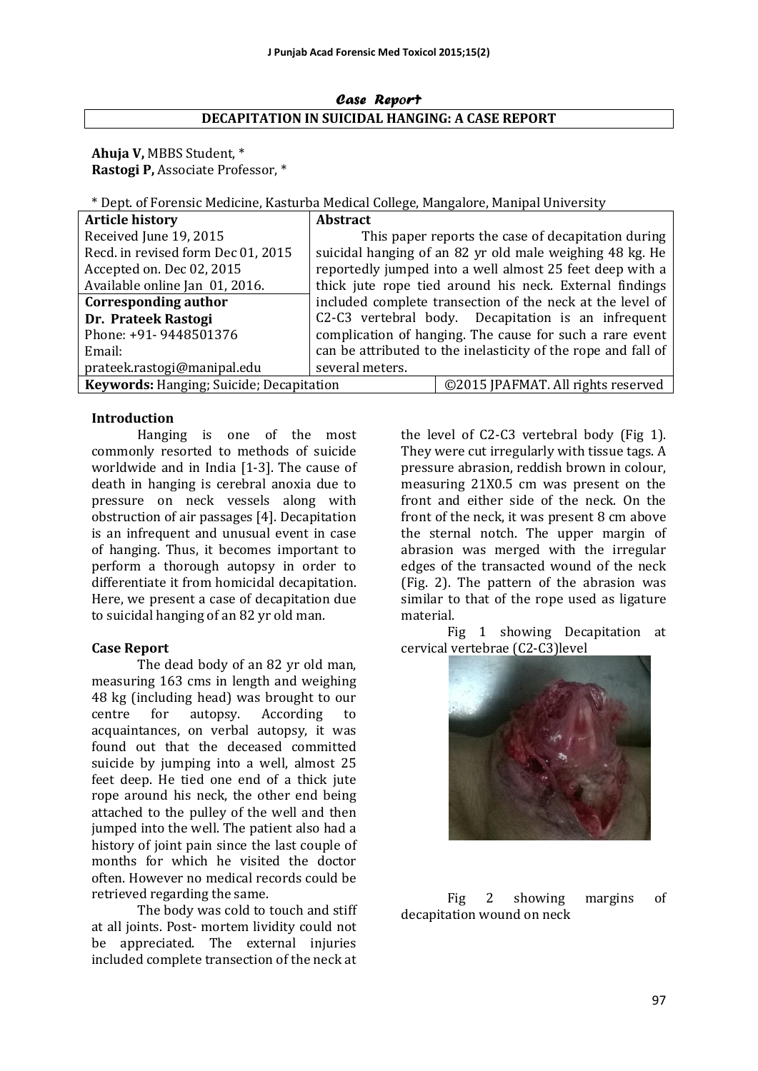*Case Report*

# DECAPITATION IN SUICIDAL HANGING: A CASE REPORT

**Ahuja V,** MBBS Student, *
**Rastogi P,** Associate Professor, *

* Dept. of Forensic Medicine, Kasturba Medical College, Mangalore, Manipal University

| Article history | Abstract |
|---|---|
| Received June 19, 2015 | This paper reports the case of decapitation during suicidal hanging of an 82 yr old male weighing 48 kg. He reportedly jumped into a well almost 25 feet deep with a thick jute rope tied around his neck. External findings included complete transection of the neck at the level of C2-C3 vertebral body. Decapitation is an infrequent complication of hanging. The cause for such a rare event can be attributed to the inelasticity of the rope and fall of several meters. |
| Recd. in revised form Dec 01, 2015 | |
| Accepted on. Dec 02, 2015 | |
| Available online Jan 01, 2016. | |
| **Corresponding author** | |
| **Dr. Prateek Rastogi** | |
| Phone: +91- 9448501376 | |
| Email: prateek.rastogi@manipal.edu | |
| **Keywords:** Hanging; Suicide; Decapitation | ©2015 JPAFMAT. All rights reserved |

## Introduction

Hanging is one of the most commonly resorted to methods of suicide worldwide and in India [1-3]. The cause of death in hanging is cerebral anoxia due to pressure on neck vessels along with obstruction of air passages [4]. Decapitation is an infrequent and unusual event in case of hanging. Thus, it becomes important to perform a thorough autopsy in order to differentiate it from homicidal decapitation. Here, we present a case of decapitation due to suicidal hanging of an 82 yr old man.

## Case Report

The dead body of an 82 yr old man, measuring 163 cms in length and weighing 48 kg (including head) was brought to our centre for autopsy. According to acquaintances, on verbal autopsy, it was found out that the deceased committed suicide by jumping into a well, almost 25 feet deep. He tied one end of a thick jute rope around his neck, the other end being attached to the pulley of the well and then jumped into the well. The patient also had a history of joint pain since the last couple of months for which he visited the doctor often. However no medical records could be retrieved regarding the same.

The body was cold to touch and stiff at all joints. Post- mortem lividity could not be appreciated. The external injuries included complete transection of the neck at the level of C2-C3 vertebral body (Fig 1). They were cut irregularly with tissue tags. A pressure abrasion, reddish brown in colour, measuring 21X0.5 cm was present on the front and either side of the neck. On the front of the neck, it was present 8 cm above the sternal notch. The upper margin of abrasion was merged with the irregular edges of the transacted wound of the neck (Fig. 2). The pattern of the abrasion was similar to that of the rope used as ligature material.

Fig 1 showing Decapitation at cervical vertebrae (C2-C3)level

Fig 2 showing margins of decapitation wound on neck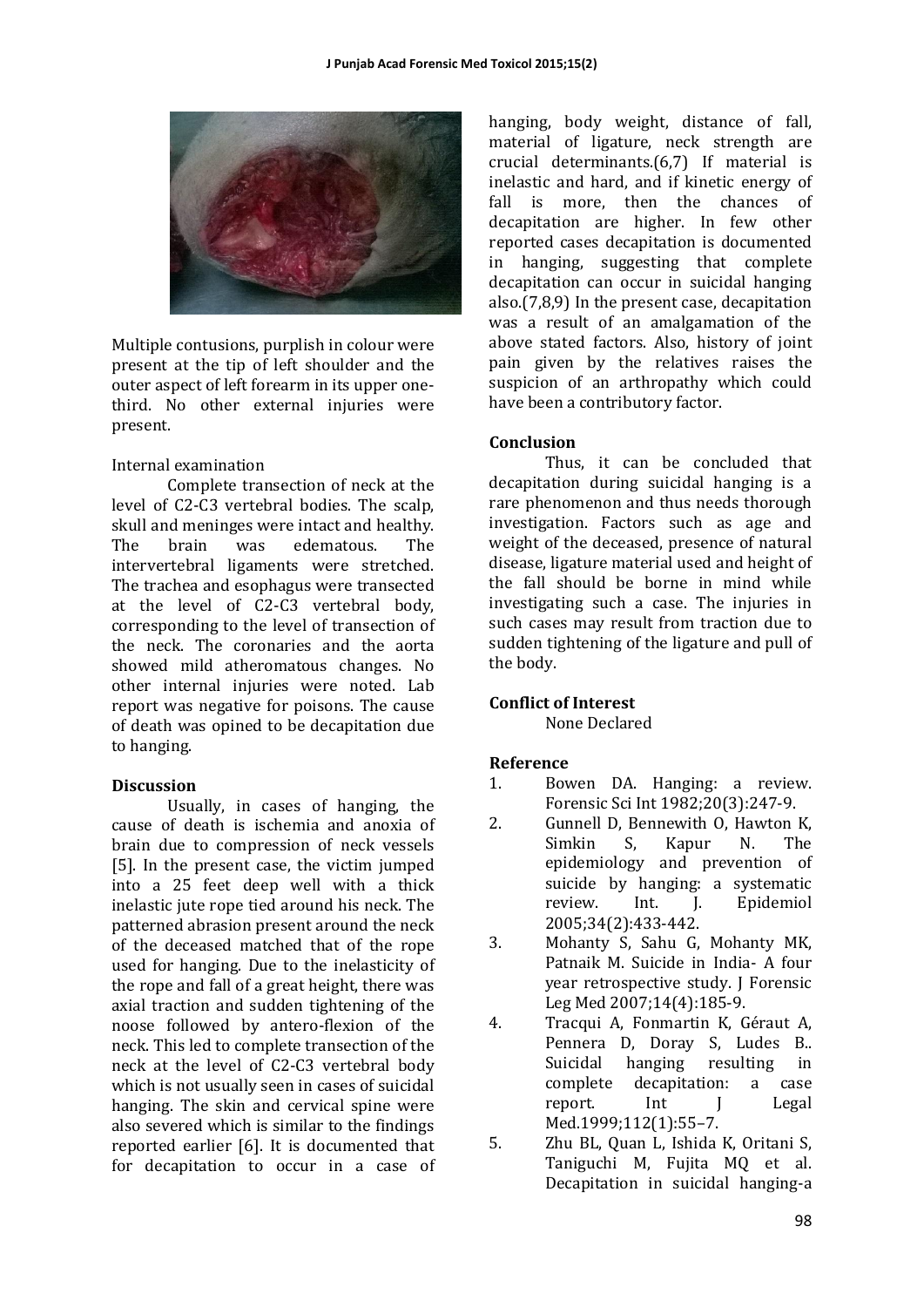Multiple contusions, purplish in colour were present at the tip of left shoulder and the outer aspect of left forearm in its upper one-third. No other external injuries were present.

Internal examination

Complete transection of neck at the level of C2-C3 vertebral bodies. The scalp, skull and meninges were intact and healthy. The brain was edematous. The intervertebral ligaments were stretched. The trachea and esophagus were transected at the level of C2-C3 vertebral body, corresponding to the level of transection of the neck. The coronaries and the aorta showed mild atheromatous changes. No other internal injuries were noted. Lab report was negative for poisons. The cause of death was opined to be decapitation due to hanging.

## Discussion

Usually, in cases of hanging, the cause of death is ischemia and anoxia of brain due to compression of neck vessels [5]. In the present case, the victim jumped into a 25 feet deep well with a thick inelastic jute rope tied around his neck. The patterned abrasion present around the neck of the deceased matched that of the rope used for hanging. Due to the inelasticity of the rope and fall of a great height, there was axial traction and sudden tightening of the noose followed by antero-flexion of the neck. This led to complete transection of the neck at the level of C2-C3 vertebral body which is not usually seen in cases of suicidal hanging. The skin and cervical spine were also severed which is similar to the findings reported earlier [6]. It is documented that for decapitation to occur in a case of hanging, body weight, distance of fall, material of ligature, neck strength are crucial determinants.(6,7) If material is inelastic and hard, and if kinetic energy of fall is more, then the chances of decapitation are higher. In few other reported cases decapitation is documented in hanging, suggesting that complete decapitation can occur in suicidal hanging also.(7,8,9) In the present case, decapitation was a result of an amalgamation of the above stated factors. Also, history of joint pain given by the relatives raises the suspicion of an arthropathy which could have been a contributory factor.

## Conclusion

Thus, it can be concluded that decapitation during suicidal hanging is a rare phenomenon and thus needs thorough investigation. Factors such as age and weight of the deceased, presence of natural disease, ligature material used and height of the fall should be borne in mind while investigating such a case. The injuries in such cases may result from traction due to sudden tightening of the ligature and pull of the body.

## Conflict of Interest

None Declared

## Reference

1. Bowen DA. Hanging: a review. Forensic Sci Int 1982;20(3):247-9.
2. Gunnell D, Bennewith O, Hawton K, Simkin S, Kapur N. The epidemiology and prevention of suicide by hanging: a systematic review. Int. J. Epidemiol 2005;34(2):433-442.
3. Mohanty S, Sahu G, Mohanty MK, Patnaik M. Suicide in India- A four year retrospective study. J Forensic Leg Med 2007;14(4):185-9.
4. Tracqui A, Fonmartin K, Géraut A, Pennera D, Doray S, Ludes B.. Suicidal hanging resulting in complete decapitation: a case report. Int J Legal Med.1999;112(1):55–7.
5. Zhu BL, Quan L, Ishida K, Oritani S, Taniguchi M, Fujita MQ et al. Decapitation in suicidal hanging-a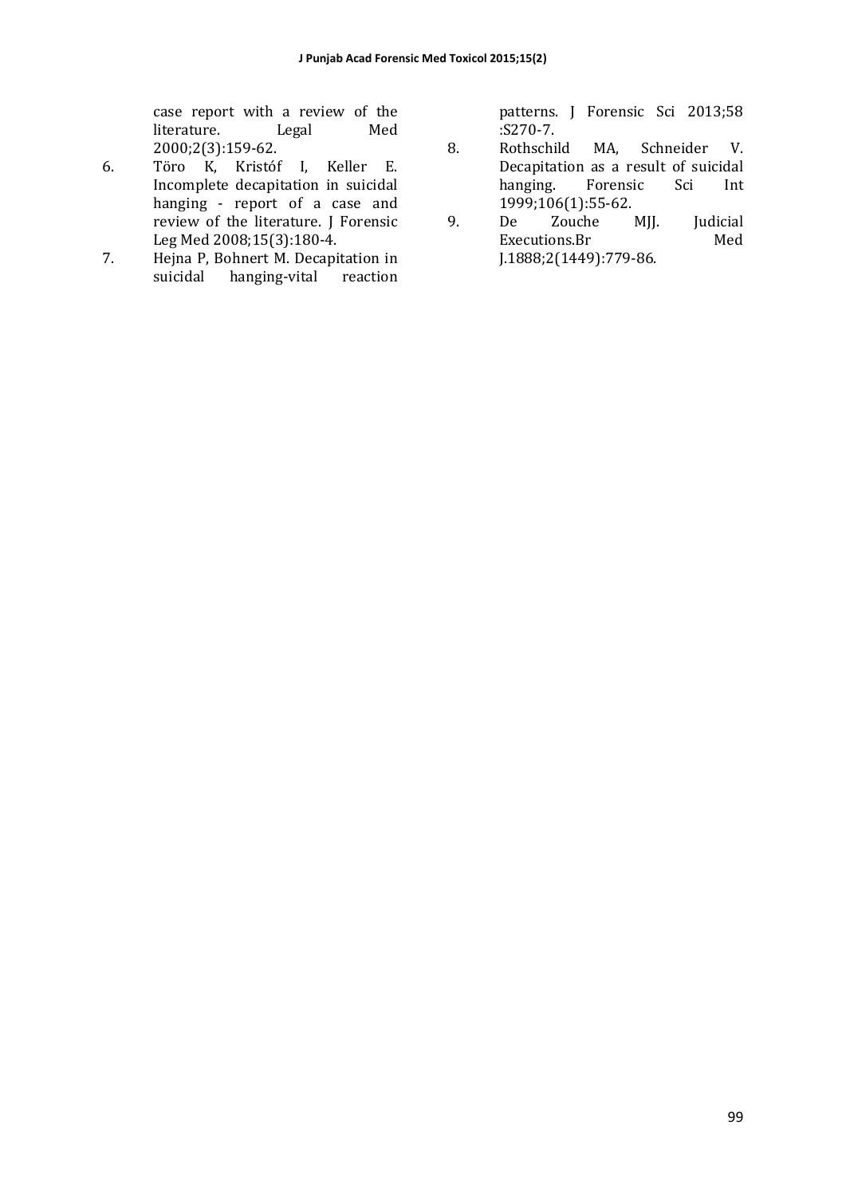case report with a review of the literature. Legal Med 2000;2(3):159-62.

6. Töro K, Kristóf I, Keller E. Incomplete decapitation in suicidal hanging - report of a case and review of the literature. J Forensic Leg Med 2008;15(3):180-4.
7. Hejna P, Bohnert M. Decapitation in suicidal hanging-vital reaction patterns. J Forensic Sci 2013;58 :S270-7.
8. Rothschild MA, Schneider V. Decapitation as a result of suicidal hanging. Forensic Sci Int 1999;106(1):55-62.
9. De Zouche MJJ. Judicial Executions.Br Med J.1888;2(1449):779-86.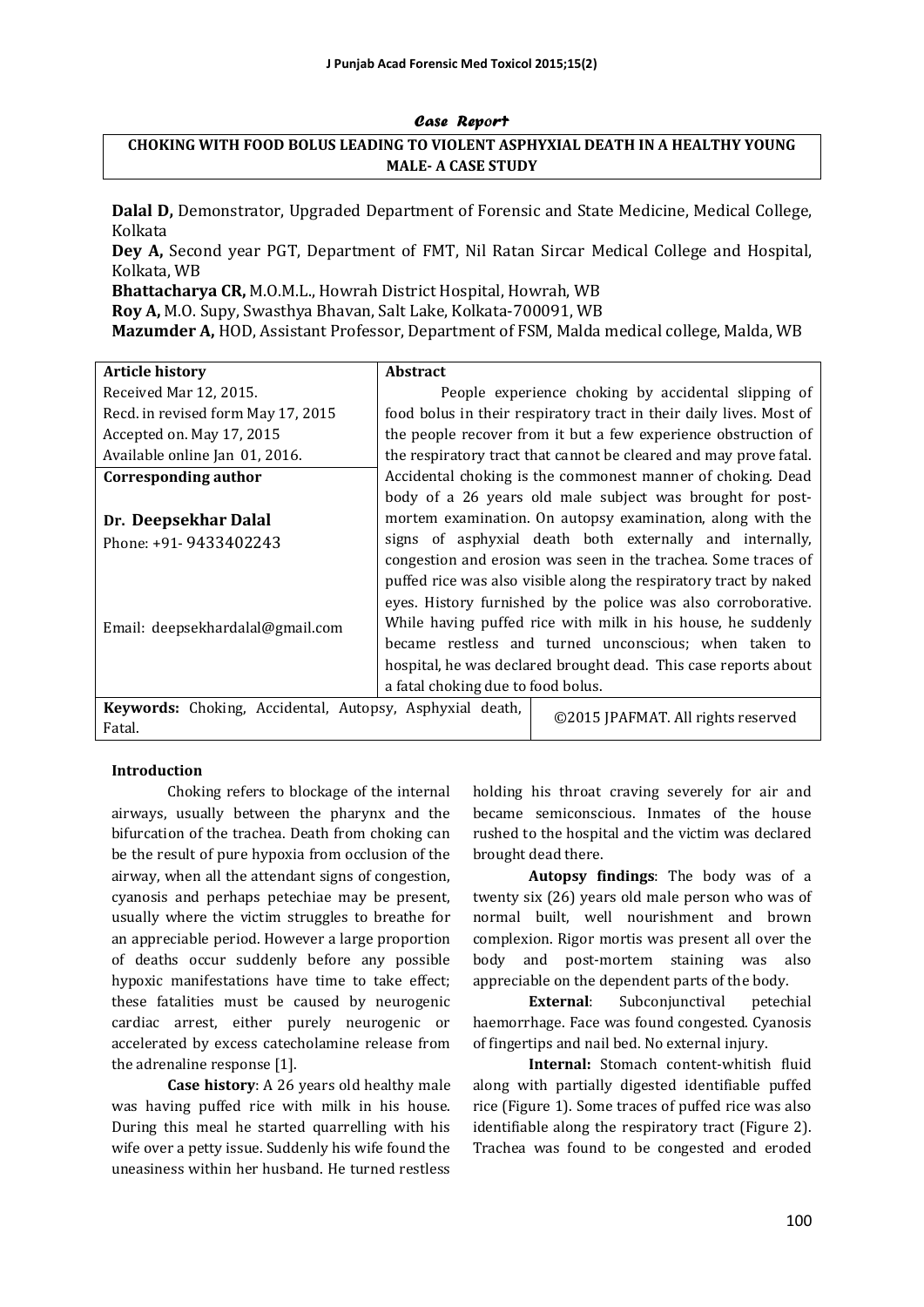*Case Report*

# CHOKING WITH FOOD BOLUS LEADING TO VIOLENT ASPHYXIAL DEATH IN A HEALTHY YOUNG MALE- A CASE STUDY

**Dalal D,** Demonstrator, Upgraded Department of Forensic and State Medicine, Medical College, Kolkata

**Dey A,** Second year PGT, Department of FMT, Nil Ratan Sircar Medical College and Hospital, Kolkata, WB

**Bhattacharya CR,** M.O.M.L., Howrah District Hospital, Howrah, WB

**Roy A,** M.O. Supy, Swasthya Bhavan, Salt Lake, Kolkata-700091, WB

**Mazumder A,** HOD, Assistant Professor, Department of FSM, Malda medical college, Malda, WB

| **Article history** | **Abstract** |
|---|---|
| Received Mar 12, 2015.<br>Recd. in revised form May 17, 2015<br>Accepted on. May 17, 2015<br>Available online Jan 01, 2016. | People experience choking by accidental slipping of food bolus in their respiratory tract in their daily lives. Most of the people recover from it but a few experience obstruction of the respiratory tract that cannot be cleared and may prove fatal. Accidental choking is the commonest manner of choking. Dead body of a 26 years old male subject was brought for post-mortem examination. On autopsy examination, along with the signs of asphyxial death both externally and internally, congestion and erosion was seen in the trachea. Some traces of puffed rice was also visible along the respiratory tract by naked eyes. History furnished by the police was also corroborative. While having puffed rice with milk in his house, he suddenly became restless and turned unconscious; when taken to hospital, he was declared brought dead. This case reports about a fatal choking due to food bolus. |
| **Corresponding author**<br><br>**Dr. Deepsekhar Dalal**<br>Phone: +91- 9433402243<br><br>Email: deepsekhardalal@gmail.com | |
| **Keywords:** Choking, Accidental, Autopsy, Asphyxial death, Fatal. | ©2015 JPAFMAT. All rights reserved |

## Introduction

Choking refers to blockage of the internal airways, usually between the pharynx and the bifurcation of the trachea. Death from choking can be the result of pure hypoxia from occlusion of the airway, when all the attendant signs of congestion, cyanosis and perhaps petechiae may be present, usually where the victim struggles to breathe for an appreciable period. However a large proportion of deaths occur suddenly before any possible hypoxic manifestations have time to take effect; these fatalities must be caused by neurogenic cardiac arrest, either purely neurogenic or accelerated by excess catecholamine release from the adrenaline response [1].

**Case history**: A 26 years old healthy male was having puffed rice with milk in his house. During this meal he started quarrelling with his wife over a petty issue. Suddenly his wife found the uneasiness within her husband. He turned restless holding his throat craving severely for air and became semiconscious. Inmates of the house rushed to the hospital and the victim was declared brought dead there.

**Autopsy findings**: The body was of a twenty six (26) years old male person who was of normal built, well nourishment and brown complexion. Rigor mortis was present all over the body and post-mortem staining was also appreciable on the dependent parts of the body.

**External**: Subconjunctival petechial haemorrhage. Face was found congested. Cyanosis of fingertips and nail bed. No external injury.

**Internal:** Stomach content-whitish fluid along with partially digested identifiable puffed rice (Figure 1). Some traces of puffed rice was also identifiable along the respiratory tract (Figure 2). Trachea was found to be congested and eroded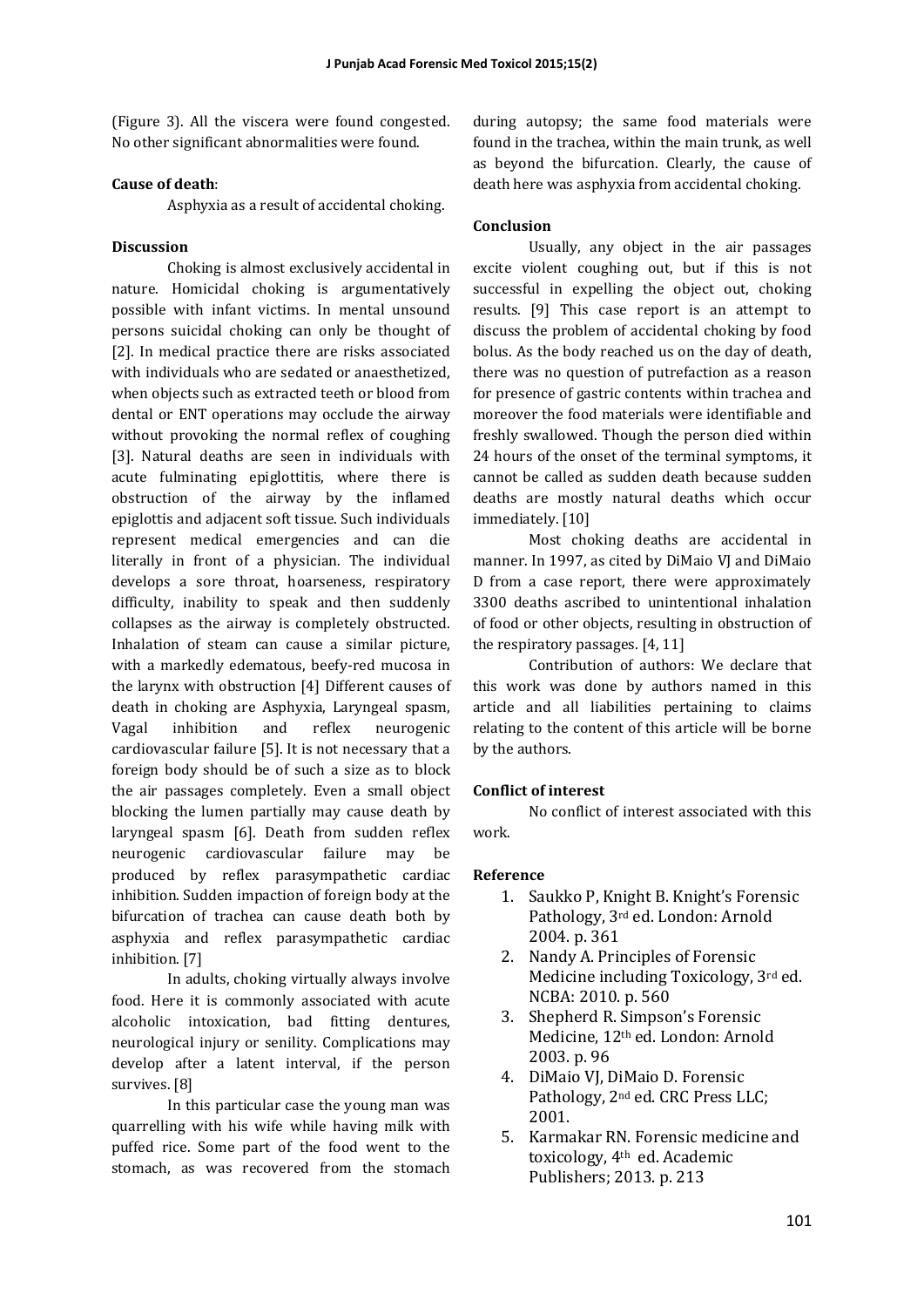(Figure 3). All the viscera were found congested. No other significant abnormalities were found.

**Cause of death**:

Asphyxia as a result of accidental choking.

**Discussion**

Choking is almost exclusively accidental in nature. Homicidal choking is argumentatively possible with infant victims. In mental unsound persons suicidal choking can only be thought of [2]. In medical practice there are risks associated with individuals who are sedated or anaesthetized, when objects such as extracted teeth or blood from dental or ENT operations may occlude the airway without provoking the normal reflex of coughing [3]. Natural deaths are seen in individuals with acute fulminating epiglottitis, where there is obstruction of the airway by the inflamed epiglottis and adjacent soft tissue. Such individuals represent medical emergencies and can die literally in front of a physician. The individual develops a sore throat, hoarseness, respiratory difficulty, inability to speak and then suddenly collapses as the airway is completely obstructed. Inhalation of steam can cause a similar picture, with a markedly edematous, beefy-red mucosa in the larynx with obstruction [4] Different causes of death in choking are Asphyxia, Laryngeal spasm, Vagal inhibition and reflex neurogenic cardiovascular failure [5]. It is not necessary that a foreign body should be of such a size as to block the air passages completely. Even a small object blocking the lumen partially may cause death by laryngeal spasm [6]. Death from sudden reflex neurogenic cardiovascular failure may be produced by reflex parasympathetic cardiac inhibition. Sudden impaction of foreign body at the bifurcation of trachea can cause death both by asphyxia and reflex parasympathetic cardiac inhibition. [7]

In adults, choking virtually always involve food. Here it is commonly associated with acute alcoholic intoxication, bad fitting dentures, neurological injury or senility. Complications may develop after a latent interval, if the person survives. [8]

In this particular case the young man was quarrelling with his wife while having milk with puffed rice. Some part of the food went to the stomach, as was recovered from the stomach during autopsy; the same food materials were found in the trachea, within the main trunk, as well as beyond the bifurcation. Clearly, the cause of death here was asphyxia from accidental choking.

**Conclusion**

Usually, any object in the air passages excite violent coughing out, but if this is not successful in expelling the object out, choking results. [9] This case report is an attempt to discuss the problem of accidental choking by food bolus. As the body reached us on the day of death, there was no question of putrefaction as a reason for presence of gastric contents within trachea and moreover the food materials were identifiable and freshly swallowed. Though the person died within 24 hours of the onset of the terminal symptoms, it cannot be called as sudden death because sudden deaths are mostly natural deaths which occur immediately. [10]

Most choking deaths are accidental in manner. In 1997, as cited by DiMaio VJ and DiMaio D from a case report, there were approximately 3300 deaths ascribed to unintentional inhalation of food or other objects, resulting in obstruction of the respiratory passages. [4, 11]

Contribution of authors: We declare that this work was done by authors named in this article and all liabilities pertaining to claims relating to the content of this article will be borne by the authors.

**Conflict of interest**

No conflict of interest associated with this work.

**Reference**

1. Saukko P, Knight B. Knight's Forensic Pathology, 3rd ed. London: Arnold 2004. p. 361
2. Nandy A. Principles of Forensic Medicine including Toxicology, 3rd ed. NCBA: 2010. p. 560
3. Shepherd R. Simpson's Forensic Medicine, 12th ed. London: Arnold 2003. p. 96
4. DiMaio VJ, DiMaio D. Forensic Pathology, 2nd ed. CRC Press LLC; 2001.
5. Karmakar RN. Forensic medicine and toxicology, 4th ed. Academic Publishers; 2013. p. 213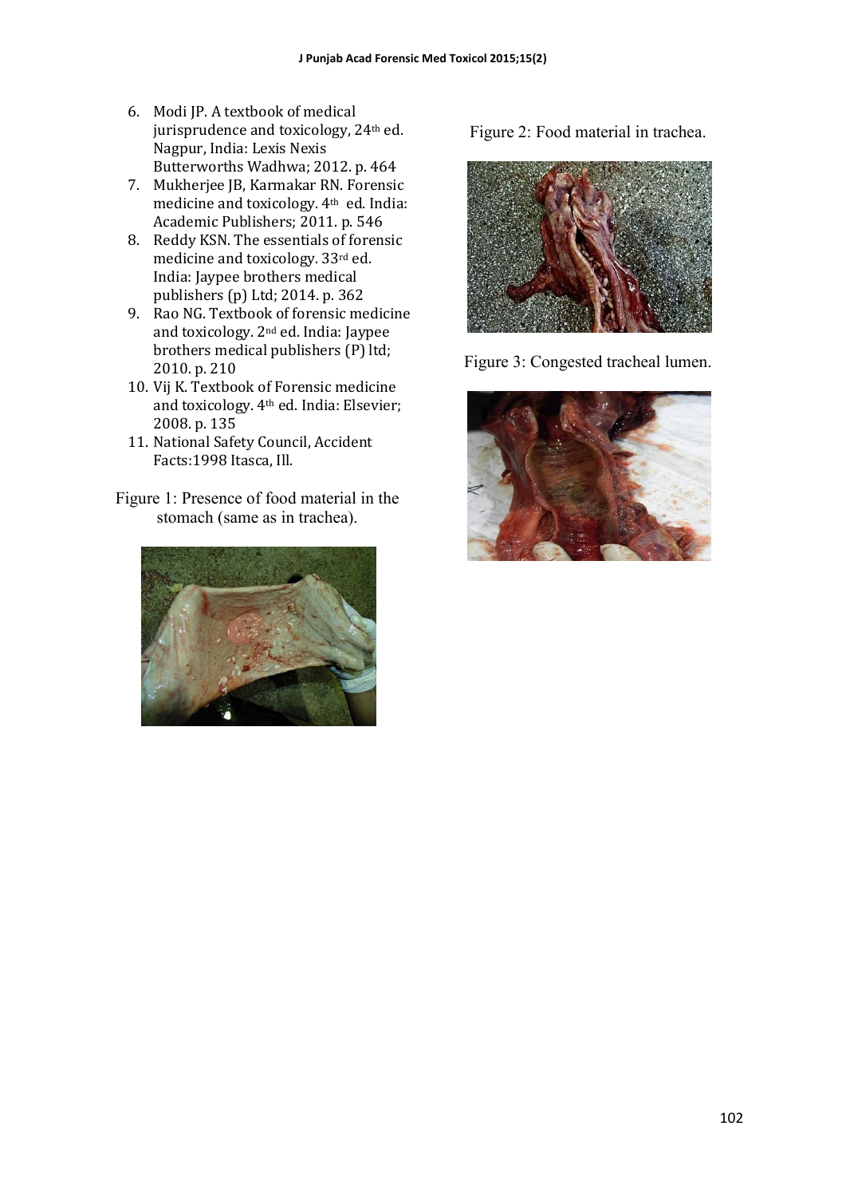6. Modi JP. A textbook of medical jurisprudence and toxicology, 24th ed. Nagpur, India: Lexis Nexis Butterworths Wadhwa; 2012. p. 464
7. Mukherjee JB, Karmakar RN. Forensic medicine and toxicology. 4th ed. India: Academic Publishers; 2011. p. 546
8. Reddy KSN. The essentials of forensic medicine and toxicology. 33rd ed. India: Jaypee brothers medical publishers (p) Ltd; 2014. p. 362
9. Rao NG. Textbook of forensic medicine and toxicology. 2nd ed. India: Jaypee brothers medical publishers (P) ltd; 2010. p. 210
10. Vij K. Textbook of Forensic medicine and toxicology. 4th ed. India: Elsevier; 2008. p. 135
11. National Safety Council, Accident Facts:1998 Itasca, Ill.

Figure 1: Presence of food material in the stomach (same as in trachea).

Figure 2: Food material in trachea.

Figure 3: Congested tracheal lumen.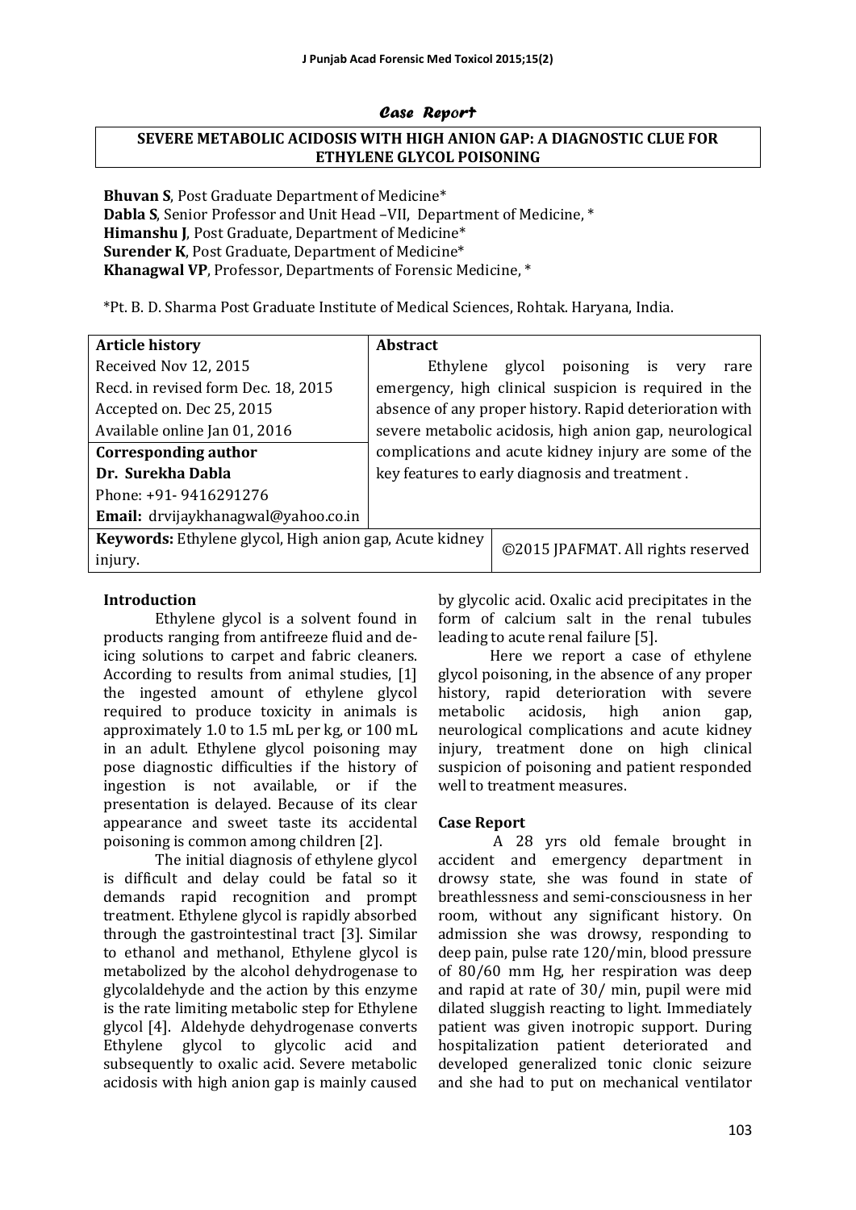*Case Report*

# SEVERE METABOLIC ACIDOSIS WITH HIGH ANION GAP: A DIAGNOSTIC CLUE FOR ETHYLENE GLYCOL POISONING

**Bhuvan S**, Post Graduate Department of Medicine*
**Dabla S**, Senior Professor and Unit Head –VII, Department of Medicine, *
**Himanshu J**, Post Graduate, Department of Medicine*
**Surender K**, Post Graduate, Department of Medicine*
**Khanagwal VP**, Professor, Departments of Forensic Medicine, *

*Pt. B. D. Sharma Post Graduate Institute of Medical Sciences, Rohtak. Haryana, India.

| **Article history** | **Abstract** |
|---|---|
| Received Nov 12, 2015<br>Recd. in revised form Dec. 18, 2015<br>Accepted on. Dec 25, 2015<br>Available online Jan 01, 2016 | Ethylene glycol poisoning is very rare emergency, high clinical suspicion is required in the absence of any proper history. Rapid deterioration with severe metabolic acidosis, high anion gap, neurological complications and acute kidney injury are some of the key features to early diagnosis and treatment . |
| **Corresponding author**<br>**Dr. Surekha Dabla**<br>Phone: +91- 9416291276<br>**Email:** drvijaykhanagwal@yahoo.co.in | |
| **Keywords:** Ethylene glycol, High anion gap, Acute kidney injury. | ©2015 JPAFMAT. All rights reserved |

## Introduction

Ethylene glycol is a solvent found in products ranging from antifreeze fluid and de-icing solutions to carpet and fabric cleaners. According to results from animal studies, [1] the ingested amount of ethylene glycol required to produce toxicity in animals is approximately 1.0 to 1.5 mL per kg, or 100 mL in an adult. Ethylene glycol poisoning may pose diagnostic difficulties if the history of ingestion is not available, or if the presentation is delayed. Because of its clear appearance and sweet taste its accidental poisoning is common among children [2].

The initial diagnosis of ethylene glycol is difficult and delay could be fatal so it demands rapid recognition and prompt treatment. Ethylene glycol is rapidly absorbed through the gastrointestinal tract [3]. Similar to ethanol and methanol, Ethylene glycol is metabolized by the alcohol dehydrogenase to glycolaldehyde and the action by this enzyme is the rate limiting metabolic step for Ethylene glycol [4]. Aldehyde dehydrogenase converts Ethylene glycol to glycolic acid and subsequently to oxalic acid. Severe metabolic acidosis with high anion gap is mainly caused by glycolic acid. Oxalic acid precipitates in the form of calcium salt in the renal tubules leading to acute renal failure [5].

Here we report a case of ethylene glycol poisoning, in the absence of any proper history, rapid deterioration with severe metabolic acidosis, high anion gap, neurological complications and acute kidney injury, treatment done on high clinical suspicion of poisoning and patient responded well to treatment measures.

## Case Report

A 28 yrs old female brought in accident and emergency department in drowsy state, she was found in state of breathlessness and semi-consciousness in her room, without any significant history. On admission she was drowsy, responding to deep pain, pulse rate 120/min, blood pressure of 80/60 mm Hg, her respiration was deep and rapid at rate of 30/ min, pupil were mid dilated sluggish reacting to light. Immediately patient was given inotropic support. During hospitalization patient deteriorated and developed generalized tonic clonic seizure and she had to put on mechanical ventilator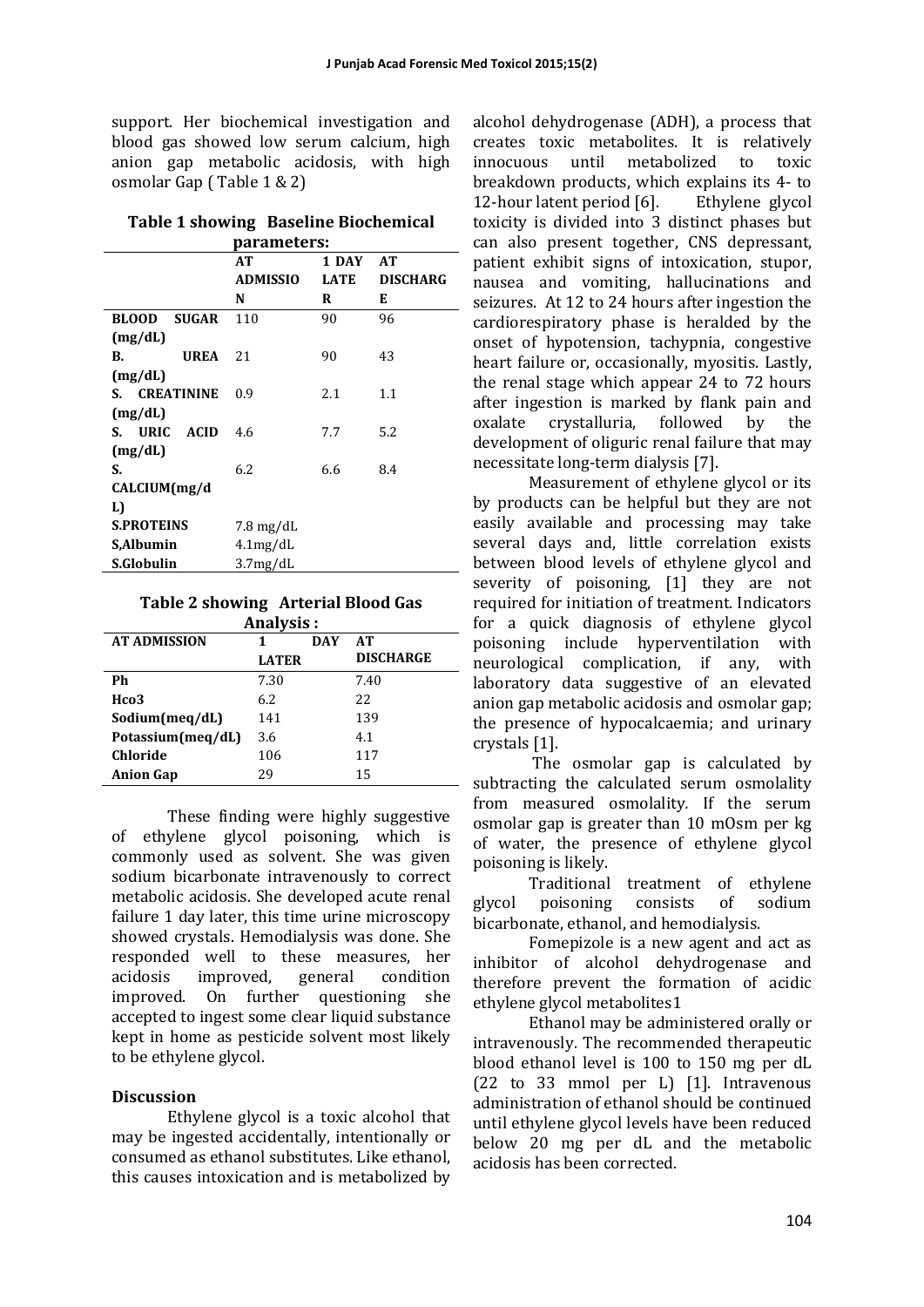support. Her biochemical investigation and blood gas showed low serum calcium, high anion gap metabolic acidosis, with high osmolar Gap ( Table 1 & 2)

**Table 1 showing Baseline Biochemical parameters:**

| | AT ADMISSION | 1 DAY LATER | AT DISCHARGE |
|---|---|---|---|
| **BLOOD SUGAR (mg/dL)** | 110 | 90 | 96 |
| **B. UREA (mg/dL)** | 21 | 90 | 43 |
| **S. CREATININE (mg/dL)** | 0.9 | 2.1 | 1.1 |
| **S. URIC ACID (mg/dL)** | 4.6 | 7.7 | 5.2 |
| **S. CALCIUM(mg/dL)** | 6.2 | 6.6 | 8.4 |
| **S.PROTEINS** | 7.8 mg/dL | | |
| **S,Albumin** | 4.1mg/dL | | |
| **S.Globulin** | 3.7mg/dL | | |

**Table 2 showing Arterial Blood Gas Analysis :**

| AT ADMISSION | 1 DAY LATER | AT DISCHARGE |
|---|---|---|
| **Ph** | 7.30 | 7.40 |
| **Hco3** | 6.2 | 22 |
| **Sodium(meq/dL)** | 141 | 139 |
| **Potassium(meq/dL)** | 3.6 | 4.1 |
| **Chloride** | 106 | 117 |
| **Anion Gap** | 29 | 15 |

These finding were highly suggestive of ethylene glycol poisoning, which is commonly used as solvent. She was given sodium bicarbonate intravenously to correct metabolic acidosis. She developed acute renal failure 1 day later, this time urine microscopy showed crystals. Hemodialysis was done. She responded well to these measures, her acidosis improved, general condition improved. On further questioning she accepted to ingest some clear liquid substance kept in home as pesticide solvent most likely to be ethylene glycol.

## Discussion

Ethylene glycol is a toxic alcohol that may be ingested accidentally, intentionally or consumed as ethanol substitutes. Like ethanol, this causes intoxication and is metabolized by alcohol dehydrogenase (ADH), a process that creates toxic metabolites. It is relatively innocuous until metabolized to toxic breakdown products, which explains its 4- to 12-hour latent period [6]. Ethylene glycol toxicity is divided into 3 distinct phases but can also present together, CNS depressant, patient exhibit signs of intoxication, stupor, nausea and vomiting, hallucinations and seizures. At 12 to 24 hours after ingestion the cardiorespiratory phase is heralded by the onset of hypotension, tachypnia, congestive heart failure or, occasionally, myositis. Lastly, the renal stage which appear 24 to 72 hours after ingestion is marked by flank pain and oxalate crystalluria, followed by the development of oliguric renal failure that may necessitate long-term dialysis [7].

Measurement of ethylene glycol or its by products can be helpful but they are not easily available and processing may take several days and, little correlation exists between blood levels of ethylene glycol and severity of poisoning, [1] they are not required for initiation of treatment. Indicators for a quick diagnosis of ethylene glycol poisoning include hyperventilation with neurological complication, if any, with laboratory data suggestive of an elevated anion gap metabolic acidosis and osmolar gap; the presence of hypocalcaemia; and urinary crystals [1].

The osmolar gap is calculated by subtracting the calculated serum osmolality from measured osmolality. If the serum osmolar gap is greater than 10 mOsm per kg of water, the presence of ethylene glycol poisoning is likely.

Traditional treatment of ethylene glycol poisoning consists of sodium bicarbonate, ethanol, and hemodialysis.

Fomepizole is a new agent and act as inhibitor of alcohol dehydrogenase and therefore prevent the formation of acidic ethylene glycol metabolites1

Ethanol may be administered orally or intravenously. The recommended therapeutic blood ethanol level is 100 to 150 mg per dL (22 to 33 mmol per L) [1]. Intravenous administration of ethanol should be continued until ethylene glycol levels have been reduced below 20 mg per dL and the metabolic acidosis has been corrected.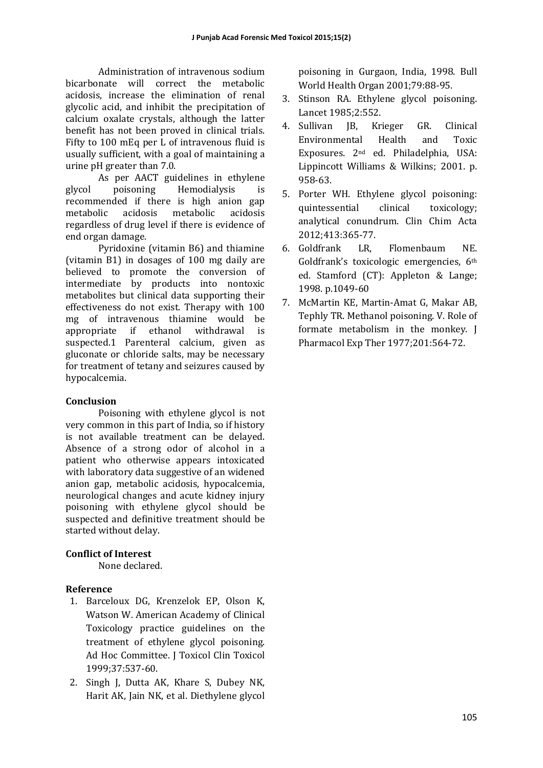Administration of intravenous sodium bicarbonate will correct the metabolic acidosis, increase the elimination of renal glycolic acid, and inhibit the precipitation of calcium oxalate crystals, although the latter benefit has not been proved in clinical trials. Fifty to 100 mEq per L of intravenous fluid is usually sufficient, with a goal of maintaining a urine pH greater than 7.0.

As per AACT guidelines in ethylene glycol poisoning Hemodialysis is recommended if there is high anion gap metabolic acidosis metabolic acidosis regardless of drug level if there is evidence of end organ damage.

Pyridoxine (vitamin B6) and thiamine (vitamin B1) in dosages of 100 mg daily are believed to promote the conversion of intermediate by products into nontoxic metabolites but clinical data supporting their effectiveness do not exist. Therapy with 100 mg of intravenous thiamine would be appropriate if ethanol withdrawal is suspected.1 Parenteral calcium, given as gluconate or chloride salts, may be necessary for treatment of tetany and seizures caused by hypocalcemia.

## Conclusion

Poisoning with ethylene glycol is not very common in this part of India, so if history is not available treatment can be delayed. Absence of a strong odor of alcohol in a patient who otherwise appears intoxicated with laboratory data suggestive of an widened anion gap, metabolic acidosis, hypocalcemia, neurological changes and acute kidney injury poisoning with ethylene glycol should be suspected and definitive treatment should be started without delay.

## Conflict of Interest

None declared.

## Reference

1. Barceloux DG, Krenzelok EP, Olson K, Watson W. American Academy of Clinical Toxicology practice guidelines on the treatment of ethylene glycol poisoning. Ad Hoc Committee. J Toxicol Clin Toxicol 1999;37:537-60.
2. Singh J, Dutta AK, Khare S, Dubey NK, Harit AK, Jain NK, et al. Diethylene glycol poisoning in Gurgaon, India, 1998. Bull World Health Organ 2001;79:88-95.
3. Stinson RA. Ethylene glycol poisoning. Lancet 1985;2:552.
4. Sullivan JB, Krieger GR. Clinical Environmental Health and Toxic Exposures. 2nd ed. Philadelphia, USA: Lippincott Williams & Wilkins; 2001. p. 958-63.
5. Porter WH. Ethylene glycol poisoning: quintessential clinical toxicology; analytical conundrum. Clin Chim Acta 2012;413:365-77.
6. Goldfrank LR, Flomenbaum NE. Goldfrank's toxicologic emergencies, 6th ed. Stamford (CT): Appleton & Lange; 1998. p.1049-60
7. McMartin KE, Martin-Amat G, Makar AB, Tephly TR. Methanol poisoning. V. Role of formate metabolism in the monkey. J Pharmacol Exp Ther 1977;201:564-72.